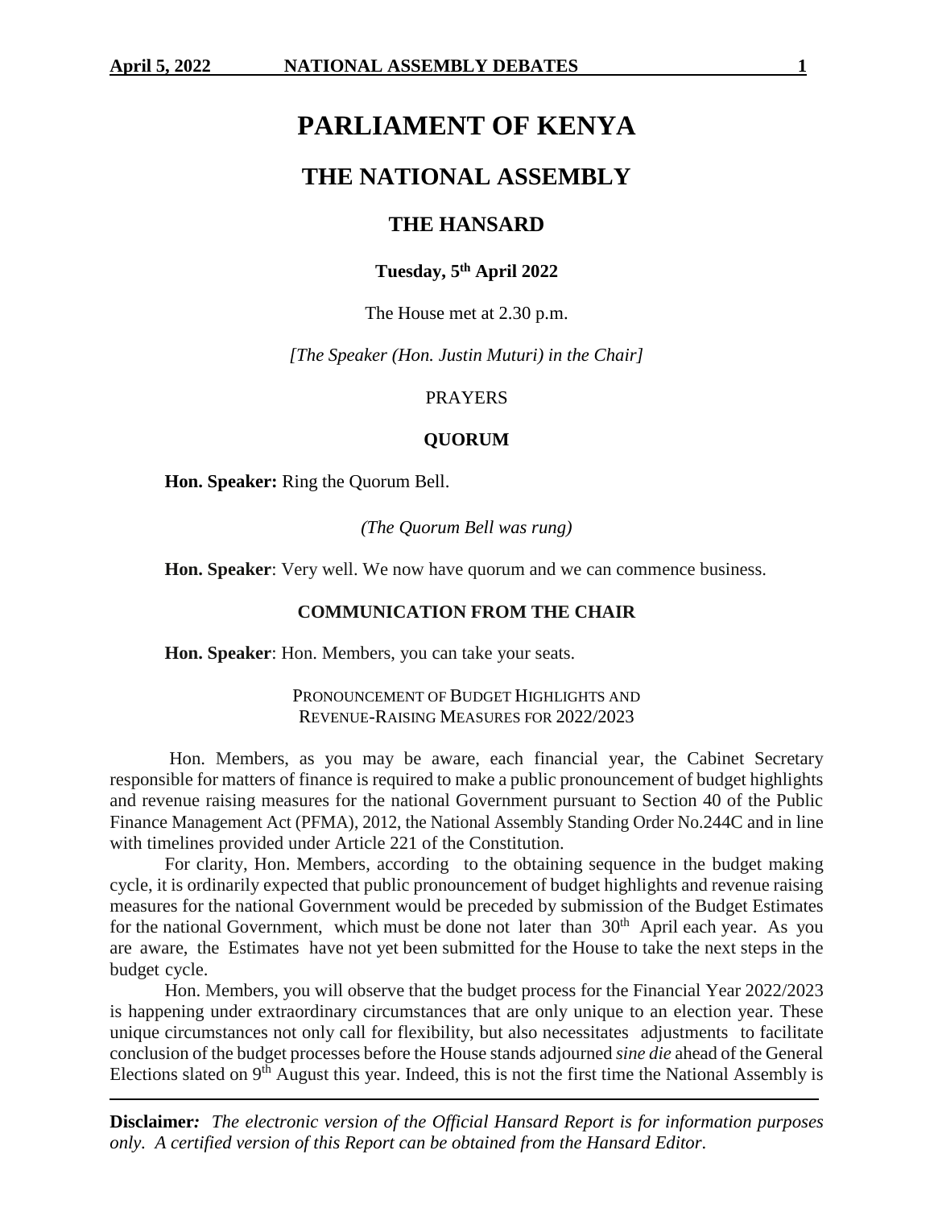# PARLIAMENT OF KENYA

## THE NATIONAL ASSEMBLY

### THE HANSARD

**Tuesday, 5th April 2022**

The House met at 2.30 p.m.

*[The Speaker (Hon. Justin Muturi) in the Chair]*

PRAYERS

**QUORUM**

**Hon. Speaker:** Ring the Quorum Bell.

*(The Quorum Bell was rung)*

**Hon. Speaker**: Very well. We now have quorum and we can commence business.

**COMMUNICATION FROM THE CHAIR**

**Hon. Speaker**: Hon. Members, you can take your seats.

PRONOUNCEMENT OF BUDGET HIGHLIGHTS AND REVENUE-RAISING MEASURES FOR 2022/2023

Hon. Members, as you may be aware, each financial year, the Cabinet Secretary responsible for matters of finance is required to make a public pronouncement of budget highlights and revenue raising measures for the national Government pursuant to Section 40 of the Public Finance Management Act (PFMA), 2012, the National Assembly Standing Order No.244C and in line with timelines provided under Article 221 of the Constitution.

For clarity, Hon. Members, according to the obtaining sequence in the budget making cycle, it is ordinarily expected that public pronouncement of budget highlights and revenue raising measures for the national Government would be preceded by submission of the Budget Estimates for the national Government, which must be done not later than 30th April each year. As you are aware, the Estimates have not yet been submitted for the House to take the next steps in the budget cycle.

Hon. Members, you will observe that the budget process for the Financial Year 2022/2023 is happening under extraordinary circumstances that are only unique to an election year. These unique circumstances not only call for flexibility, but also necessitates adjustments to facilitate conclusion of the budget processes before the House stands adjourned *sine die* ahead of the General Elections slated on 9th August this year. Indeed, this is not the first time the National Assembly is

**Disclaimer***:* *The electronic version of the Official Hansard Report is for information purposes only. A certified version of this Report can be obtained from the Hansard Editor.*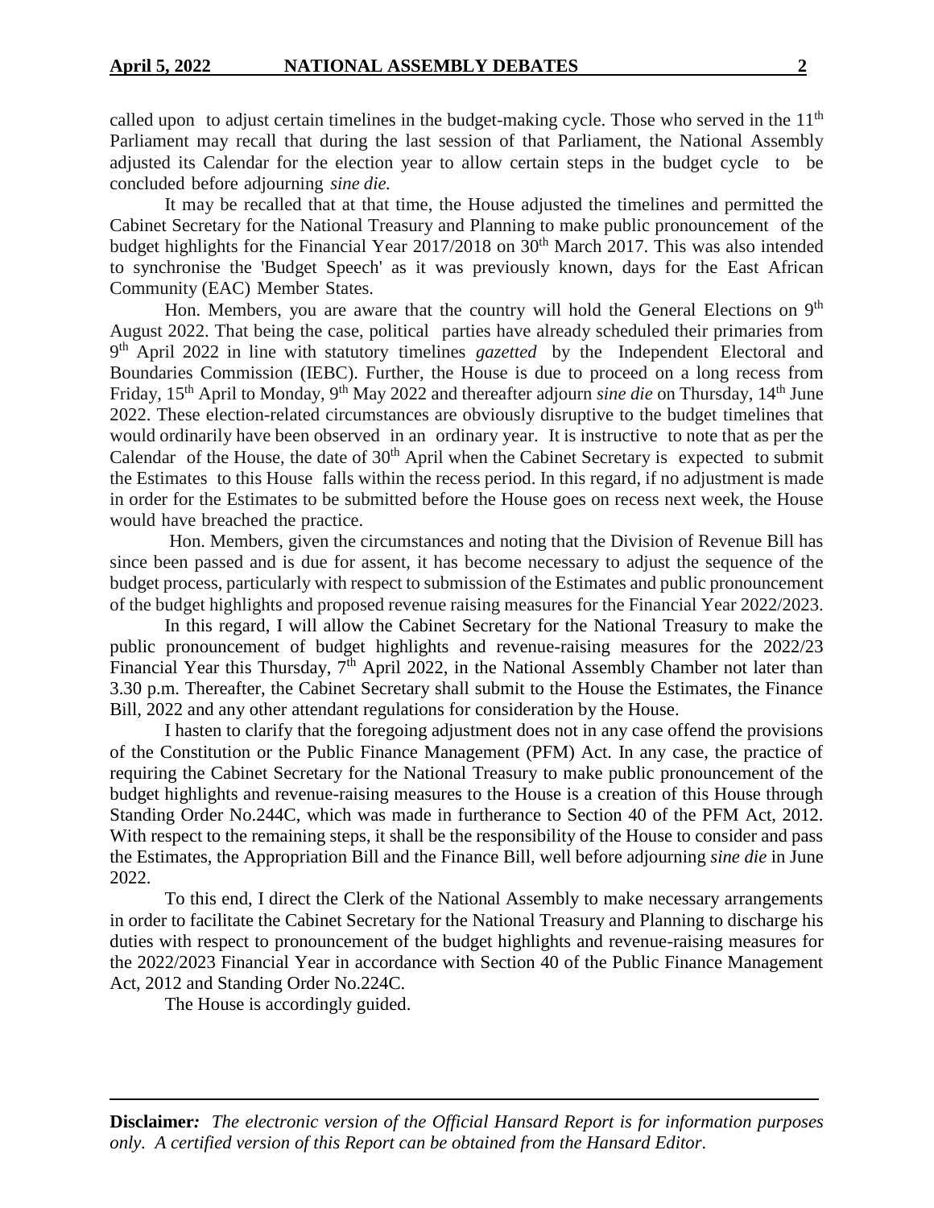called upon to adjust certain timelines in the budget-making cycle. Those who served in the 11th Parliament may recall that during the last session of that Parliament, the National Assembly adjusted its Calendar for the election year to allow certain steps in the budget cycle to be concluded before adjourning *sine die.*

It may be recalled that at that time, the House adjusted the timelines and permitted the Cabinet Secretary for the National Treasury and Planning to make public pronouncement of the budget highlights for the Financial Year 2017/2018 on 30th March 2017. This was also intended to synchronise the 'Budget Speech' as it was previously known, days for the East African Community (EAC) Member States.

Hon. Members, you are aware that the country will hold the General Elections on 9th August 2022. That being the case, political parties have already scheduled their primaries from 9th April 2022 in line with statutory timelines *gazetted* by the Independent Electoral and Boundaries Commission (IEBC). Further, the House is due to proceed on a long recess from Friday, 15th April to Monday, 9th May 2022 and thereafter adjourn *sine die* on Thursday, 14th June 2022. These election-related circumstances are obviously disruptive to the budget timelines that would ordinarily have been observed in an ordinary year. It is instructive to note that as per the Calendar of the House, the date of 30th April when the Cabinet Secretary is expected to submit the Estimates to this House falls within the recess period. In this regard, if no adjustment is made in order for the Estimates to be submitted before the House goes on recess next week, the House would have breached the practice.

Hon. Members, given the circumstances and noting that the Division of Revenue Bill has since been passed and is due for assent, it has become necessary to adjust the sequence of the budget process, particularly with respect to submission of the Estimates and public pronouncement of the budget highlights and proposed revenue raising measures for the Financial Year 2022/2023.

In this regard, I will allow the Cabinet Secretary for the National Treasury to make the public pronouncement of budget highlights and revenue-raising measures for the 2022/23 Financial Year this Thursday, 7th April 2022, in the National Assembly Chamber not later than 3.30 p.m. Thereafter, the Cabinet Secretary shall submit to the House the Estimates, the Finance Bill, 2022 and any other attendant regulations for consideration by the House.

I hasten to clarify that the foregoing adjustment does not in any case offend the provisions of the Constitution or the Public Finance Management (PFM) Act. In any case, the practice of requiring the Cabinet Secretary for the National Treasury to make public pronouncement of the budget highlights and revenue-raising measures to the House is a creation of this House through Standing Order No.244C, which was made in furtherance to Section 40 of the PFM Act, 2012. With respect to the remaining steps, it shall be the responsibility of the House to consider and pass the Estimates, the Appropriation Bill and the Finance Bill, well before adjourning *sine die* in June 2022.

To this end, I direct the Clerk of the National Assembly to make necessary arrangements in order to facilitate the Cabinet Secretary for the National Treasury and Planning to discharge his duties with respect to pronouncement of the budget highlights and revenue-raising measures for the 2022/2023 Financial Year in accordance with Section 40 of the Public Finance Management Act, 2012 and Standing Order No.224C.

The House is accordingly guided.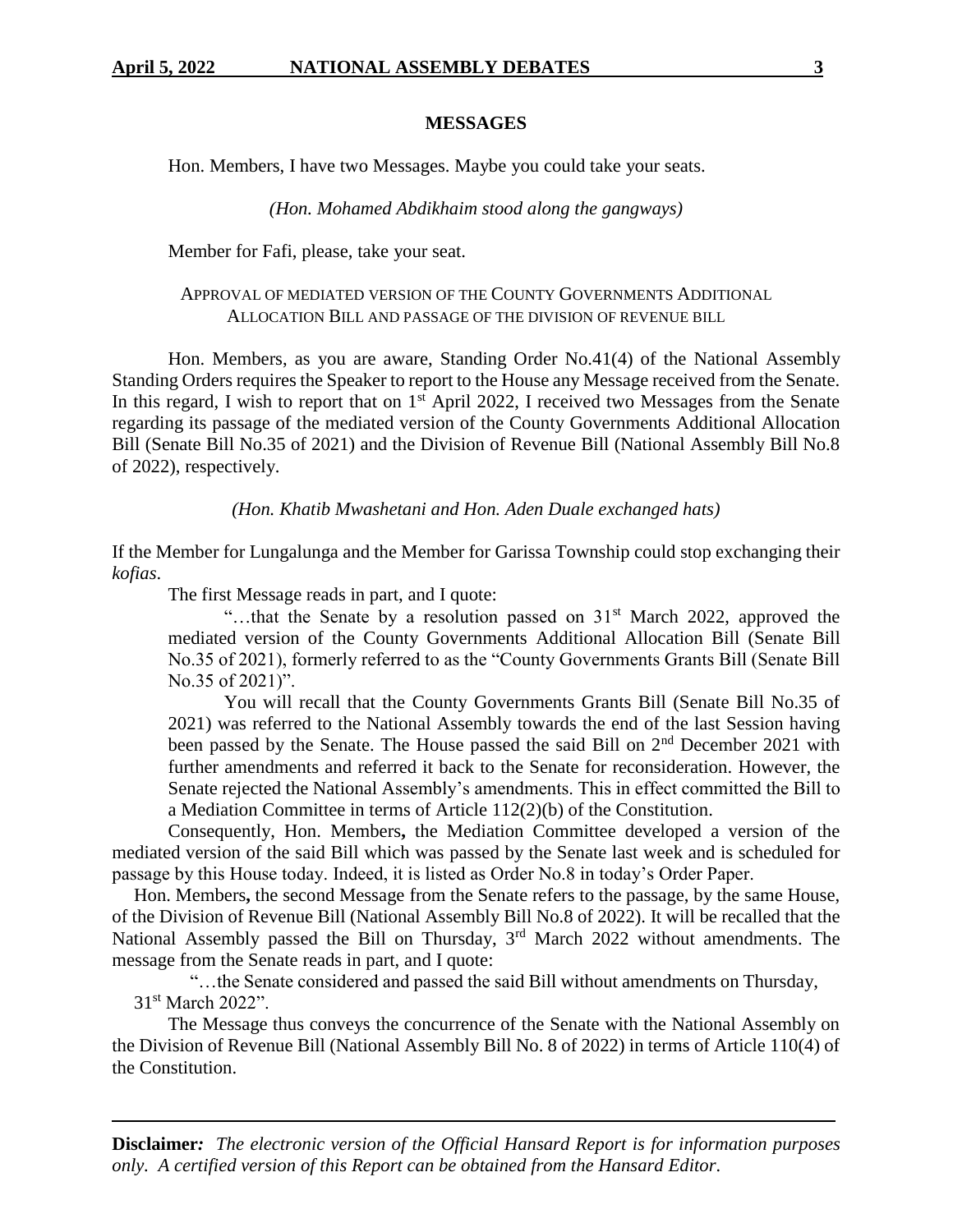## MESSAGES

Hon. Members, I have two Messages. Maybe you could take your seats.

*(Hon. Mohamed Abdikhaim stood along the gangways)*

Member for Fafi, please, take your seat.

### APPROVAL OF MEDIATED VERSION OF THE COUNTY GOVERNMENTS ADDITIONAL ALLOCATION BILL AND PASSAGE OF THE DIVISION OF REVENUE BILL

Hon. Members, as you are aware, Standing Order No.41(4) of the National Assembly Standing Orders requires the Speaker to report to the House any Message received from the Senate. In this regard, I wish to report that on 1st April 2022, I received two Messages from the Senate regarding its passage of the mediated version of the County Governments Additional Allocation Bill (Senate Bill No.35 of 2021) and the Division of Revenue Bill (National Assembly Bill No.8 of 2022), respectively.

*(Hon. Khatib Mwashetani and Hon. Aden Duale exchanged hats)*

If the Member for Lungalunga and the Member for Garissa Township could stop exchanging their *kofias*.

The first Message reads in part, and I quote:

> "…that the Senate by a resolution passed on 31st March 2022, approved the mediated version of the County Governments Additional Allocation Bill (Senate Bill No.35 of 2021), formerly referred to as the "County Governments Grants Bill (Senate Bill No.35 of 2021)".
>
> You will recall that the County Governments Grants Bill (Senate Bill No.35 of 2021) was referred to the National Assembly towards the end of the last Session having been passed by the Senate. The House passed the said Bill on 2nd December 2021 with further amendments and referred it back to the Senate for reconsideration. However, the Senate rejected the National Assembly's amendments. This in effect committed the Bill to a Mediation Committee in terms of Article 112(2)(b) of the Constitution.

Consequently, Hon. Members**,** the Mediation Committee developed a version of the mediated version of the said Bill which was passed by the Senate last week and is scheduled for passage by this House today. Indeed, it is listed as Order No.8 in today's Order Paper.

Hon. Members**,** the second Message from the Senate refers to the passage, by the same House, of the Division of Revenue Bill (National Assembly Bill No.8 of 2022). It will be recalled that the National Assembly passed the Bill on Thursday, 3rd March 2022 without amendments. The message from the Senate reads in part, and I quote:

> "…the Senate considered and passed the said Bill without amendments on Thursday, 31st March 2022".

The Message thus conveys the concurrence of the Senate with the National Assembly on the Division of Revenue Bill (National Assembly Bill No. 8 of 2022) in terms of Article 110(4) of the Constitution.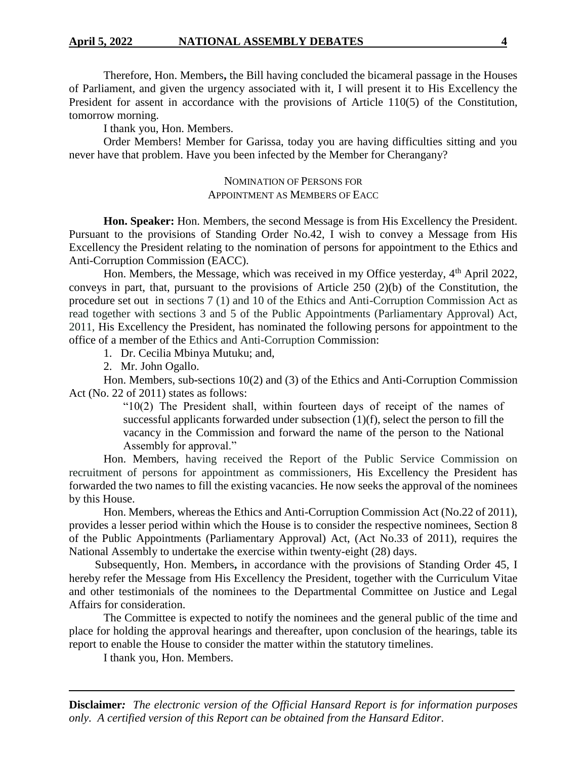Therefore, Hon. Members**,** the Bill having concluded the bicameral passage in the Houses of Parliament, and given the urgency associated with it, I will present it to His Excellency the President for assent in accordance with the provisions of Article 110(5) of the Constitution, tomorrow morning.

I thank you, Hon. Members.

Order Members! Member for Garissa, today you are having difficulties sitting and you never have that problem. Have you been infected by the Member for Cherangany?

NOMINATION OF PERSONS FOR
APPOINTMENT AS MEMBERS OF EACC

**Hon. Speaker:** Hon. Members, the second Message is from His Excellency the President. Pursuant to the provisions of Standing Order No.42, I wish to convey a Message from His Excellency the President relating to the nomination of persons for appointment to the Ethics and Anti-Corruption Commission (EACC).

Hon. Members, the Message, which was received in my Office yesterday, 4th April 2022, conveys in part, that, pursuant to the provisions of Article 250 (2)(b) of the Constitution, the procedure set out in sections 7 (1) and 10 of the Ethics and Anti-Corruption Commission Act as read together with sections 3 and 5 of the Public Appointments (Parliamentary Approval) Act, 2011, His Excellency the President, has nominated the following persons for appointment to the office of a member of the Ethics and Anti-Corruption Commission:

1. Dr. Cecilia Mbinya Mutuku; and,
2. Mr. John Ogallo.

Hon. Members, sub-sections 10(2) and (3) of the Ethics and Anti-Corruption Commission Act (No. 22 of 2011) states as follows:

> "10(2) The President shall, within fourteen days of receipt of the names of successful applicants forwarded under subsection (1)(f), select the person to fill the vacancy in the Commission and forward the name of the person to the National Assembly for approval."

Hon. Members, having received the Report of the Public Service Commission on recruitment of persons for appointment as commissioners, His Excellency the President has forwarded the two names to fill the existing vacancies. He now seeks the approval of the nominees by this House.

Hon. Members, whereas the Ethics and Anti-Corruption Commission Act (No.22 of 2011), provides a lesser period within which the House is to consider the respective nominees, Section 8 of the Public Appointments (Parliamentary Approval) Act, (Act No.33 of 2011), requires the National Assembly to undertake the exercise within twenty-eight (28) days.

Subsequently, Hon. Members**,** in accordance with the provisions of Standing Order 45, I hereby refer the Message from His Excellency the President, together with the Curriculum Vitae and other testimonials of the nominees to the Departmental Committee on Justice and Legal Affairs for consideration.

The Committee is expected to notify the nominees and the general public of the time and place for holding the approval hearings and thereafter, upon conclusion of the hearings, table its report to enable the House to consider the matter within the statutory timelines.

I thank you, Hon. Members.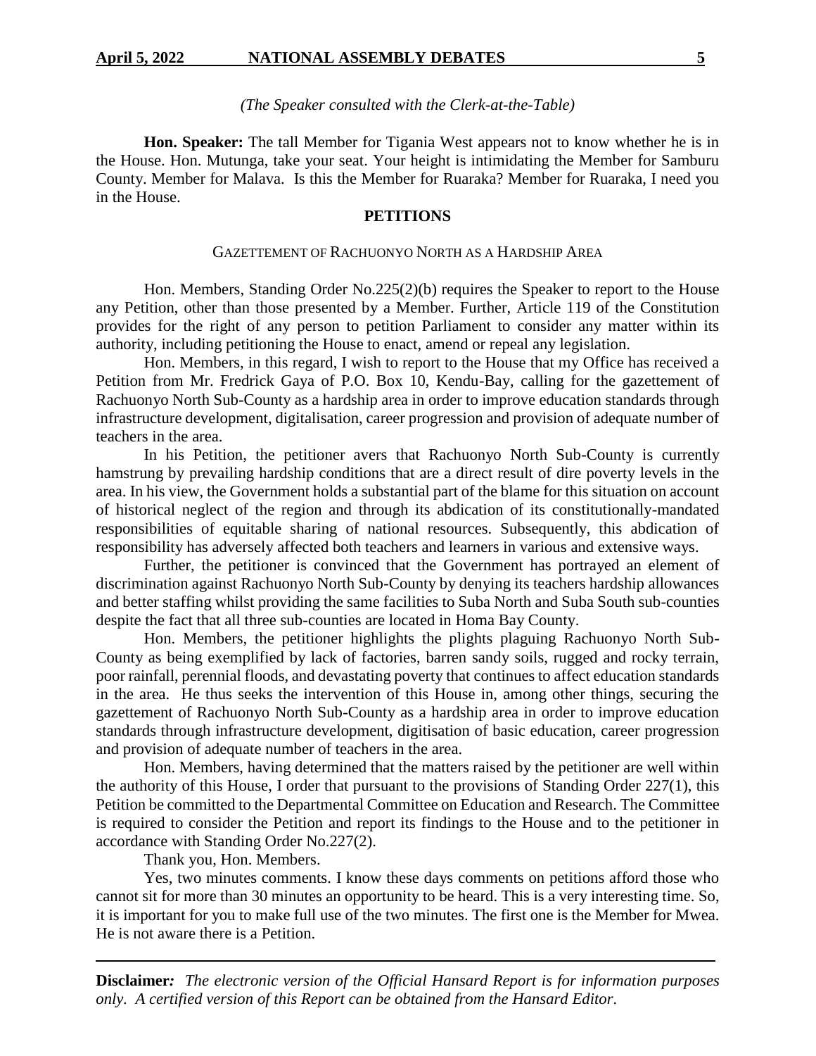*(The Speaker consulted with the Clerk-at-the-Table)*

**Hon. Speaker:** The tall Member for Tigania West appears not to know whether he is in the House. Hon. Mutunga, take your seat. Your height is intimidating the Member for Samburu County. Member for Malava. Is this the Member for Ruaraka? Member for Ruaraka, I need you in the House.

## PETITIONS

### GAZETTEMENT OF RACHUONYO NORTH AS A HARDSHIP AREA

Hon. Members, Standing Order No.225(2)(b) requires the Speaker to report to the House any Petition, other than those presented by a Member. Further, Article 119 of the Constitution provides for the right of any person to petition Parliament to consider any matter within its authority, including petitioning the House to enact, amend or repeal any legislation.

Hon. Members, in this regard, I wish to report to the House that my Office has received a Petition from Mr. Fredrick Gaya of P.O. Box 10, Kendu-Bay, calling for the gazettement of Rachuonyo North Sub-County as a hardship area in order to improve education standards through infrastructure development, digitalisation, career progression and provision of adequate number of teachers in the area.

In his Petition, the petitioner avers that Rachuonyo North Sub-County is currently hamstrung by prevailing hardship conditions that are a direct result of dire poverty levels in the area. In his view, the Government holds a substantial part of the blame for this situation on account of historical neglect of the region and through its abdication of its constitutionally-mandated responsibilities of equitable sharing of national resources. Subsequently, this abdication of responsibility has adversely affected both teachers and learners in various and extensive ways.

Further, the petitioner is convinced that the Government has portrayed an element of discrimination against Rachuonyo North Sub-County by denying its teachers hardship allowances and better staffing whilst providing the same facilities to Suba North and Suba South sub-counties despite the fact that all three sub-counties are located in Homa Bay County.

Hon. Members, the petitioner highlights the plights plaguing Rachuonyo North Sub-County as being exemplified by lack of factories, barren sandy soils, rugged and rocky terrain, poor rainfall, perennial floods, and devastating poverty that continues to affect education standards in the area. He thus seeks the intervention of this House in, among other things, securing the gazettement of Rachuonyo North Sub-County as a hardship area in order to improve education standards through infrastructure development, digitisation of basic education, career progression and provision of adequate number of teachers in the area.

Hon. Members, having determined that the matters raised by the petitioner are well within the authority of this House, I order that pursuant to the provisions of Standing Order 227(1), this Petition be committed to the Departmental Committee on Education and Research. The Committee is required to consider the Petition and report its findings to the House and to the petitioner in accordance with Standing Order No.227(2).

Thank you, Hon. Members.

Yes, two minutes comments. I know these days comments on petitions afford those who cannot sit for more than 30 minutes an opportunity to be heard. This is a very interesting time. So, it is important for you to make full use of the two minutes. The first one is the Member for Mwea. He is not aware there is a Petition.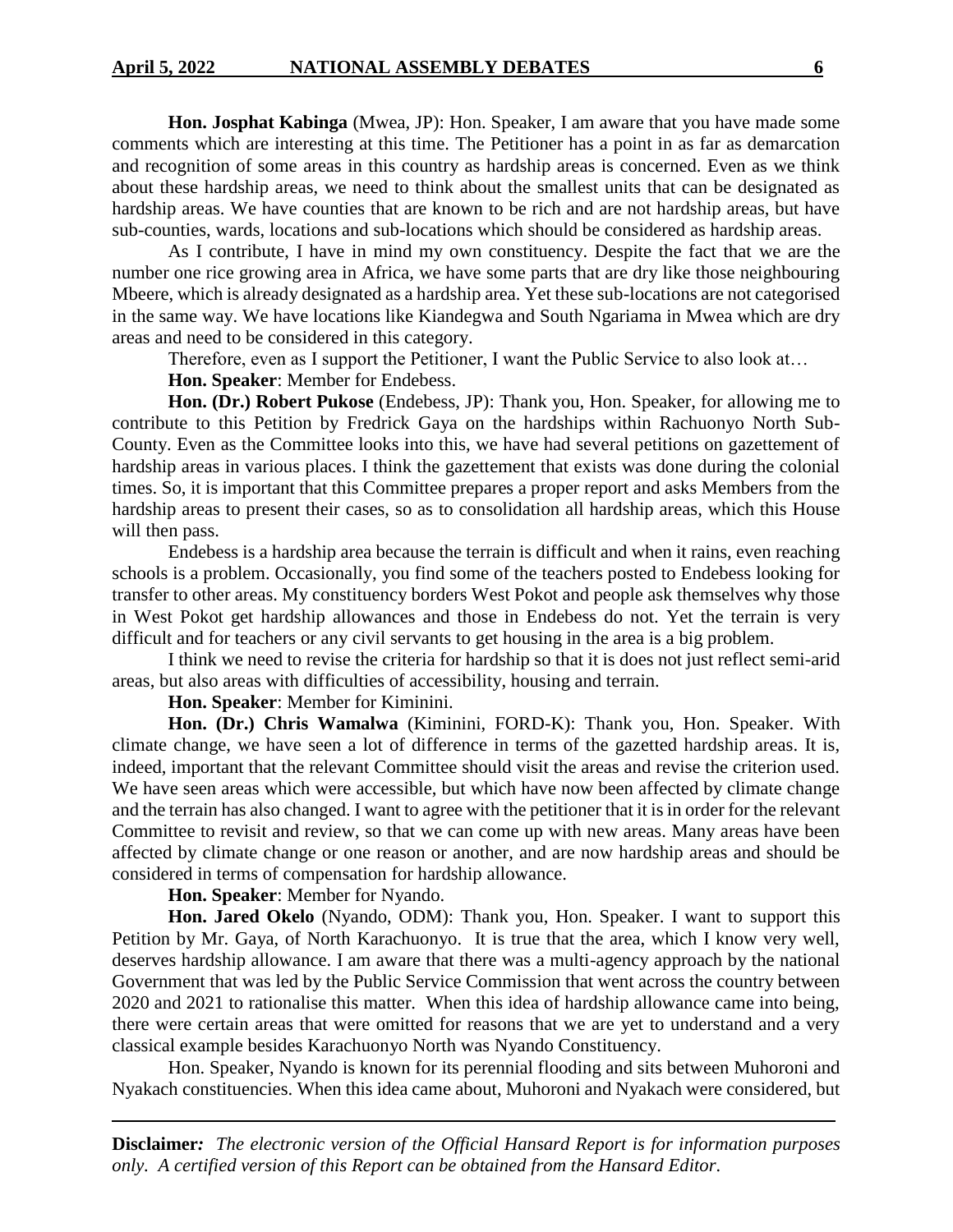**Hon. Josphat Kabinga** (Mwea, JP): Hon. Speaker, I am aware that you have made some comments which are interesting at this time. The Petitioner has a point in as far as demarcation and recognition of some areas in this country as hardship areas is concerned. Even as we think about these hardship areas, we need to think about the smallest units that can be designated as hardship areas. We have counties that are known to be rich and are not hardship areas, but have sub-counties, wards, locations and sub-locations which should be considered as hardship areas.

As I contribute, I have in mind my own constituency. Despite the fact that we are the number one rice growing area in Africa, we have some parts that are dry like those neighbouring Mbeere, which is already designated as a hardship area. Yet these sub-locations are not categorised in the same way. We have locations like Kiandegwa and South Ngariama in Mwea which are dry areas and need to be considered in this category.

Therefore, even as I support the Petitioner, I want the Public Service to also look at…

**Hon. Speaker**: Member for Endebess.

**Hon. (Dr.) Robert Pukose** (Endebess, JP): Thank you, Hon. Speaker, for allowing me to contribute to this Petition by Fredrick Gaya on the hardships within Rachuonyo North Sub-County. Even as the Committee looks into this, we have had several petitions on gazettement of hardship areas in various places. I think the gazettement that exists was done during the colonial times. So, it is important that this Committee prepares a proper report and asks Members from the hardship areas to present their cases, so as to consolidation all hardship areas, which this House will then pass.

Endebess is a hardship area because the terrain is difficult and when it rains, even reaching schools is a problem. Occasionally, you find some of the teachers posted to Endebess looking for transfer to other areas. My constituency borders West Pokot and people ask themselves why those in West Pokot get hardship allowances and those in Endebess do not. Yet the terrain is very difficult and for teachers or any civil servants to get housing in the area is a big problem.

I think we need to revise the criteria for hardship so that it is does not just reflect semi-arid areas, but also areas with difficulties of accessibility, housing and terrain.

**Hon. Speaker**: Member for Kiminini.

**Hon. (Dr.) Chris Wamalwa** (Kiminini, FORD-K): Thank you, Hon. Speaker. With climate change, we have seen a lot of difference in terms of the gazetted hardship areas. It is, indeed, important that the relevant Committee should visit the areas and revise the criterion used. We have seen areas which were accessible, but which have now been affected by climate change and the terrain has also changed. I want to agree with the petitioner that it is in order for the relevant Committee to revisit and review, so that we can come up with new areas. Many areas have been affected by climate change or one reason or another, and are now hardship areas and should be considered in terms of compensation for hardship allowance.

**Hon. Speaker**: Member for Nyando.

**Hon. Jared Okelo** (Nyando, ODM): Thank you, Hon. Speaker. I want to support this Petition by Mr. Gaya, of North Karachuonyo. It is true that the area, which I know very well, deserves hardship allowance. I am aware that there was a multi-agency approach by the national Government that was led by the Public Service Commission that went across the country between 2020 and 2021 to rationalise this matter. When this idea of hardship allowance came into being, there were certain areas that were omitted for reasons that we are yet to understand and a very classical example besides Karachuonyo North was Nyando Constituency.

Hon. Speaker, Nyando is known for its perennial flooding and sits between Muhoroni and Nyakach constituencies. When this idea came about, Muhoroni and Nyakach were considered, but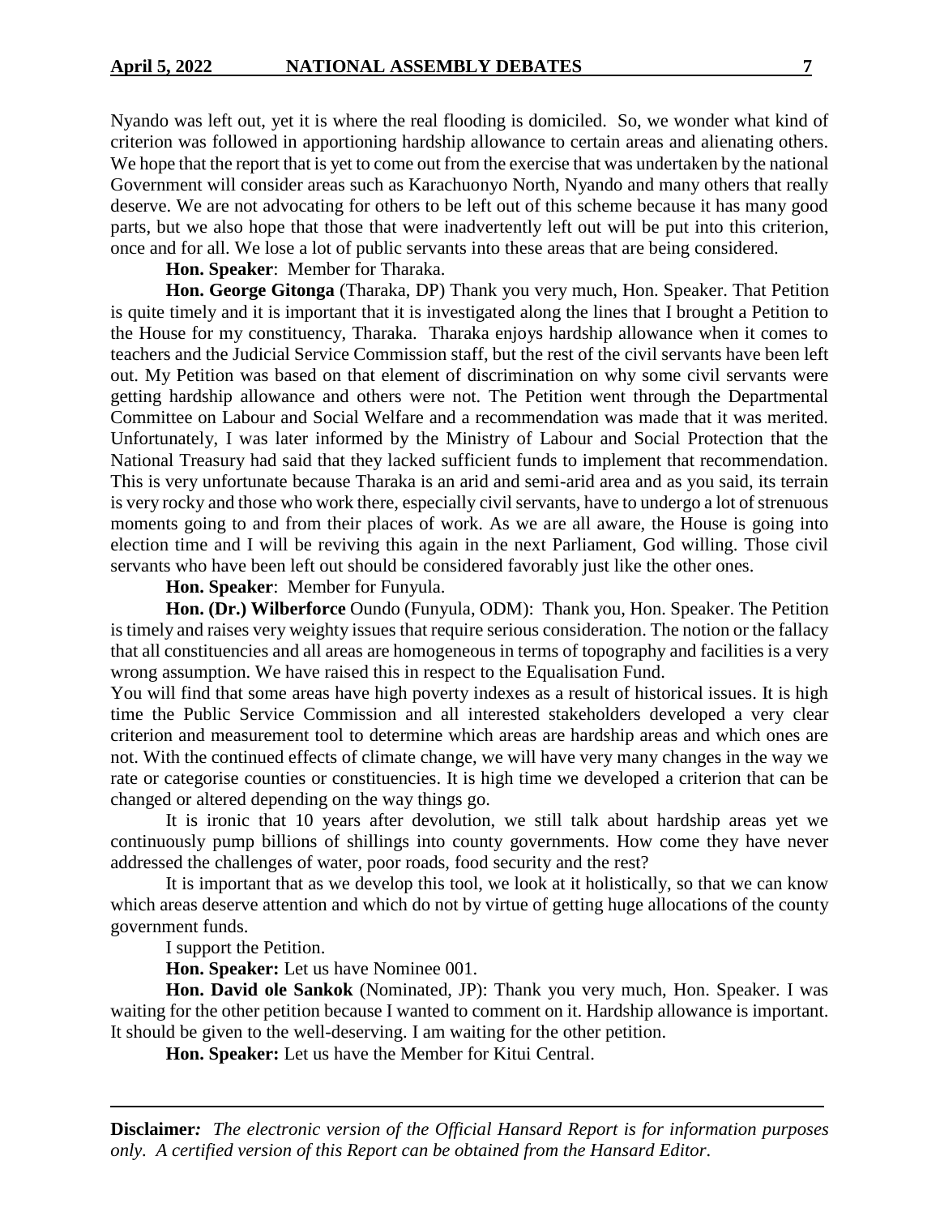Nyando was left out, yet it is where the real flooding is domiciled. So, we wonder what kind of criterion was followed in apportioning hardship allowance to certain areas and alienating others. We hope that the report that is yet to come out from the exercise that was undertaken by the national Government will consider areas such as Karachuonyo North, Nyando and many others that really deserve. We are not advocating for others to be left out of this scheme because it has many good parts, but we also hope that those that were inadvertently left out will be put into this criterion, once and for all. We lose a lot of public servants into these areas that are being considered.

**Hon. Speaker**: Member for Tharaka.

**Hon. George Gitonga** (Tharaka, DP) Thank you very much, Hon. Speaker. That Petition is quite timely and it is important that it is investigated along the lines that I brought a Petition to the House for my constituency, Tharaka. Tharaka enjoys hardship allowance when it comes to teachers and the Judicial Service Commission staff, but the rest of the civil servants have been left out. My Petition was based on that element of discrimination on why some civil servants were getting hardship allowance and others were not. The Petition went through the Departmental Committee on Labour and Social Welfare and a recommendation was made that it was merited. Unfortunately, I was later informed by the Ministry of Labour and Social Protection that the National Treasury had said that they lacked sufficient funds to implement that recommendation. This is very unfortunate because Tharaka is an arid and semi-arid area and as you said, its terrain is very rocky and those who work there, especially civil servants, have to undergo a lot of strenuous moments going to and from their places of work. As we are all aware, the House is going into election time and I will be reviving this again in the next Parliament, God willing. Those civil servants who have been left out should be considered favorably just like the other ones.

**Hon. Speaker**: Member for Funyula.

**Hon. (Dr.) Wilberforce** Oundo (Funyula, ODM): Thank you, Hon. Speaker. The Petition is timely and raises very weighty issues that require serious consideration. The notion or the fallacy that all constituencies and all areas are homogeneous in terms of topography and facilities is a very wrong assumption. We have raised this in respect to the Equalisation Fund.

You will find that some areas have high poverty indexes as a result of historical issues. It is high time the Public Service Commission and all interested stakeholders developed a very clear criterion and measurement tool to determine which areas are hardship areas and which ones are not. With the continued effects of climate change, we will have very many changes in the way we rate or categorise counties or constituencies. It is high time we developed a criterion that can be changed or altered depending on the way things go.

It is ironic that 10 years after devolution, we still talk about hardship areas yet we continuously pump billions of shillings into county governments. How come they have never addressed the challenges of water, poor roads, food security and the rest?

It is important that as we develop this tool, we look at it holistically, so that we can know which areas deserve attention and which do not by virtue of getting huge allocations of the county government funds.

I support the Petition.

**Hon. Speaker:** Let us have Nominee 001.

**Hon. David ole Sankok** (Nominated, JP): Thank you very much, Hon. Speaker. I was waiting for the other petition because I wanted to comment on it. Hardship allowance is important. It should be given to the well-deserving. I am waiting for the other petition.

**Hon. Speaker:** Let us have the Member for Kitui Central.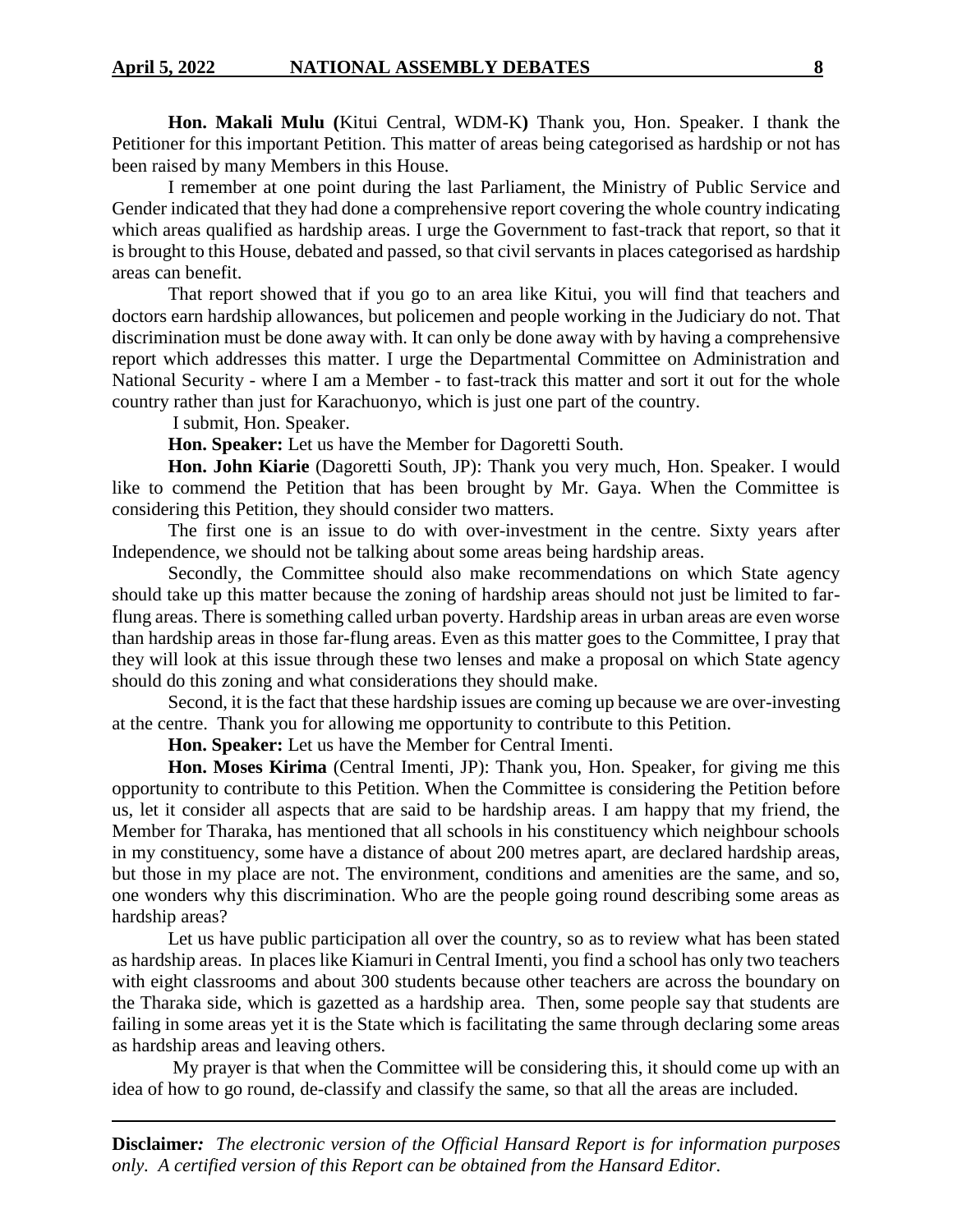**Hon. Makali Mulu (**Kitui Central, WDM-K**)** Thank you, Hon. Speaker. I thank the Petitioner for this important Petition. This matter of areas being categorised as hardship or not has been raised by many Members in this House.

I remember at one point during the last Parliament, the Ministry of Public Service and Gender indicated that they had done a comprehensive report covering the whole country indicating which areas qualified as hardship areas. I urge the Government to fast-track that report, so that it is brought to this House, debated and passed, so that civil servants in places categorised as hardship areas can benefit.

That report showed that if you go to an area like Kitui, you will find that teachers and doctors earn hardship allowances, but policemen and people working in the Judiciary do not. That discrimination must be done away with. It can only be done away with by having a comprehensive report which addresses this matter. I urge the Departmental Committee on Administration and National Security - where I am a Member - to fast-track this matter and sort it out for the whole country rather than just for Karachuonyo, which is just one part of the country.

I submit, Hon. Speaker.

**Hon. Speaker:** Let us have the Member for Dagoretti South.

**Hon. John Kiarie** (Dagoretti South, JP): Thank you very much, Hon. Speaker. I would like to commend the Petition that has been brought by Mr. Gaya. When the Committee is considering this Petition, they should consider two matters.

The first one is an issue to do with over-investment in the centre. Sixty years after Independence, we should not be talking about some areas being hardship areas.

Secondly, the Committee should also make recommendations on which State agency should take up this matter because the zoning of hardship areas should not just be limited to far-flung areas. There is something called urban poverty. Hardship areas in urban areas are even worse than hardship areas in those far-flung areas. Even as this matter goes to the Committee, I pray that they will look at this issue through these two lenses and make a proposal on which State agency should do this zoning and what considerations they should make.

Second, it is the fact that these hardship issues are coming up because we are over-investing at the centre. Thank you for allowing me opportunity to contribute to this Petition.

**Hon. Speaker:** Let us have the Member for Central Imenti.

**Hon. Moses Kirima** (Central Imenti, JP): Thank you, Hon. Speaker, for giving me this opportunity to contribute to this Petition. When the Committee is considering the Petition before us, let it consider all aspects that are said to be hardship areas. I am happy that my friend, the Member for Tharaka, has mentioned that all schools in his constituency which neighbour schools in my constituency, some have a distance of about 200 metres apart, are declared hardship areas, but those in my place are not. The environment, conditions and amenities are the same, and so, one wonders why this discrimination. Who are the people going round describing some areas as hardship areas?

Let us have public participation all over the country, so as to review what has been stated as hardship areas. In places like Kiamuri in Central Imenti, you find a school has only two teachers with eight classrooms and about 300 students because other teachers are across the boundary on the Tharaka side, which is gazetted as a hardship area. Then, some people say that students are failing in some areas yet it is the State which is facilitating the same through declaring some areas as hardship areas and leaving others.

My prayer is that when the Committee will be considering this, it should come up with an idea of how to go round, de-classify and classify the same, so that all the areas are included.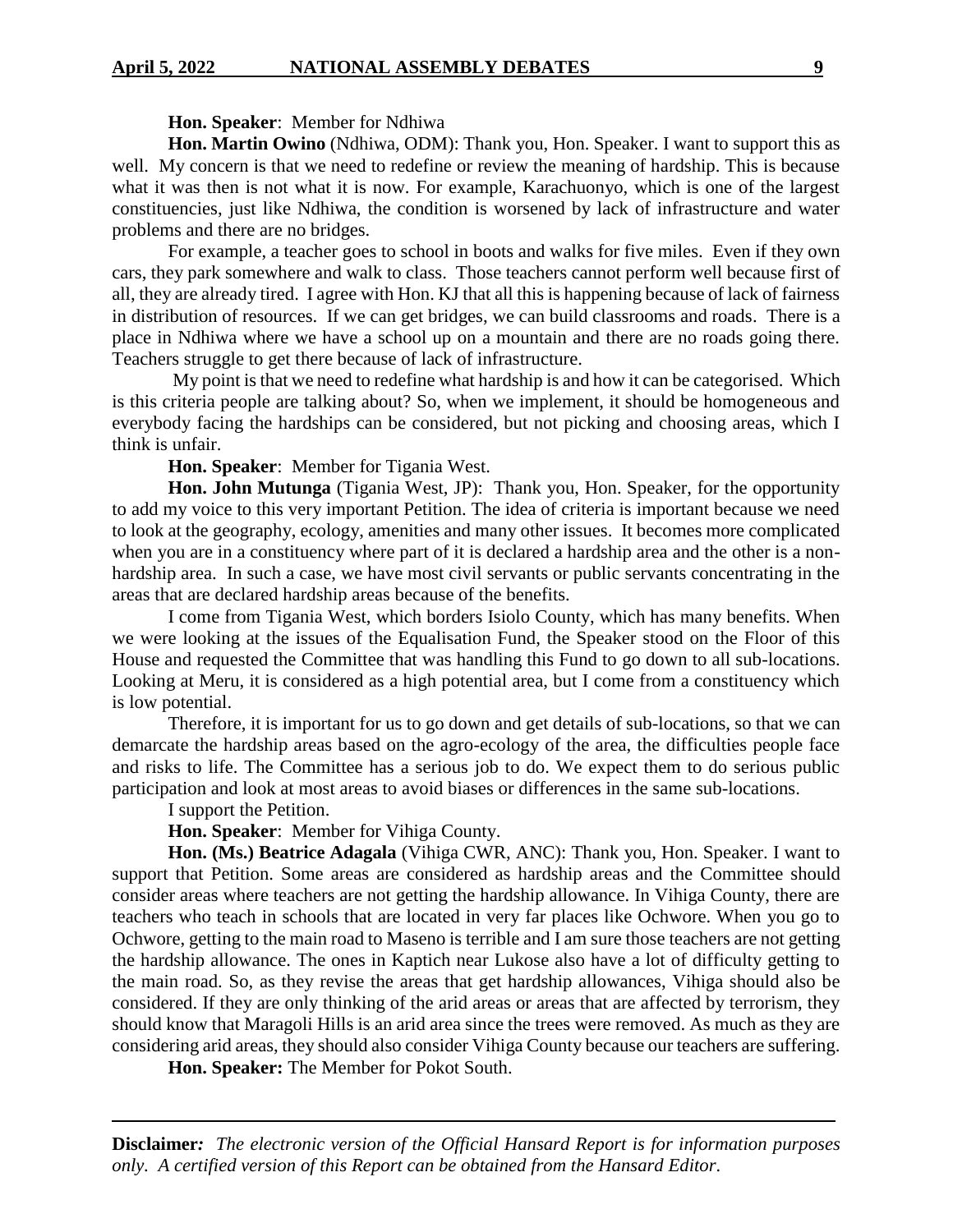**Hon. Speaker**: Member for Ndhiwa

**Hon. Martin Owino** (Ndhiwa, ODM): Thank you, Hon. Speaker. I want to support this as well. My concern is that we need to redefine or review the meaning of hardship. This is because what it was then is not what it is now. For example, Karachuonyo, which is one of the largest constituencies, just like Ndhiwa, the condition is worsened by lack of infrastructure and water problems and there are no bridges.

For example, a teacher goes to school in boots and walks for five miles. Even if they own cars, they park somewhere and walk to class. Those teachers cannot perform well because first of all, they are already tired. I agree with Hon. KJ that all this is happening because of lack of fairness in distribution of resources. If we can get bridges, we can build classrooms and roads. There is a place in Ndhiwa where we have a school up on a mountain and there are no roads going there. Teachers struggle to get there because of lack of infrastructure.

My point is that we need to redefine what hardship is and how it can be categorised. Which is this criteria people are talking about? So, when we implement, it should be homogeneous and everybody facing the hardships can be considered, but not picking and choosing areas, which I think is unfair.

**Hon. Speaker**: Member for Tigania West.

**Hon. John Mutunga** (Tigania West, JP): Thank you, Hon. Speaker, for the opportunity to add my voice to this very important Petition. The idea of criteria is important because we need to look at the geography, ecology, amenities and many other issues. It becomes more complicated when you are in a constituency where part of it is declared a hardship area and the other is a non-hardship area. In such a case, we have most civil servants or public servants concentrating in the areas that are declared hardship areas because of the benefits.

I come from Tigania West, which borders Isiolo County, which has many benefits. When we were looking at the issues of the Equalisation Fund, the Speaker stood on the Floor of this House and requested the Committee that was handling this Fund to go down to all sub-locations. Looking at Meru, it is considered as a high potential area, but I come from a constituency which is low potential.

Therefore, it is important for us to go down and get details of sub-locations, so that we can demarcate the hardship areas based on the agro-ecology of the area, the difficulties people face and risks to life. The Committee has a serious job to do. We expect them to do serious public participation and look at most areas to avoid biases or differences in the same sub-locations.

I support the Petition.

**Hon. Speaker**: Member for Vihiga County.

**Hon. (Ms.) Beatrice Adagala** (Vihiga CWR, ANC): Thank you, Hon. Speaker. I want to support that Petition. Some areas are considered as hardship areas and the Committee should consider areas where teachers are not getting the hardship allowance. In Vihiga County, there are teachers who teach in schools that are located in very far places like Ochwore. When you go to Ochwore, getting to the main road to Maseno is terrible and I am sure those teachers are not getting the hardship allowance. The ones in Kaptich near Lukose also have a lot of difficulty getting to the main road. So, as they revise the areas that get hardship allowances, Vihiga should also be considered. If they are only thinking of the arid areas or areas that are affected by terrorism, they should know that Maragoli Hills is an arid area since the trees were removed. As much as they are considering arid areas, they should also consider Vihiga County because our teachers are suffering.

**Hon. Speaker:** The Member for Pokot South.

---

**Disclaimer***:* *The electronic version of the Official Hansard Report is for information purposes only. A certified version of this Report can be obtained from the Hansard Editor.*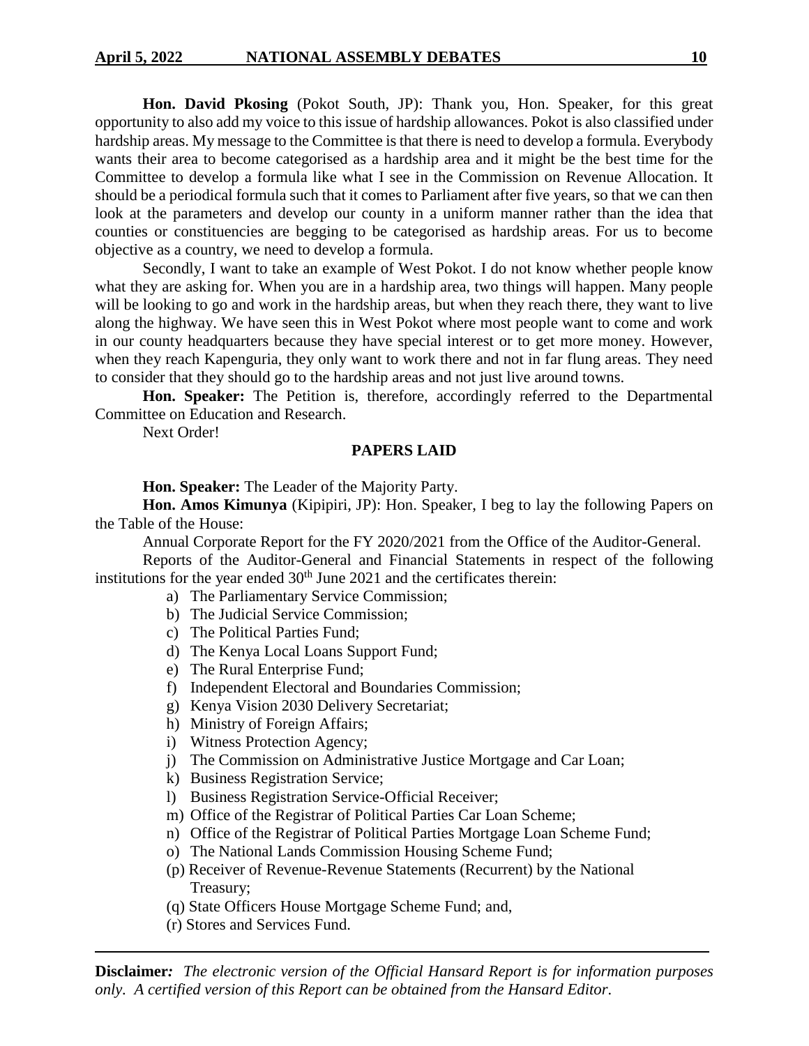**Hon. David Pkosing** (Pokot South, JP): Thank you, Hon. Speaker, for this great opportunity to also add my voice to this issue of hardship allowances. Pokot is also classified under hardship areas. My message to the Committee is that there is need to develop a formula. Everybody wants their area to become categorised as a hardship area and it might be the best time for the Committee to develop a formula like what I see in the Commission on Revenue Allocation. It should be a periodical formula such that it comes to Parliament after five years, so that we can then look at the parameters and develop our county in a uniform manner rather than the idea that counties or constituencies are begging to be categorised as hardship areas. For us to become objective as a country, we need to develop a formula.

Secondly, I want to take an example of West Pokot. I do not know whether people know what they are asking for. When you are in a hardship area, two things will happen. Many people will be looking to go and work in the hardship areas, but when they reach there, they want to live along the highway. We have seen this in West Pokot where most people want to come and work in our county headquarters because they have special interest or to get more money. However, when they reach Kapenguria, they only want to work there and not in far flung areas. They need to consider that they should go to the hardship areas and not just live around towns.

**Hon. Speaker:** The Petition is, therefore, accordingly referred to the Departmental Committee on Education and Research.

Next Order!

## PAPERS LAID

**Hon. Speaker:** The Leader of the Majority Party.

**Hon. Amos Kimunya** (Kipipiri, JP): Hon. Speaker, I beg to lay the following Papers on the Table of the House:

Annual Corporate Report for the FY 2020/2021 from the Office of the Auditor-General.

Reports of the Auditor-General and Financial Statements in respect of the following institutions for the year ended 30th June 2021 and the certificates therein:

a) The Parliamentary Service Commission;
b) The Judicial Service Commission;
c) The Political Parties Fund;
d) The Kenya Local Loans Support Fund;
e) The Rural Enterprise Fund;
f) Independent Electoral and Boundaries Commission;
g) Kenya Vision 2030 Delivery Secretariat;
h) Ministry of Foreign Affairs;
i) Witness Protection Agency;
j) The Commission on Administrative Justice Mortgage and Car Loan;
k) Business Registration Service;
l) Business Registration Service-Official Receiver;
m) Office of the Registrar of Political Parties Car Loan Scheme;
n) Office of the Registrar of Political Parties Mortgage Loan Scheme Fund;
o) The National Lands Commission Housing Scheme Fund;
(p) Receiver of Revenue-Revenue Statements (Recurrent) by the National Treasury;
(q) State Officers House Mortgage Scheme Fund; and,
(r) Stores and Services Fund.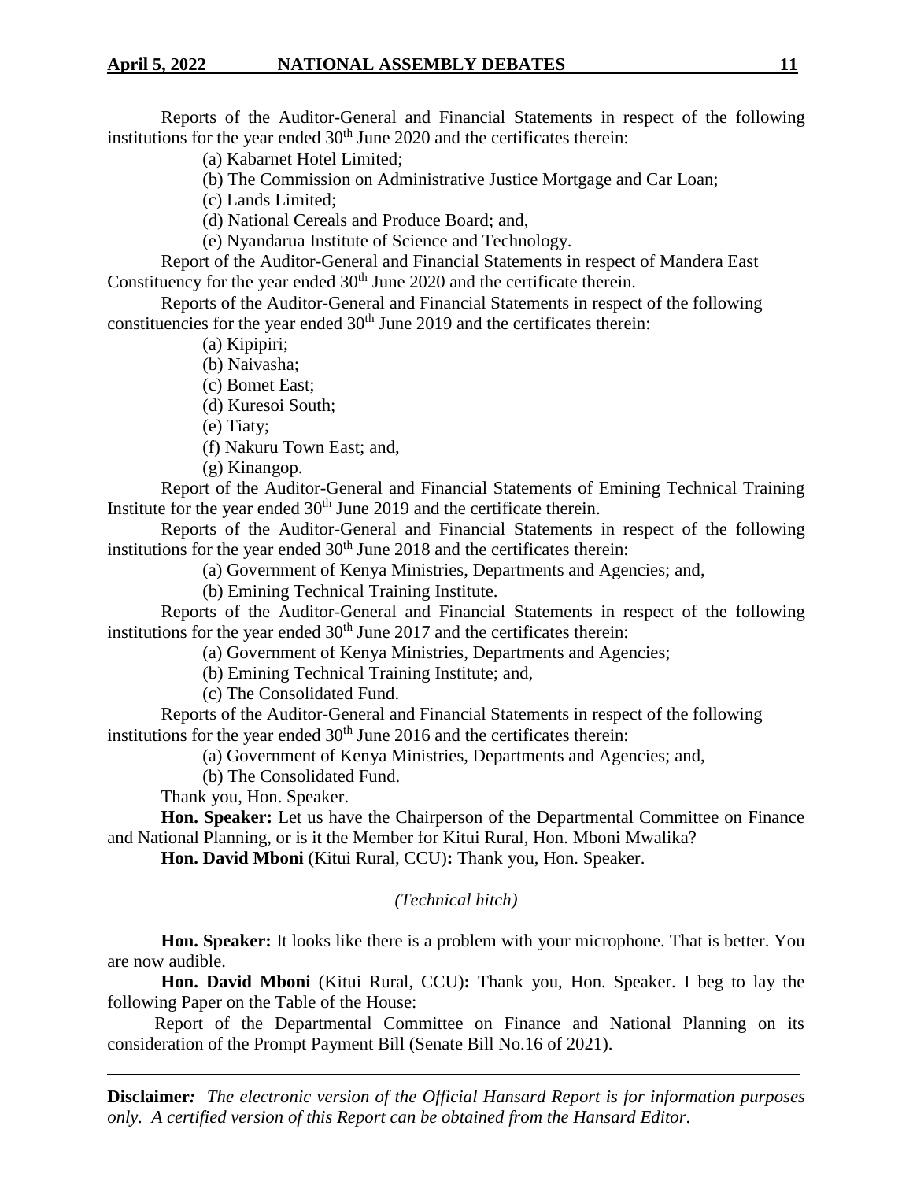Reports of the Auditor-General and Financial Statements in respect of the following institutions for the year ended 30th June 2020 and the certificates therein:

(a) Kabarnet Hotel Limited;

(b) The Commission on Administrative Justice Mortgage and Car Loan;

(c) Lands Limited;

(d) National Cereals and Produce Board; and,

(e) Nyandarua Institute of Science and Technology.

Report of the Auditor-General and Financial Statements in respect of Mandera East Constituency for the year ended 30th June 2020 and the certificate therein.

Reports of the Auditor-General and Financial Statements in respect of the following constituencies for the year ended 30th June 2019 and the certificates therein:

(a) Kipipiri;

(b) Naivasha;

(c) Bomet East;

(d) Kuresoi South;

(e) Tiaty;

(f) Nakuru Town East; and,

(g) Kinangop.

Report of the Auditor-General and Financial Statements of Emining Technical Training Institute for the year ended 30th June 2019 and the certificate therein.

Reports of the Auditor-General and Financial Statements in respect of the following institutions for the year ended 30th June 2018 and the certificates therein:

(a) Government of Kenya Ministries, Departments and Agencies; and,

(b) Emining Technical Training Institute.

Reports of the Auditor-General and Financial Statements in respect of the following institutions for the year ended 30th June 2017 and the certificates therein:

(a) Government of Kenya Ministries, Departments and Agencies;

(b) Emining Technical Training Institute; and,

(c) The Consolidated Fund.

Reports of the Auditor-General and Financial Statements in respect of the following institutions for the year ended 30th June 2016 and the certificates therein:

(a) Government of Kenya Ministries, Departments and Agencies; and,

(b) The Consolidated Fund.

Thank you, Hon. Speaker.

**Hon. Speaker:** Let us have the Chairperson of the Departmental Committee on Finance and National Planning, or is it the Member for Kitui Rural, Hon. Mboni Mwalika?

**Hon. David Mboni** (Kitui Rural, CCU)**:** Thank you, Hon. Speaker.

*(Technical hitch)*

**Hon. Speaker:** It looks like there is a problem with your microphone. That is better. You are now audible.

**Hon. David Mboni** (Kitui Rural, CCU)**:** Thank you, Hon. Speaker. I beg to lay the following Paper on the Table of the House:

Report of the Departmental Committee on Finance and National Planning on its consideration of the Prompt Payment Bill (Senate Bill No.16 of 2021).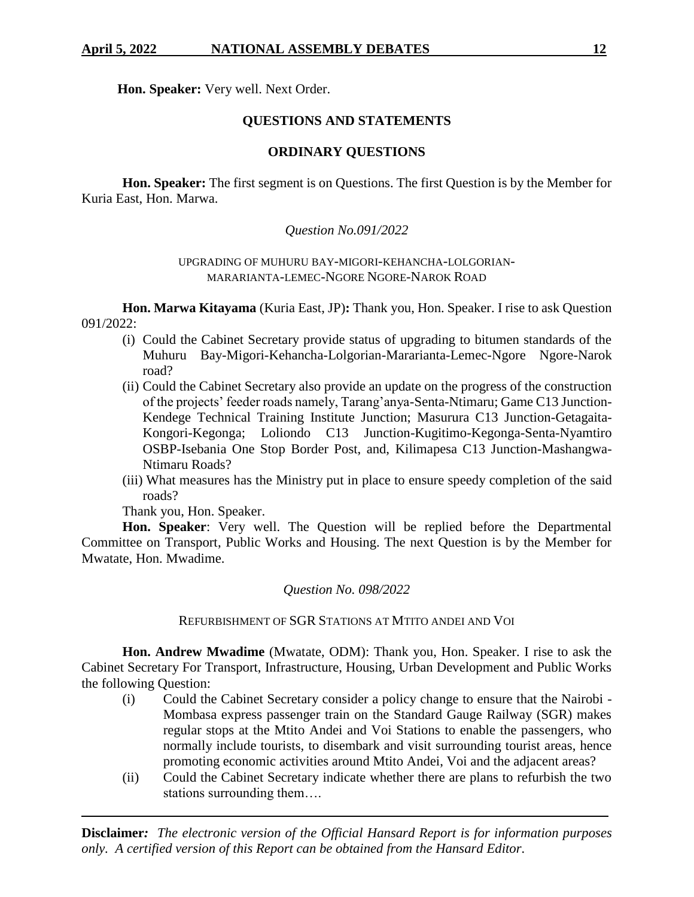**Hon. Speaker:** Very well. Next Order.

## QUESTIONS AND STATEMENTS

### ORDINARY QUESTIONS

**Hon. Speaker:** The first segment is on Questions. The first Question is by the Member for Kuria East, Hon. Marwa.

*Question No.091/2022*

UPGRADING OF MUHURU BAY-MIGORI-KEHANCHA-LOLGORIAN-MARARIANTA-LEMEC-NGORE NGORE-NAROK ROAD

**Hon. Marwa Kitayama** (Kuria East, JP)**:** Thank you, Hon. Speaker. I rise to ask Question 091/2022:

(i) Could the Cabinet Secretary provide status of upgrading to bitumen standards of the Muhuru Bay-Migori-Kehancha-Lolgorian-Mararianta-Lemec-Ngore Ngore-Narok road?

(ii) Could the Cabinet Secretary also provide an update on the progress of the construction of the projects' feeder roads namely, Tarang'anya-Senta-Ntimaru; Game C13 Junction-Kendege Technical Training Institute Junction; Masurura C13 Junction-Getagaita-Kongori-Kegonga; Loliondo C13 Junction-Kugitimo-Kegonga-Senta-Nyamtiro OSBP-Isebania One Stop Border Post, and, Kilimapesa C13 Junction-Mashangwa-Ntimaru Roads?

(iii) What measures has the Ministry put in place to ensure speedy completion of the said roads?

Thank you, Hon. Speaker.

**Hon. Speaker**: Very well. The Question will be replied before the Departmental Committee on Transport, Public Works and Housing. The next Question is by the Member for Mwatate, Hon. Mwadime.

*Question No. 098/2022*

REFURBISHMENT OF SGR STATIONS AT MTITO ANDEI AND VOI

**Hon. Andrew Mwadime** (Mwatate, ODM): Thank you, Hon. Speaker. I rise to ask the Cabinet Secretary For Transport, Infrastructure, Housing, Urban Development and Public Works the following Question:

(i) Could the Cabinet Secretary consider a policy change to ensure that the Nairobi - Mombasa express passenger train on the Standard Gauge Railway (SGR) makes regular stops at the Mtito Andei and Voi Stations to enable the passengers, who normally include tourists, to disembark and visit surrounding tourist areas, hence promoting economic activities around Mtito Andei, Voi and the adjacent areas?

(ii) Could the Cabinet Secretary indicate whether there are plans to refurbish the two stations surrounding them….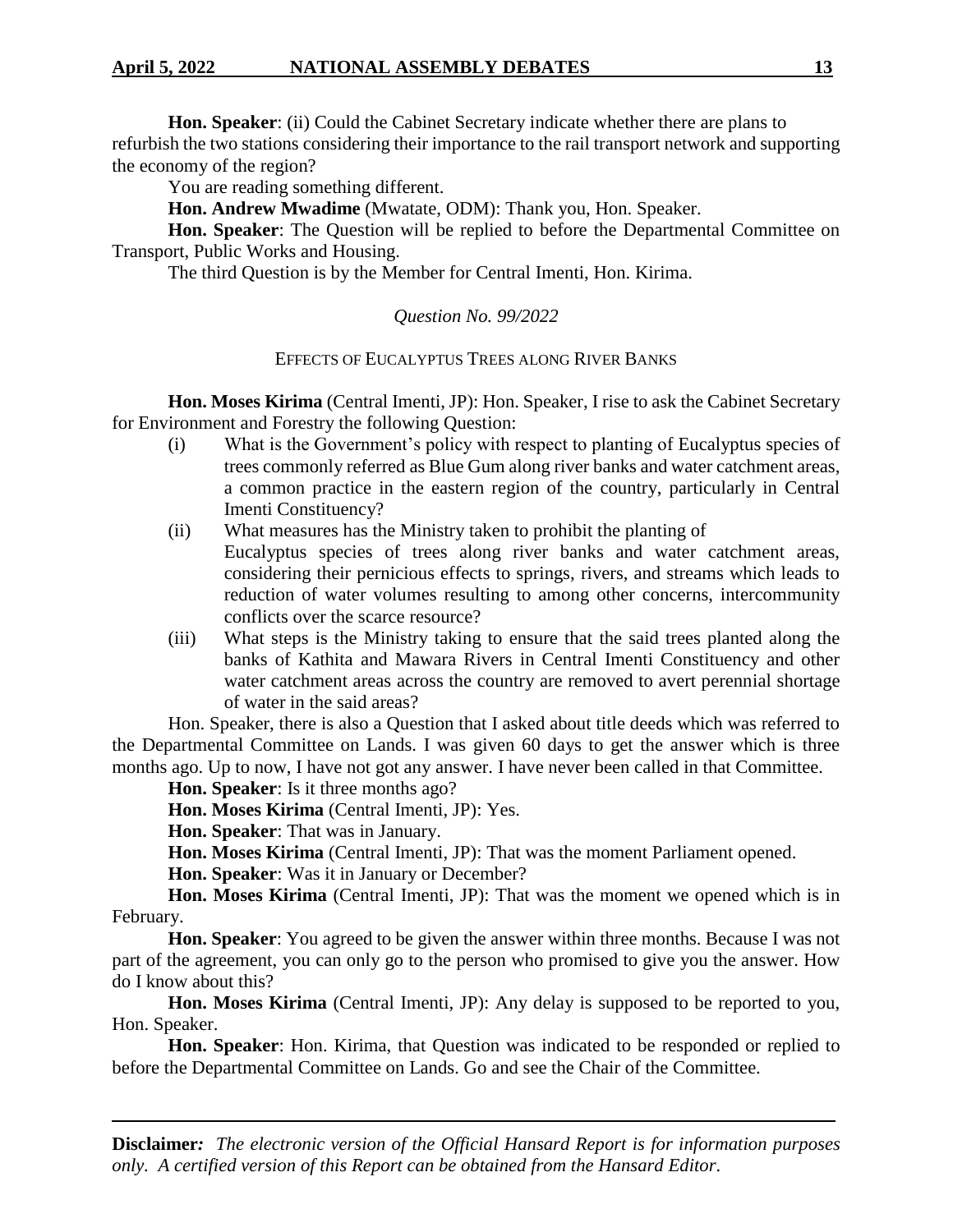**Hon. Speaker**: (ii) Could the Cabinet Secretary indicate whether there are plans to refurbish the two stations considering their importance to the rail transport network and supporting the economy of the region?

You are reading something different.

**Hon. Andrew Mwadime** (Mwatate, ODM): Thank you, Hon. Speaker.

**Hon. Speaker**: The Question will be replied to before the Departmental Committee on Transport, Public Works and Housing.

The third Question is by the Member for Central Imenti, Hon. Kirima.

*Question No. 99/2022*

EFFECTS OF EUCALYPTUS TREES ALONG RIVER BANKS

**Hon. Moses Kirima** (Central Imenti, JP): Hon. Speaker, I rise to ask the Cabinet Secretary for Environment and Forestry the following Question:

(i) What is the Government's policy with respect to planting of Eucalyptus species of trees commonly referred as Blue Gum along river banks and water catchment areas, a common practice in the eastern region of the country, particularly in Central Imenti Constituency?

(ii) What measures has the Ministry taken to prohibit the planting of Eucalyptus species of trees along river banks and water catchment areas, considering their pernicious effects to springs, rivers, and streams which leads to reduction of water volumes resulting to among other concerns, intercommunity conflicts over the scarce resource?

(iii) What steps is the Ministry taking to ensure that the said trees planted along the banks of Kathita and Mawara Rivers in Central Imenti Constituency and other water catchment areas across the country are removed to avert perennial shortage of water in the said areas?

Hon. Speaker, there is also a Question that I asked about title deeds which was referred to the Departmental Committee on Lands. I was given 60 days to get the answer which is three months ago. Up to now, I have not got any answer. I have never been called in that Committee.

**Hon. Speaker**: Is it three months ago?

**Hon. Moses Kirima** (Central Imenti, JP): Yes.

**Hon. Speaker**: That was in January.

**Hon. Moses Kirima** (Central Imenti, JP): That was the moment Parliament opened.

**Hon. Speaker**: Was it in January or December?

**Hon. Moses Kirima** (Central Imenti, JP): That was the moment we opened which is in February.

**Hon. Speaker**: You agreed to be given the answer within three months. Because I was not part of the agreement, you can only go to the person who promised to give you the answer. How do I know about this?

**Hon. Moses Kirima** (Central Imenti, JP): Any delay is supposed to be reported to you, Hon. Speaker.

**Hon. Speaker**: Hon. Kirima, that Question was indicated to be responded or replied to before the Departmental Committee on Lands. Go and see the Chair of the Committee.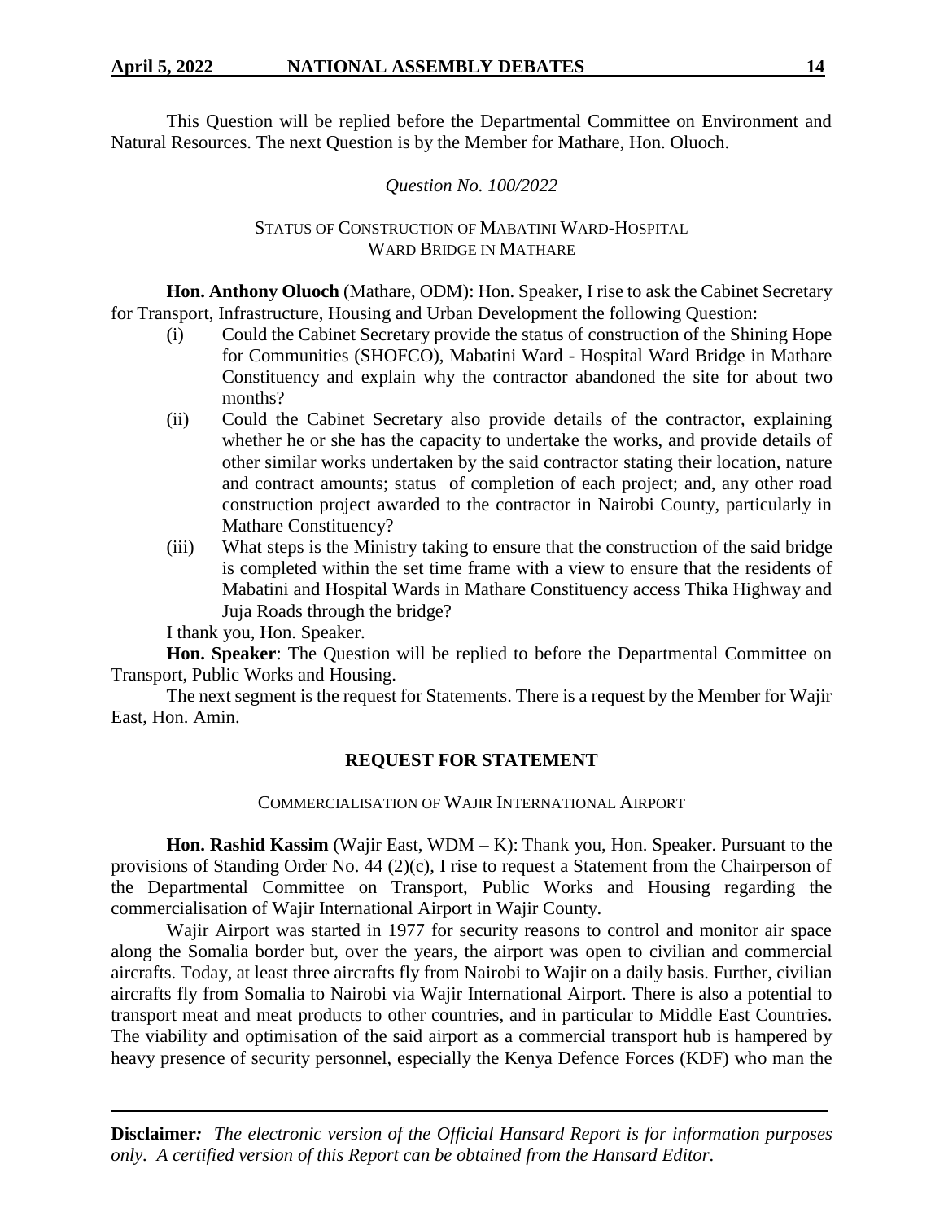This Question will be replied before the Departmental Committee on Environment and Natural Resources. The next Question is by the Member for Mathare, Hon. Oluoch.

*Question No. 100/2022*

STATUS OF CONSTRUCTION OF MABATINI WARD-HOSPITAL WARD BRIDGE IN MATHARE

**Hon. Anthony Oluoch** (Mathare, ODM): Hon. Speaker, I rise to ask the Cabinet Secretary for Transport, Infrastructure, Housing and Urban Development the following Question:

(i) Could the Cabinet Secretary provide the status of construction of the Shining Hope for Communities (SHOFCO), Mabatini Ward - Hospital Ward Bridge in Mathare Constituency and explain why the contractor abandoned the site for about two months?

(ii) Could the Cabinet Secretary also provide details of the contractor, explaining whether he or she has the capacity to undertake the works, and provide details of other similar works undertaken by the said contractor stating their location, nature and contract amounts; status of completion of each project; and, any other road construction project awarded to the contractor in Nairobi County, particularly in Mathare Constituency?

(iii) What steps is the Ministry taking to ensure that the construction of the said bridge is completed within the set time frame with a view to ensure that the residents of Mabatini and Hospital Wards in Mathare Constituency access Thika Highway and Juja Roads through the bridge?

I thank you, Hon. Speaker.

**Hon. Speaker**: The Question will be replied to before the Departmental Committee on Transport, Public Works and Housing.

The next segment is the request for Statements. There is a request by the Member for Wajir East, Hon. Amin.

## REQUEST FOR STATEMENT

COMMERCIALISATION OF WAJIR INTERNATIONAL AIRPORT

**Hon. Rashid Kassim** (Wajir East, WDM – K): Thank you, Hon. Speaker. Pursuant to the provisions of Standing Order No. 44 (2)(c), I rise to request a Statement from the Chairperson of the Departmental Committee on Transport, Public Works and Housing regarding the commercialisation of Wajir International Airport in Wajir County.

Wajir Airport was started in 1977 for security reasons to control and monitor air space along the Somalia border but, over the years, the airport was open to civilian and commercial aircrafts. Today, at least three aircrafts fly from Nairobi to Wajir on a daily basis. Further, civilian aircrafts fly from Somalia to Nairobi via Wajir International Airport. There is also a potential to transport meat and meat products to other countries, and in particular to Middle East Countries. The viability and optimisation of the said airport as a commercial transport hub is hampered by heavy presence of security personnel, especially the Kenya Defence Forces (KDF) who man the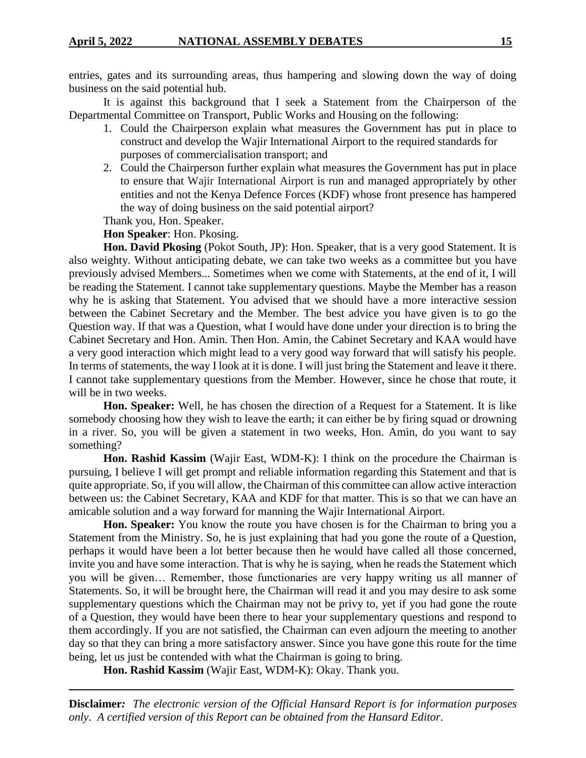entries, gates and its surrounding areas, thus hampering and slowing down the way of doing business on the said potential hub.

It is against this background that I seek a Statement from the Chairperson of the Departmental Committee on Transport, Public Works and Housing on the following:

1. Could the Chairperson explain what measures the Government has put in place to construct and develop the Wajir International Airport to the required standards for purposes of commercialisation transport; and
2. Could the Chairperson further explain what measures the Government has put in place to ensure that Wajir International Airport is run and managed appropriately by other entities and not the Kenya Defence Forces (KDF) whose front presence has hampered the way of doing business on the said potential airport?

Thank you, Hon. Speaker.

**Hon Speaker**: Hon. Pkosing.

**Hon. David Pkosing** (Pokot South, JP): Hon. Speaker, that is a very good Statement. It is also weighty. Without anticipating debate, we can take two weeks as a committee but you have previously advised Members... Sometimes when we come with Statements, at the end of it, I will be reading the Statement. I cannot take supplementary questions. Maybe the Member has a reason why he is asking that Statement. You advised that we should have a more interactive session between the Cabinet Secretary and the Member. The best advice you have given is to go the Question way. If that was a Question, what I would have done under your direction is to bring the Cabinet Secretary and Hon. Amin. Then Hon. Amin, the Cabinet Secretary and KAA would have a very good interaction which might lead to a very good way forward that will satisfy his people. In terms of statements, the way I look at it is done. I will just bring the Statement and leave it there. I cannot take supplementary questions from the Member. However, since he chose that route, it will be in two weeks.

**Hon. Speaker:** Well, he has chosen the direction of a Request for a Statement. It is like somebody choosing how they wish to leave the earth; it can either be by firing squad or drowning in a river. So, you will be given a statement in two weeks, Hon. Amin, do you want to say something?

**Hon. Rashid Kassim** (Wajir East, WDM-K): I think on the procedure the Chairman is pursuing, I believe I will get prompt and reliable information regarding this Statement and that is quite appropriate. So, if you will allow, the Chairman of this committee can allow active interaction between us: the Cabinet Secretary, KAA and KDF for that matter. This is so that we can have an amicable solution and a way forward for manning the Wajir International Airport.

**Hon. Speaker:** You know the route you have chosen is for the Chairman to bring you a Statement from the Ministry. So, he is just explaining that had you gone the route of a Question, perhaps it would have been a lot better because then he would have called all those concerned, invite you and have some interaction. That is why he is saying, when he reads the Statement which you will be given… Remember, those functionaries are very happy writing us all manner of Statements. So, it will be brought here, the Chairman will read it and you may desire to ask some supplementary questions which the Chairman may not be privy to, yet if you had gone the route of a Question, they would have been there to hear your supplementary questions and respond to them accordingly. If you are not satisfied, the Chairman can even adjourn the meeting to another day so that they can bring a more satisfactory answer. Since you have gone this route for the time being, let us just be contended with what the Chairman is going to bring.

**Hon. Rashid Kassim** (Wajir East, WDM-K): Okay. Thank you.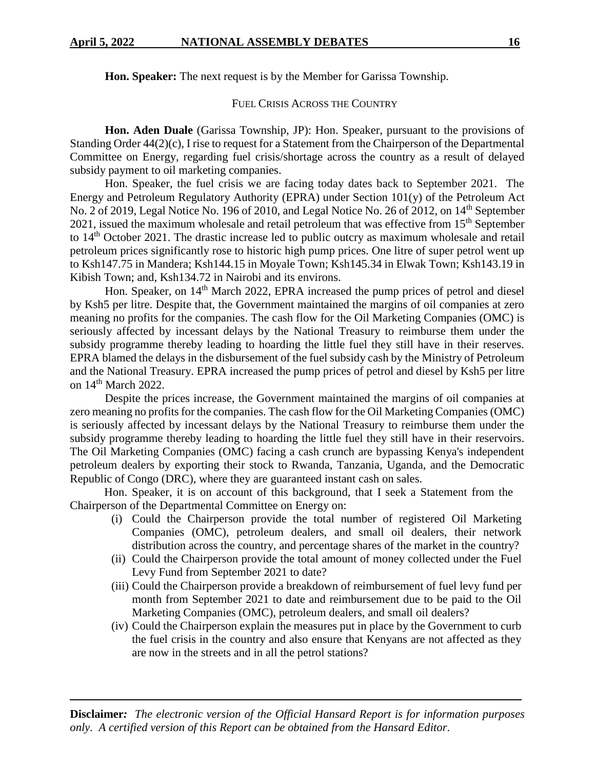**Hon. Speaker:** The next request is by the Member for Garissa Township.

FUEL CRISIS ACROSS THE COUNTRY

**Hon. Aden Duale** (Garissa Township, JP): Hon. Speaker, pursuant to the provisions of Standing Order 44(2)(c), I rise to request for a Statement from the Chairperson of the Departmental Committee on Energy, regarding fuel crisis/shortage across the country as a result of delayed subsidy payment to oil marketing companies.

Hon. Speaker, the fuel crisis we are facing today dates back to September 2021. The Energy and Petroleum Regulatory Authority (EPRA) under Section 101(y) of the Petroleum Act No. 2 of 2019, Legal Notice No. 196 of 2010, and Legal Notice No. 26 of 2012, on 14th September 2021, issued the maximum wholesale and retail petroleum that was effective from 15th September to 14th October 2021. The drastic increase led to public outcry as maximum wholesale and retail petroleum prices significantly rose to historic high pump prices. One litre of super petrol went up to Ksh147.75 in Mandera; Ksh144.15 in Moyale Town; Ksh145.34 in Elwak Town; Ksh143.19 in Kibish Town; and, Ksh134.72 in Nairobi and its environs.

Hon. Speaker, on 14th March 2022, EPRA increased the pump prices of petrol and diesel by Ksh5 per litre. Despite that, the Government maintained the margins of oil companies at zero meaning no profits for the companies. The cash flow for the Oil Marketing Companies (OMC) is seriously affected by incessant delays by the National Treasury to reimburse them under the subsidy programme thereby leading to hoarding the little fuel they still have in their reserves. EPRA blamed the delays in the disbursement of the fuel subsidy cash by the Ministry of Petroleum and the National Treasury. EPRA increased the pump prices of petrol and diesel by Ksh5 per litre on 14th March 2022.

Despite the prices increase, the Government maintained the margins of oil companies at zero meaning no profits for the companies. The cash flow for the Oil Marketing Companies (OMC) is seriously affected by incessant delays by the National Treasury to reimburse them under the subsidy programme thereby leading to hoarding the little fuel they still have in their reservoirs. The Oil Marketing Companies (OMC) facing a cash crunch are bypassing Kenya's independent petroleum dealers by exporting their stock to Rwanda, Tanzania, Uganda, and the Democratic Republic of Congo (DRC), where they are guaranteed instant cash on sales.

Hon. Speaker, it is on account of this background, that I seek a Statement from the Chairperson of the Departmental Committee on Energy on:

(i) Could the Chairperson provide the total number of registered Oil Marketing Companies (OMC), petroleum dealers, and small oil dealers, their network distribution across the country, and percentage shares of the market in the country?

(ii) Could the Chairperson provide the total amount of money collected under the Fuel Levy Fund from September 2021 to date?

(iii) Could the Chairperson provide a breakdown of reimbursement of fuel levy fund per month from September 2021 to date and reimbursement due to be paid to the Oil Marketing Companies (OMC), petroleum dealers, and small oil dealers?

(iv) Could the Chairperson explain the measures put in place by the Government to curb the fuel crisis in the country and also ensure that Kenyans are not affected as they are now in the streets and in all the petrol stations?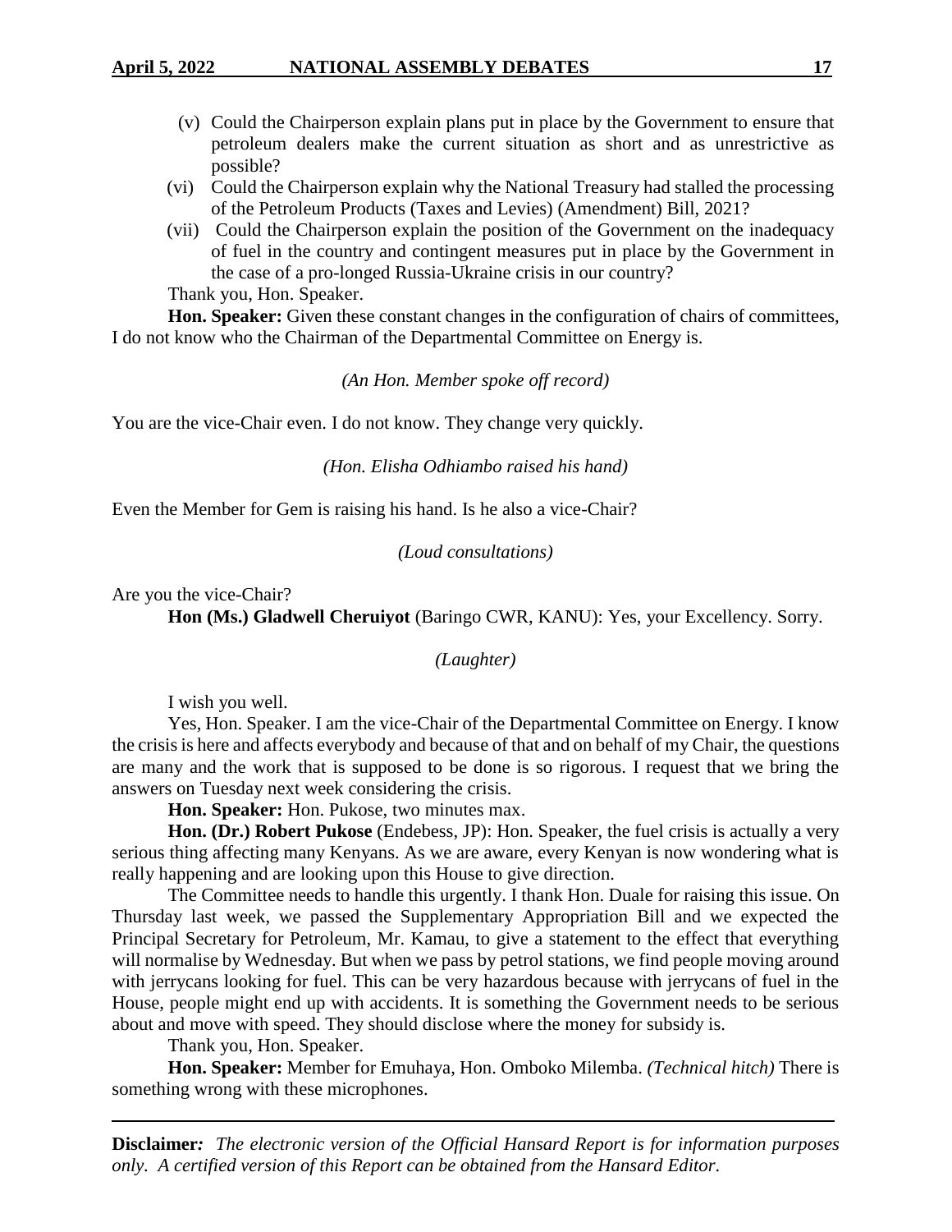(v) Could the Chairperson explain plans put in place by the Government to ensure that petroleum dealers make the current situation as short and as unrestrictive as possible?

(vi) Could the Chairperson explain why the National Treasury had stalled the processing of the Petroleum Products (Taxes and Levies) (Amendment) Bill, 2021?

(vii) Could the Chairperson explain the position of the Government on the inadequacy of fuel in the country and contingent measures put in place by the Government in the case of a pro-longed Russia-Ukraine crisis in our country?

Thank you, Hon. Speaker.

**Hon. Speaker:** Given these constant changes in the configuration of chairs of committees, I do not know who the Chairman of the Departmental Committee on Energy is.

*(An Hon. Member spoke off record)*

You are the vice-Chair even. I do not know. They change very quickly.

*(Hon. Elisha Odhiambo raised his hand)*

Even the Member for Gem is raising his hand. Is he also a vice-Chair?

*(Loud consultations)*

Are you the vice-Chair?

**Hon (Ms.) Gladwell Cheruiyot** (Baringo CWR, KANU): Yes, your Excellency. Sorry.

*(Laughter)*

I wish you well.

Yes, Hon. Speaker. I am the vice-Chair of the Departmental Committee on Energy. I know the crisis is here and affects everybody and because of that and on behalf of my Chair, the questions are many and the work that is supposed to be done is so rigorous. I request that we bring the answers on Tuesday next week considering the crisis.

**Hon. Speaker:** Hon. Pukose, two minutes max.

**Hon. (Dr.) Robert Pukose** (Endebess, JP): Hon. Speaker, the fuel crisis is actually a very serious thing affecting many Kenyans. As we are aware, every Kenyan is now wondering what is really happening and are looking upon this House to give direction.

The Committee needs to handle this urgently. I thank Hon. Duale for raising this issue. On Thursday last week, we passed the Supplementary Appropriation Bill and we expected the Principal Secretary for Petroleum, Mr. Kamau, to give a statement to the effect that everything will normalise by Wednesday. But when we pass by petrol stations, we find people moving around with jerrycans looking for fuel. This can be very hazardous because with jerrycans of fuel in the House, people might end up with accidents. It is something the Government needs to be serious about and move with speed. They should disclose where the money for subsidy is.

Thank you, Hon. Speaker.

**Hon. Speaker:** Member for Emuhaya, Hon. Omboko Milemba. *(Technical hitch)* There is something wrong with these microphones.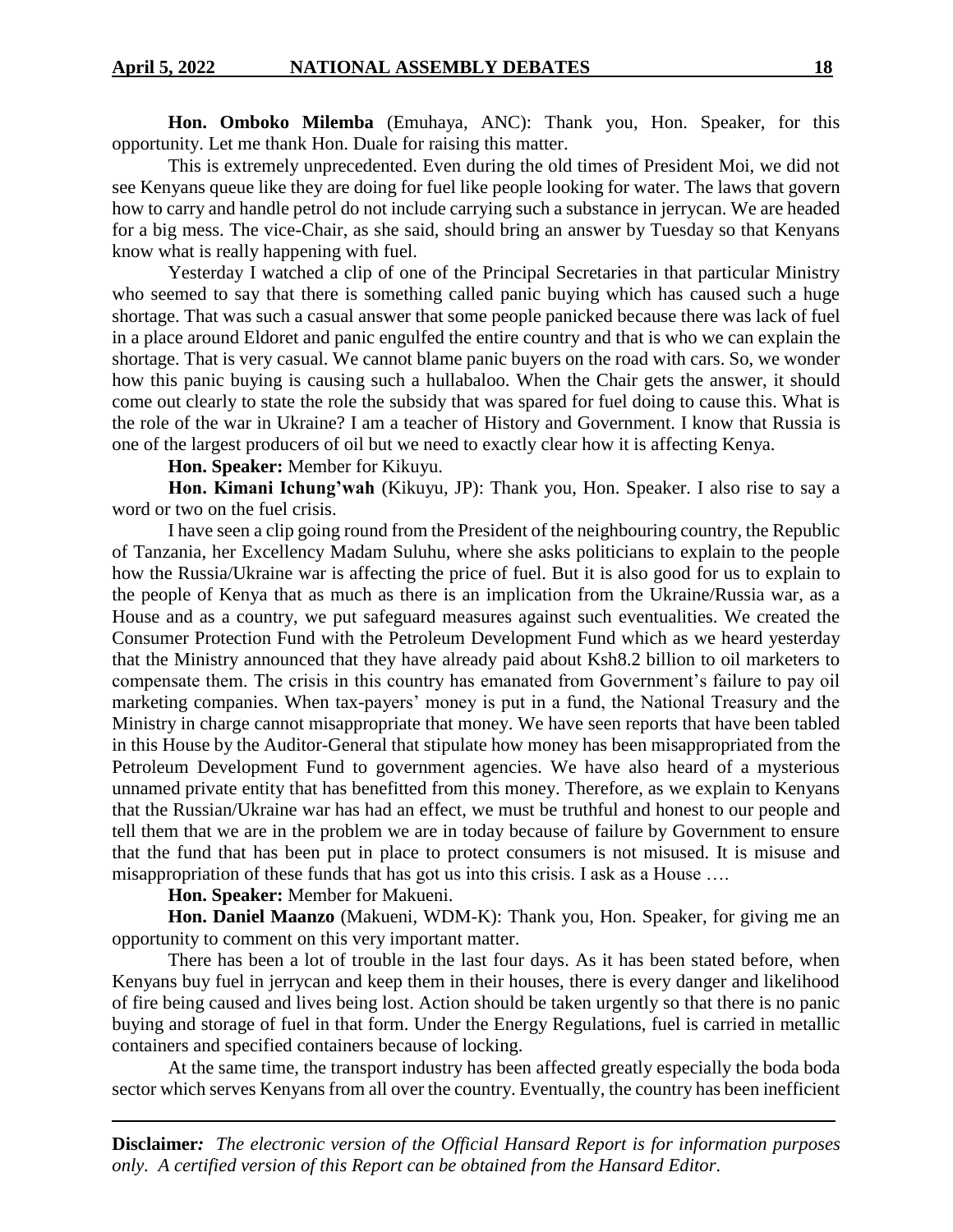**Hon. Omboko Milemba** (Emuhaya, ANC): Thank you, Hon. Speaker, for this opportunity. Let me thank Hon. Duale for raising this matter.

This is extremely unprecedented. Even during the old times of President Moi, we did not see Kenyans queue like they are doing for fuel like people looking for water. The laws that govern how to carry and handle petrol do not include carrying such a substance in jerrycan. We are headed for a big mess. The vice-Chair, as she said, should bring an answer by Tuesday so that Kenyans know what is really happening with fuel.

Yesterday I watched a clip of one of the Principal Secretaries in that particular Ministry who seemed to say that there is something called panic buying which has caused such a huge shortage. That was such a casual answer that some people panicked because there was lack of fuel in a place around Eldoret and panic engulfed the entire country and that is who we can explain the shortage. That is very casual. We cannot blame panic buyers on the road with cars. So, we wonder how this panic buying is causing such a hullabaloo. When the Chair gets the answer, it should come out clearly to state the role the subsidy that was spared for fuel doing to cause this. What is the role of the war in Ukraine? I am a teacher of History and Government. I know that Russia is one of the largest producers of oil but we need to exactly clear how it is affecting Kenya.

**Hon. Speaker:** Member for Kikuyu.

**Hon. Kimani Ichung'wah** (Kikuyu, JP): Thank you, Hon. Speaker. I also rise to say a word or two on the fuel crisis.

I have seen a clip going round from the President of the neighbouring country, the Republic of Tanzania, her Excellency Madam Suluhu, where she asks politicians to explain to the people how the Russia/Ukraine war is affecting the price of fuel. But it is also good for us to explain to the people of Kenya that as much as there is an implication from the Ukraine/Russia war, as a House and as a country, we put safeguard measures against such eventualities. We created the Consumer Protection Fund with the Petroleum Development Fund which as we heard yesterday that the Ministry announced that they have already paid about Ksh8.2 billion to oil marketers to compensate them. The crisis in this country has emanated from Government's failure to pay oil marketing companies. When tax-payers' money is put in a fund, the National Treasury and the Ministry in charge cannot misappropriate that money. We have seen reports that have been tabled in this House by the Auditor-General that stipulate how money has been misappropriated from the Petroleum Development Fund to government agencies. We have also heard of a mysterious unnamed private entity that has benefitted from this money. Therefore, as we explain to Kenyans that the Russian/Ukraine war has had an effect, we must be truthful and honest to our people and tell them that we are in the problem we are in today because of failure by Government to ensure that the fund that has been put in place to protect consumers is not misused. It is misuse and misappropriation of these funds that has got us into this crisis. I ask as a House ….

**Hon. Speaker:** Member for Makueni.

**Hon. Daniel Maanzo** (Makueni, WDM-K): Thank you, Hon. Speaker, for giving me an opportunity to comment on this very important matter.

There has been a lot of trouble in the last four days. As it has been stated before, when Kenyans buy fuel in jerrycan and keep them in their houses, there is every danger and likelihood of fire being caused and lives being lost. Action should be taken urgently so that there is no panic buying and storage of fuel in that form. Under the Energy Regulations, fuel is carried in metallic containers and specified containers because of locking.

At the same time, the transport industry has been affected greatly especially the boda boda sector which serves Kenyans from all over the country. Eventually, the country has been inefficient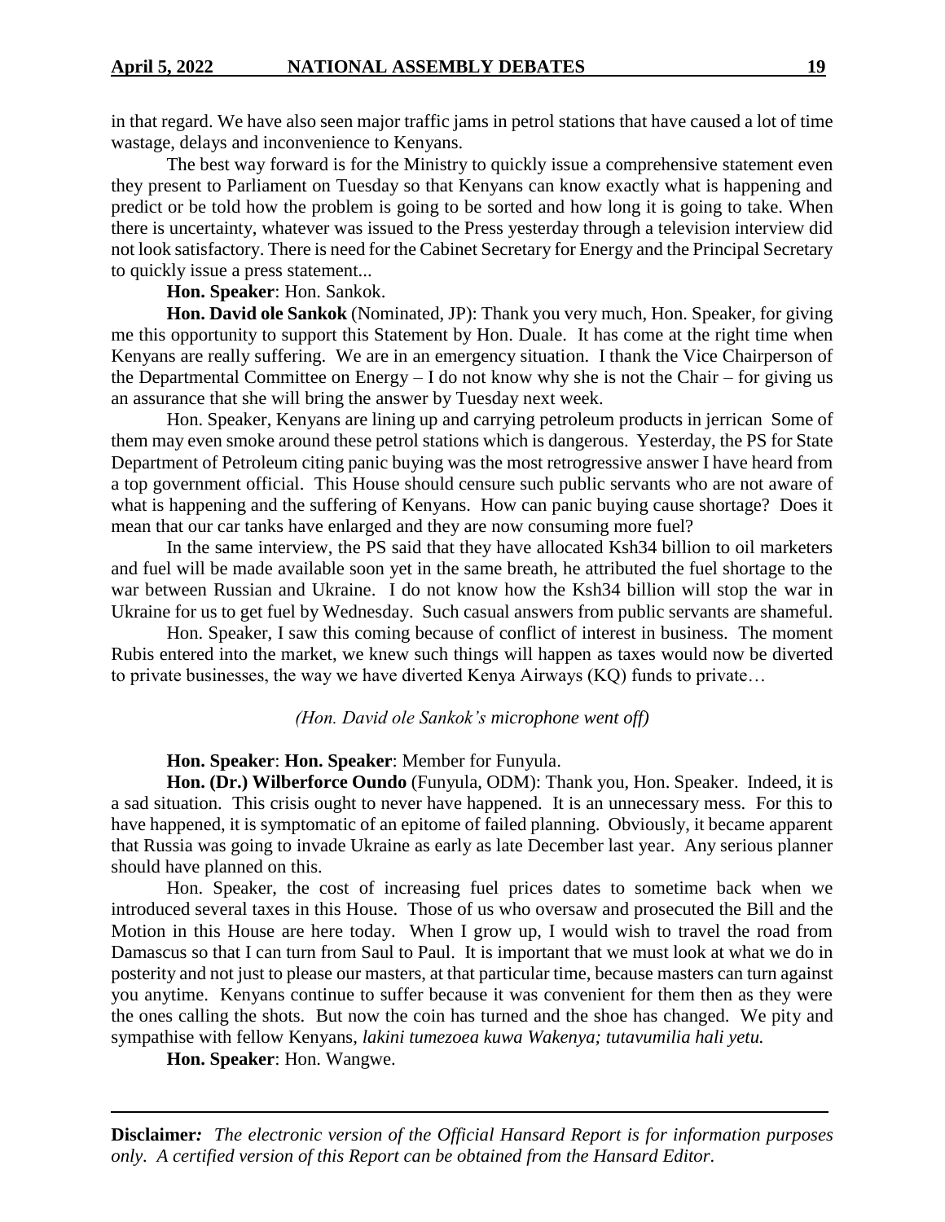in that regard. We have also seen major traffic jams in petrol stations that have caused a lot of time wastage, delays and inconvenience to Kenyans.

The best way forward is for the Ministry to quickly issue a comprehensive statement even they present to Parliament on Tuesday so that Kenyans can know exactly what is happening and predict or be told how the problem is going to be sorted and how long it is going to take. When there is uncertainty, whatever was issued to the Press yesterday through a television interview did not look satisfactory. There is need for the Cabinet Secretary for Energy and the Principal Secretary to quickly issue a press statement...

**Hon. Speaker**: Hon. Sankok.

**Hon. David ole Sankok** (Nominated, JP): Thank you very much, Hon. Speaker, for giving me this opportunity to support this Statement by Hon. Duale. It has come at the right time when Kenyans are really suffering. We are in an emergency situation. I thank the Vice Chairperson of the Departmental Committee on Energy – I do not know why she is not the Chair – for giving us an assurance that she will bring the answer by Tuesday next week.

Hon. Speaker, Kenyans are lining up and carrying petroleum products in jerrican Some of them may even smoke around these petrol stations which is dangerous. Yesterday, the PS for State Department of Petroleum citing panic buying was the most retrogressive answer I have heard from a top government official. This House should censure such public servants who are not aware of what is happening and the suffering of Kenyans. How can panic buying cause shortage? Does it mean that our car tanks have enlarged and they are now consuming more fuel?

In the same interview, the PS said that they have allocated Ksh34 billion to oil marketers and fuel will be made available soon yet in the same breath, he attributed the fuel shortage to the war between Russian and Ukraine. I do not know how the Ksh34 billion will stop the war in Ukraine for us to get fuel by Wednesday. Such casual answers from public servants are shameful.

Hon. Speaker, I saw this coming because of conflict of interest in business. The moment Rubis entered into the market, we knew such things will happen as taxes would now be diverted to private businesses, the way we have diverted Kenya Airways (KQ) funds to private…

*(Hon. David ole Sankok's microphone went off)*

**Hon. Speaker**: **Hon. Speaker**: Member for Funyula.

**Hon. (Dr.) Wilberforce Oundo** (Funyula, ODM): Thank you, Hon. Speaker. Indeed, it is a sad situation. This crisis ought to never have happened. It is an unnecessary mess. For this to have happened, it is symptomatic of an epitome of failed planning. Obviously, it became apparent that Russia was going to invade Ukraine as early as late December last year. Any serious planner should have planned on this.

Hon. Speaker, the cost of increasing fuel prices dates to sometime back when we introduced several taxes in this House. Those of us who oversaw and prosecuted the Bill and the Motion in this House are here today. When I grow up, I would wish to travel the road from Damascus so that I can turn from Saul to Paul. It is important that we must look at what we do in posterity and not just to please our masters, at that particular time, because masters can turn against you anytime. Kenyans continue to suffer because it was convenient for them then as they were the ones calling the shots. But now the coin has turned and the shoe has changed. We pity and sympathise with fellow Kenyans, *lakini tumezoea kuwa Wakenya; tutavumilia hali yetu.*

**Hon. Speaker**: Hon. Wangwe.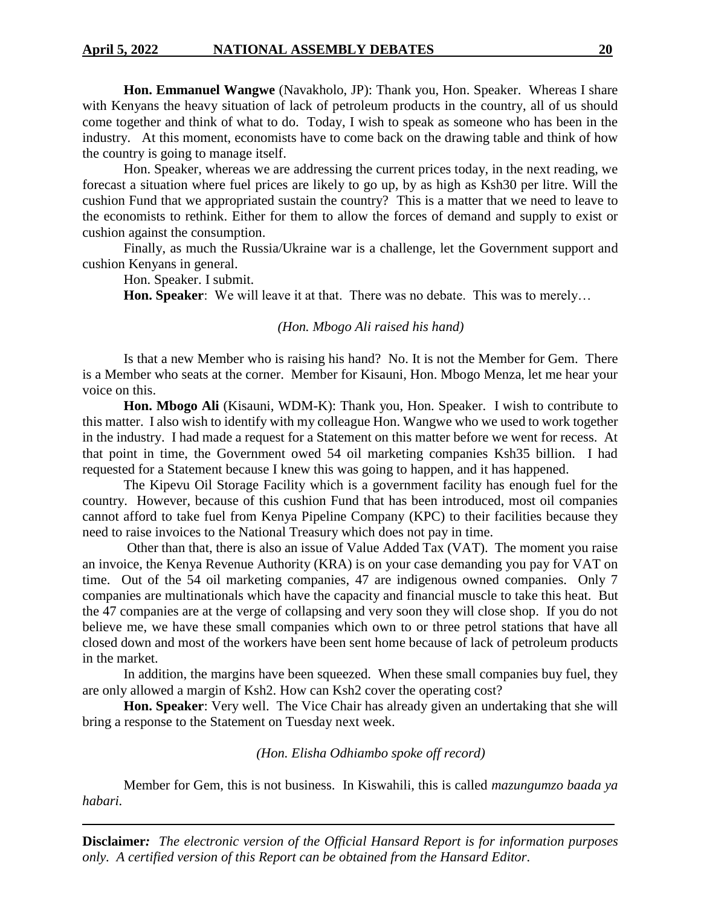**Hon. Emmanuel Wangwe** (Navakholo, JP): Thank you, Hon. Speaker. Whereas I share with Kenyans the heavy situation of lack of petroleum products in the country, all of us should come together and think of what to do. Today, I wish to speak as someone who has been in the industry. At this moment, economists have to come back on the drawing table and think of how the country is going to manage itself.

Hon. Speaker, whereas we are addressing the current prices today, in the next reading, we forecast a situation where fuel prices are likely to go up, by as high as Ksh30 per litre. Will the cushion Fund that we appropriated sustain the country? This is a matter that we need to leave to the economists to rethink. Either for them to allow the forces of demand and supply to exist or cushion against the consumption.

Finally, as much the Russia/Ukraine war is a challenge, let the Government support and cushion Kenyans in general.

Hon. Speaker. I submit.

**Hon. Speaker**: We will leave it at that. There was no debate. This was to merely…

*(Hon. Mbogo Ali raised his hand)*

Is that a new Member who is raising his hand? No. It is not the Member for Gem. There is a Member who seats at the corner. Member for Kisauni, Hon. Mbogo Menza, let me hear your voice on this.

**Hon. Mbogo Ali** (Kisauni, WDM-K): Thank you, Hon. Speaker. I wish to contribute to this matter. I also wish to identify with my colleague Hon. Wangwe who we used to work together in the industry. I had made a request for a Statement on this matter before we went for recess. At that point in time, the Government owed 54 oil marketing companies Ksh35 billion. I had requested for a Statement because I knew this was going to happen, and it has happened.

The Kipevu Oil Storage Facility which is a government facility has enough fuel for the country. However, because of this cushion Fund that has been introduced, most oil companies cannot afford to take fuel from Kenya Pipeline Company (KPC) to their facilities because they need to raise invoices to the National Treasury which does not pay in time.

Other than that, there is also an issue of Value Added Tax (VAT). The moment you raise an invoice, the Kenya Revenue Authority (KRA) is on your case demanding you pay for VAT on time. Out of the 54 oil marketing companies, 47 are indigenous owned companies. Only 7 companies are multinationals which have the capacity and financial muscle to take this heat. But the 47 companies are at the verge of collapsing and very soon they will close shop. If you do not believe me, we have these small companies which own to or three petrol stations that have all closed down and most of the workers have been sent home because of lack of petroleum products in the market.

In addition, the margins have been squeezed. When these small companies buy fuel, they are only allowed a margin of Ksh2. How can Ksh2 cover the operating cost?

**Hon. Speaker**: Very well. The Vice Chair has already given an undertaking that she will bring a response to the Statement on Tuesday next week.

*(Hon. Elisha Odhiambo spoke off record)*

Member for Gem, this is not business. In Kiswahili, this is called *mazungumzo baada ya habari.*

**Disclaimer***:* *The electronic version of the Official Hansard Report is for information purposes only. A certified version of this Report can be obtained from the Hansard Editor.*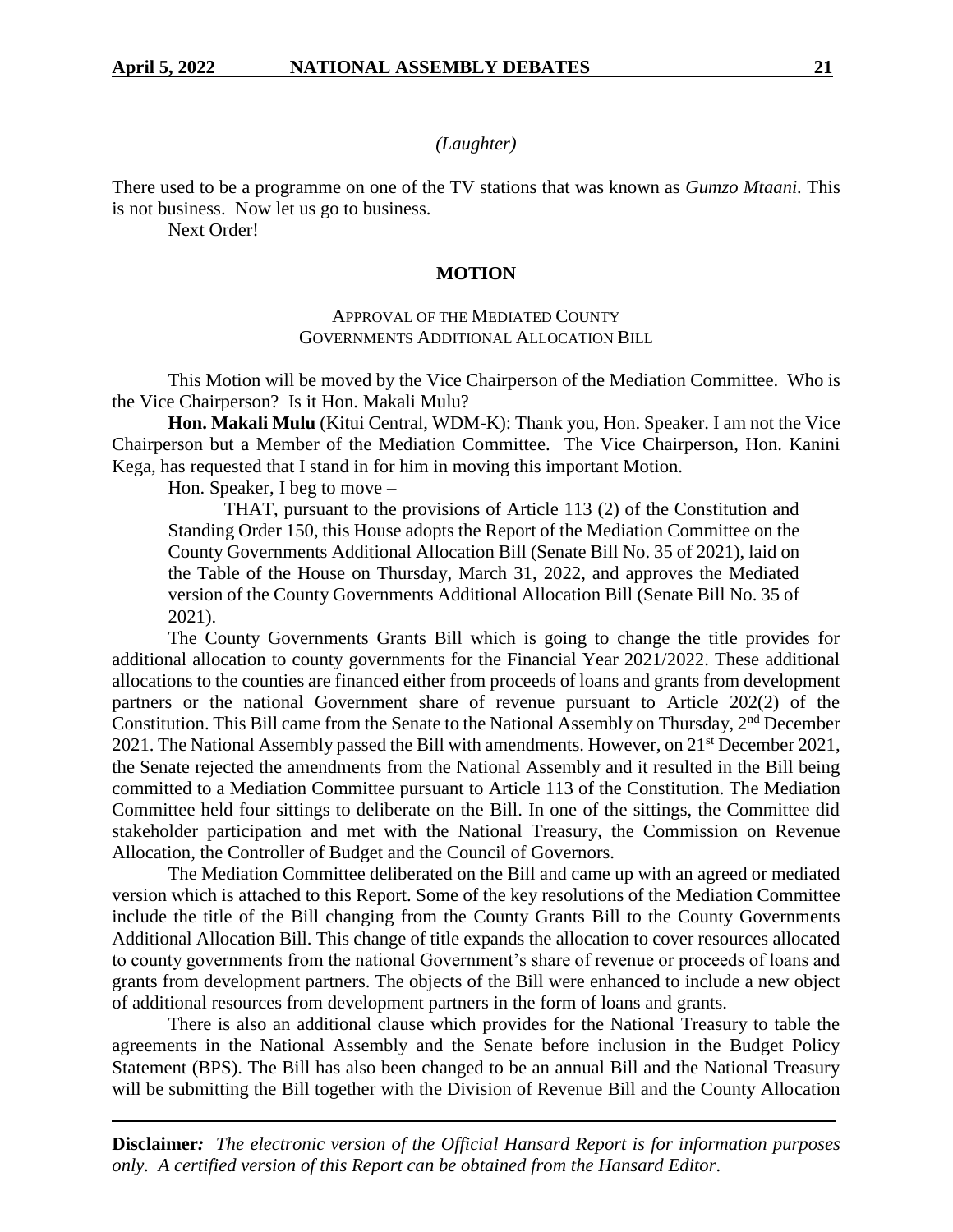*(Laughter)*

There used to be a programme on one of the TV stations that was known as *Gumzo Mtaani.* This is not business. Now let us go to business.

Next Order!

## MOTION

### APPROVAL OF THE MEDIATED COUNTY GOVERNMENTS ADDITIONAL ALLOCATION BILL

This Motion will be moved by the Vice Chairperson of the Mediation Committee. Who is the Vice Chairperson? Is it Hon. Makali Mulu?

**Hon. Makali Mulu** (Kitui Central, WDM-K): Thank you, Hon. Speaker. I am not the Vice Chairperson but a Member of the Mediation Committee. The Vice Chairperson, Hon. Kanini Kega, has requested that I stand in for him in moving this important Motion.

Hon. Speaker, I beg to move –

> THAT, pursuant to the provisions of Article 113 (2) of the Constitution and Standing Order 150, this House adopts the Report of the Mediation Committee on the County Governments Additional Allocation Bill (Senate Bill No. 35 of 2021), laid on the Table of the House on Thursday, March 31, 2022, and approves the Mediated version of the County Governments Additional Allocation Bill (Senate Bill No. 35 of 2021).

The County Governments Grants Bill which is going to change the title provides for additional allocation to county governments for the Financial Year 2021/2022. These additional allocations to the counties are financed either from proceeds of loans and grants from development partners or the national Government share of revenue pursuant to Article 202(2) of the Constitution. This Bill came from the Senate to the National Assembly on Thursday, 2nd December 2021. The National Assembly passed the Bill with amendments. However, on 21st December 2021, the Senate rejected the amendments from the National Assembly and it resulted in the Bill being committed to a Mediation Committee pursuant to Article 113 of the Constitution. The Mediation Committee held four sittings to deliberate on the Bill. In one of the sittings, the Committee did stakeholder participation and met with the National Treasury, the Commission on Revenue Allocation, the Controller of Budget and the Council of Governors.

The Mediation Committee deliberated on the Bill and came up with an agreed or mediated version which is attached to this Report. Some of the key resolutions of the Mediation Committee include the title of the Bill changing from the County Grants Bill to the County Governments Additional Allocation Bill. This change of title expands the allocation to cover resources allocated to county governments from the national Government's share of revenue or proceeds of loans and grants from development partners. The objects of the Bill were enhanced to include a new object of additional resources from development partners in the form of loans and grants.

There is also an additional clause which provides for the National Treasury to table the agreements in the National Assembly and the Senate before inclusion in the Budget Policy Statement (BPS). The Bill has also been changed to be an annual Bill and the National Treasury will be submitting the Bill together with the Division of Revenue Bill and the County Allocation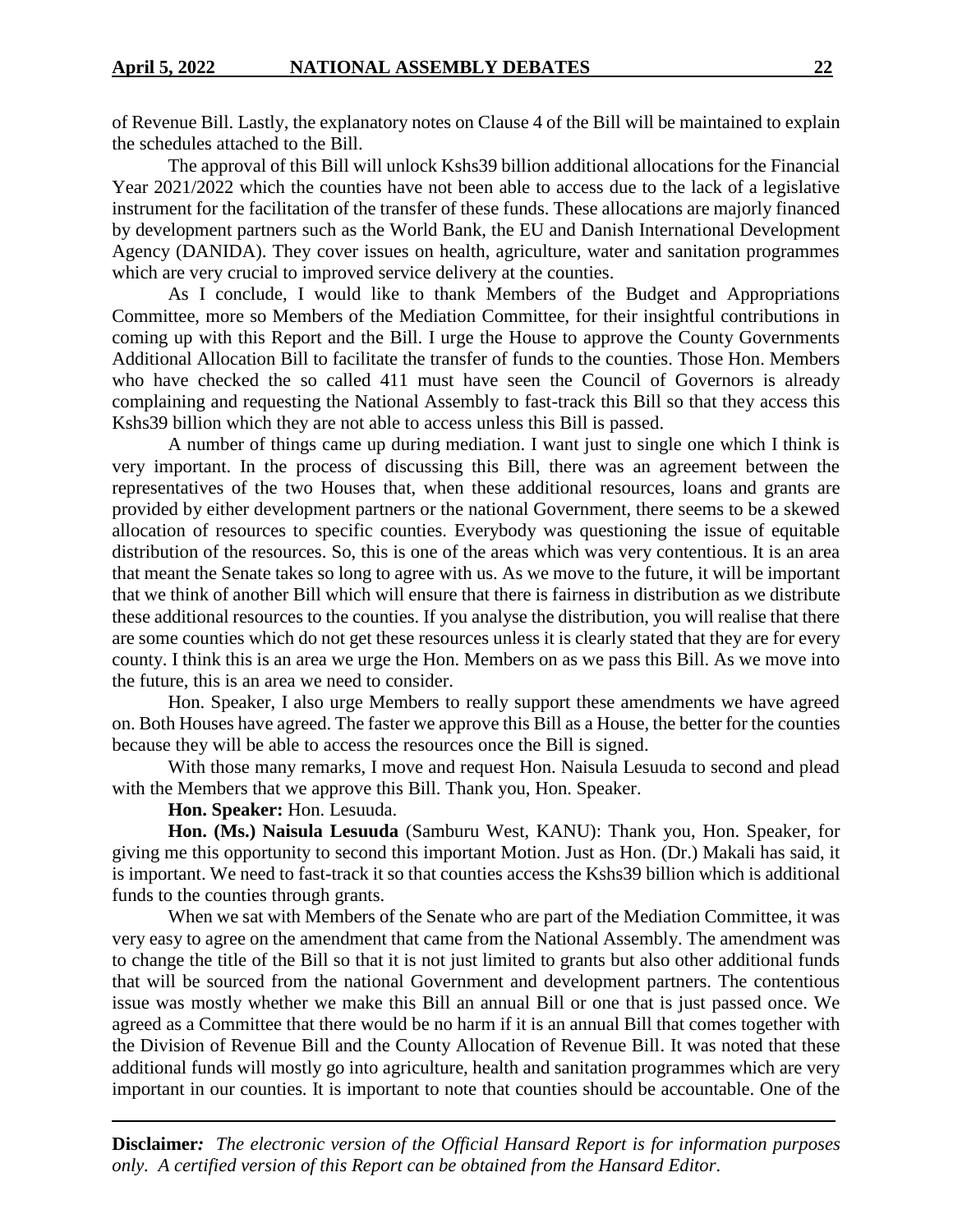of Revenue Bill. Lastly, the explanatory notes on Clause 4 of the Bill will be maintained to explain the schedules attached to the Bill.

The approval of this Bill will unlock Kshs39 billion additional allocations for the Financial Year 2021/2022 which the counties have not been able to access due to the lack of a legislative instrument for the facilitation of the transfer of these funds. These allocations are majorly financed by development partners such as the World Bank, the EU and Danish International Development Agency (DANIDA). They cover issues on health, agriculture, water and sanitation programmes which are very crucial to improved service delivery at the counties.

As I conclude, I would like to thank Members of the Budget and Appropriations Committee, more so Members of the Mediation Committee, for their insightful contributions in coming up with this Report and the Bill. I urge the House to approve the County Governments Additional Allocation Bill to facilitate the transfer of funds to the counties. Those Hon. Members who have checked the so called 411 must have seen the Council of Governors is already complaining and requesting the National Assembly to fast-track this Bill so that they access this Kshs39 billion which they are not able to access unless this Bill is passed.

A number of things came up during mediation. I want just to single one which I think is very important. In the process of discussing this Bill, there was an agreement between the representatives of the two Houses that, when these additional resources, loans and grants are provided by either development partners or the national Government, there seems to be a skewed allocation of resources to specific counties. Everybody was questioning the issue of equitable distribution of the resources. So, this is one of the areas which was very contentious. It is an area that meant the Senate takes so long to agree with us. As we move to the future, it will be important that we think of another Bill which will ensure that there is fairness in distribution as we distribute these additional resources to the counties. If you analyse the distribution, you will realise that there are some counties which do not get these resources unless it is clearly stated that they are for every county. I think this is an area we urge the Hon. Members on as we pass this Bill. As we move into the future, this is an area we need to consider.

Hon. Speaker, I also urge Members to really support these amendments we have agreed on. Both Houses have agreed. The faster we approve this Bill as a House, the better for the counties because they will be able to access the resources once the Bill is signed.

With those many remarks, I move and request Hon. Naisula Lesuuda to second and plead with the Members that we approve this Bill. Thank you, Hon. Speaker.

**Hon. Speaker:** Hon. Lesuuda.

**Hon. (Ms.) Naisula Lesuuda** (Samburu West, KANU): Thank you, Hon. Speaker, for giving me this opportunity to second this important Motion. Just as Hon. (Dr.) Makali has said, it is important. We need to fast-track it so that counties access the Kshs39 billion which is additional funds to the counties through grants.

When we sat with Members of the Senate who are part of the Mediation Committee, it was very easy to agree on the amendment that came from the National Assembly. The amendment was to change the title of the Bill so that it is not just limited to grants but also other additional funds that will be sourced from the national Government and development partners. The contentious issue was mostly whether we make this Bill an annual Bill or one that is just passed once. We agreed as a Committee that there would be no harm if it is an annual Bill that comes together with the Division of Revenue Bill and the County Allocation of Revenue Bill. It was noted that these additional funds will mostly go into agriculture, health and sanitation programmes which are very important in our counties. It is important to note that counties should be accountable. One of the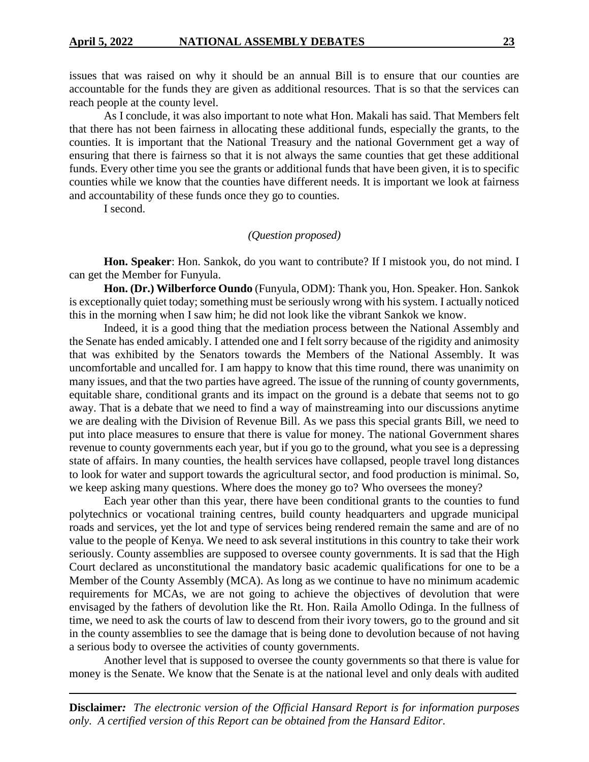issues that was raised on why it should be an annual Bill is to ensure that our counties are accountable for the funds they are given as additional resources. That is so that the services can reach people at the county level.

As I conclude, it was also important to note what Hon. Makali has said. That Members felt that there has not been fairness in allocating these additional funds, especially the grants, to the counties. It is important that the National Treasury and the national Government get a way of ensuring that there is fairness so that it is not always the same counties that get these additional funds. Every other time you see the grants or additional funds that have been given, it is to specific counties while we know that the counties have different needs. It is important we look at fairness and accountability of these funds once they go to counties.

I second.

*(Question proposed)*

**Hon. Speaker**: Hon. Sankok, do you want to contribute? If I mistook you, do not mind. I can get the Member for Funyula.

**Hon. (Dr.) Wilberforce Oundo** (Funyula, ODM): Thank you, Hon. Speaker. Hon. Sankok is exceptionally quiet today; something must be seriously wrong with his system. I actually noticed this in the morning when I saw him; he did not look like the vibrant Sankok we know.

Indeed, it is a good thing that the mediation process between the National Assembly and the Senate has ended amicably. I attended one and I felt sorry because of the rigidity and animosity that was exhibited by the Senators towards the Members of the National Assembly. It was uncomfortable and uncalled for. I am happy to know that this time round, there was unanimity on many issues, and that the two parties have agreed. The issue of the running of county governments, equitable share, conditional grants and its impact on the ground is a debate that seems not to go away. That is a debate that we need to find a way of mainstreaming into our discussions anytime we are dealing with the Division of Revenue Bill. As we pass this special grants Bill, we need to put into place measures to ensure that there is value for money. The national Government shares revenue to county governments each year, but if you go to the ground, what you see is a depressing state of affairs. In many counties, the health services have collapsed, people travel long distances to look for water and support towards the agricultural sector, and food production is minimal. So, we keep asking many questions. Where does the money go to? Who oversees the money?

Each year other than this year, there have been conditional grants to the counties to fund polytechnics or vocational training centres, build county headquarters and upgrade municipal roads and services, yet the lot and type of services being rendered remain the same and are of no value to the people of Kenya. We need to ask several institutions in this country to take their work seriously. County assemblies are supposed to oversee county governments. It is sad that the High Court declared as unconstitutional the mandatory basic academic qualifications for one to be a Member of the County Assembly (MCA). As long as we continue to have no minimum academic requirements for MCAs, we are not going to achieve the objectives of devolution that were envisaged by the fathers of devolution like the Rt. Hon. Raila Amollo Odinga. In the fullness of time, we need to ask the courts of law to descend from their ivory towers, go to the ground and sit in the county assemblies to see the damage that is being done to devolution because of not having a serious body to oversee the activities of county governments.

Another level that is supposed to oversee the county governments so that there is value for money is the Senate. We know that the Senate is at the national level and only deals with audited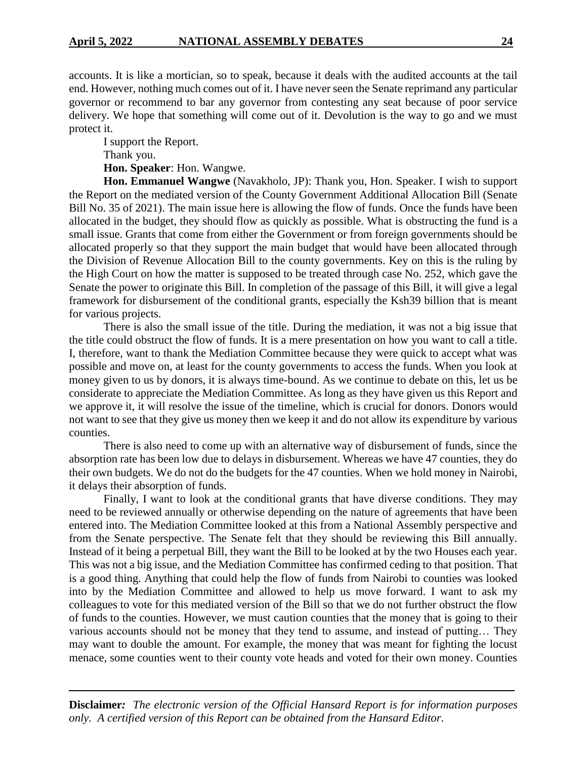accounts. It is like a mortician, so to speak, because it deals with the audited accounts at the tail end. However, nothing much comes out of it. I have never seen the Senate reprimand any particular governor or recommend to bar any governor from contesting any seat because of poor service delivery. We hope that something will come out of it. Devolution is the way to go and we must protect it.

I support the Report.

Thank you.

**Hon. Speaker**: Hon. Wangwe.

**Hon. Emmanuel Wangwe** (Navakholo, JP): Thank you, Hon. Speaker. I wish to support the Report on the mediated version of the County Government Additional Allocation Bill (Senate Bill No. 35 of 2021). The main issue here is allowing the flow of funds. Once the funds have been allocated in the budget, they should flow as quickly as possible. What is obstructing the fund is a small issue. Grants that come from either the Government or from foreign governments should be allocated properly so that they support the main budget that would have been allocated through the Division of Revenue Allocation Bill to the county governments. Key on this is the ruling by the High Court on how the matter is supposed to be treated through case No. 252, which gave the Senate the power to originate this Bill. In completion of the passage of this Bill, it will give a legal framework for disbursement of the conditional grants, especially the Ksh39 billion that is meant for various projects.

There is also the small issue of the title. During the mediation, it was not a big issue that the title could obstruct the flow of funds. It is a mere presentation on how you want to call a title. I, therefore, want to thank the Mediation Committee because they were quick to accept what was possible and move on, at least for the county governments to access the funds. When you look at money given to us by donors, it is always time-bound. As we continue to debate on this, let us be considerate to appreciate the Mediation Committee. As long as they have given us this Report and we approve it, it will resolve the issue of the timeline, which is crucial for donors. Donors would not want to see that they give us money then we keep it and do not allow its expenditure by various counties.

There is also need to come up with an alternative way of disbursement of funds, since the absorption rate has been low due to delays in disbursement. Whereas we have 47 counties, they do their own budgets. We do not do the budgets for the 47 counties. When we hold money in Nairobi, it delays their absorption of funds.

Finally, I want to look at the conditional grants that have diverse conditions. They may need to be reviewed annually or otherwise depending on the nature of agreements that have been entered into. The Mediation Committee looked at this from a National Assembly perspective and from the Senate perspective. The Senate felt that they should be reviewing this Bill annually. Instead of it being a perpetual Bill, they want the Bill to be looked at by the two Houses each year. This was not a big issue, and the Mediation Committee has confirmed ceding to that position. That is a good thing. Anything that could help the flow of funds from Nairobi to counties was looked into by the Mediation Committee and allowed to help us move forward. I want to ask my colleagues to vote for this mediated version of the Bill so that we do not further obstruct the flow of funds to the counties. However, we must caution counties that the money that is going to their various accounts should not be money that they tend to assume, and instead of putting… They may want to double the amount. For example, the money that was meant for fighting the locust menace, some counties went to their county vote heads and voted for their own money. Counties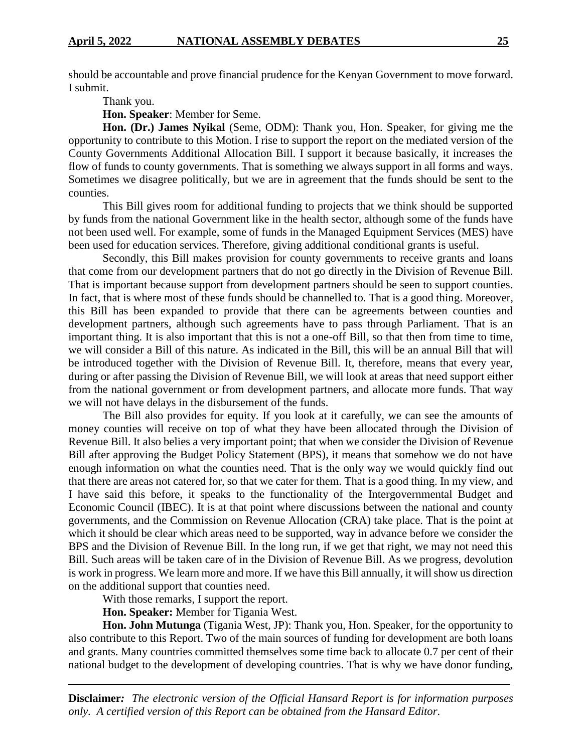should be accountable and prove financial prudence for the Kenyan Government to move forward. I submit.

Thank you.

**Hon. Speaker**: Member for Seme.

**Hon. (Dr.) James Nyikal** (Seme, ODM): Thank you, Hon. Speaker, for giving me the opportunity to contribute to this Motion. I rise to support the report on the mediated version of the County Governments Additional Allocation Bill. I support it because basically, it increases the flow of funds to county governments. That is something we always support in all forms and ways. Sometimes we disagree politically, but we are in agreement that the funds should be sent to the counties.

This Bill gives room for additional funding to projects that we think should be supported by funds from the national Government like in the health sector, although some of the funds have not been used well. For example, some of funds in the Managed Equipment Services (MES) have been used for education services. Therefore, giving additional conditional grants is useful.

Secondly, this Bill makes provision for county governments to receive grants and loans that come from our development partners that do not go directly in the Division of Revenue Bill. That is important because support from development partners should be seen to support counties. In fact, that is where most of these funds should be channelled to. That is a good thing. Moreover, this Bill has been expanded to provide that there can be agreements between counties and development partners, although such agreements have to pass through Parliament. That is an important thing. It is also important that this is not a one-off Bill, so that then from time to time, we will consider a Bill of this nature. As indicated in the Bill, this will be an annual Bill that will be introduced together with the Division of Revenue Bill. It, therefore, means that every year, during or after passing the Division of Revenue Bill, we will look at areas that need support either from the national government or from development partners, and allocate more funds. That way we will not have delays in the disbursement of the funds.

The Bill also provides for equity. If you look at it carefully, we can see the amounts of money counties will receive on top of what they have been allocated through the Division of Revenue Bill. It also belies a very important point; that when we consider the Division of Revenue Bill after approving the Budget Policy Statement (BPS), it means that somehow we do not have enough information on what the counties need. That is the only way we would quickly find out that there are areas not catered for, so that we cater for them. That is a good thing. In my view, and I have said this before, it speaks to the functionality of the Intergovernmental Budget and Economic Council (IBEC). It is at that point where discussions between the national and county governments, and the Commission on Revenue Allocation (CRA) take place. That is the point at which it should be clear which areas need to be supported, way in advance before we consider the BPS and the Division of Revenue Bill. In the long run, if we get that right, we may not need this Bill. Such areas will be taken care of in the Division of Revenue Bill. As we progress, devolution is work in progress. We learn more and more. If we have this Bill annually, it will show us direction on the additional support that counties need.

With those remarks, I support the report.

**Hon. Speaker:** Member for Tigania West.

**Hon. John Mutunga** (Tigania West, JP): Thank you, Hon. Speaker, for the opportunity to also contribute to this Report. Two of the main sources of funding for development are both loans and grants. Many countries committed themselves some time back to allocate 0.7 per cent of their national budget to the development of developing countries. That is why we have donor funding,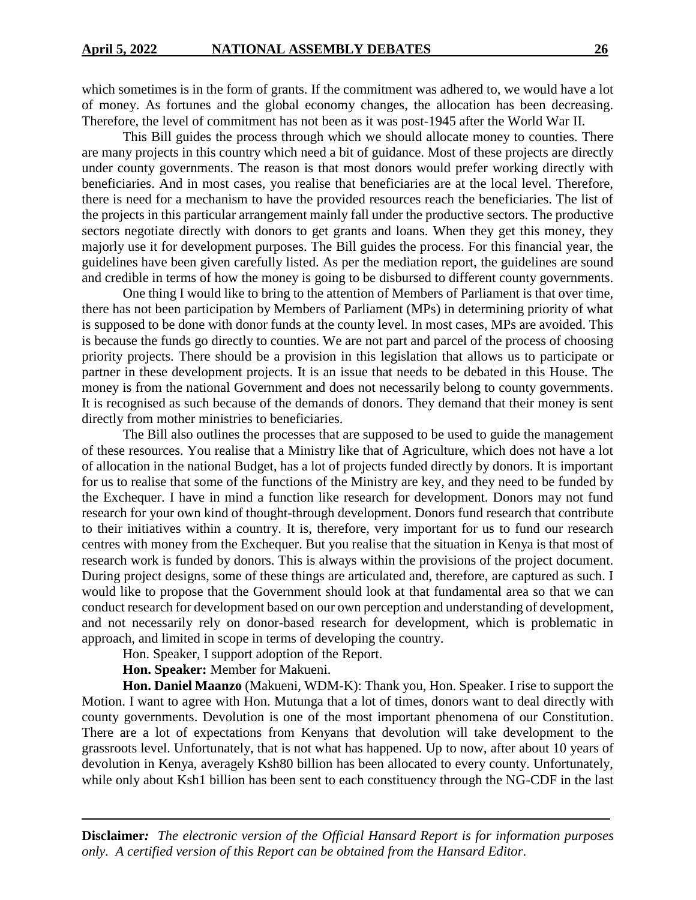which sometimes is in the form of grants. If the commitment was adhered to, we would have a lot of money. As fortunes and the global economy changes, the allocation has been decreasing. Therefore, the level of commitment has not been as it was post-1945 after the World War II.

This Bill guides the process through which we should allocate money to counties. There are many projects in this country which need a bit of guidance. Most of these projects are directly under county governments. The reason is that most donors would prefer working directly with beneficiaries. And in most cases, you realise that beneficiaries are at the local level. Therefore, there is need for a mechanism to have the provided resources reach the beneficiaries. The list of the projects in this particular arrangement mainly fall under the productive sectors. The productive sectors negotiate directly with donors to get grants and loans. When they get this money, they majorly use it for development purposes. The Bill guides the process. For this financial year, the guidelines have been given carefully listed. As per the mediation report, the guidelines are sound and credible in terms of how the money is going to be disbursed to different county governments.

One thing I would like to bring to the attention of Members of Parliament is that over time, there has not been participation by Members of Parliament (MPs) in determining priority of what is supposed to be done with donor funds at the county level. In most cases, MPs are avoided. This is because the funds go directly to counties. We are not part and parcel of the process of choosing priority projects. There should be a provision in this legislation that allows us to participate or partner in these development projects. It is an issue that needs to be debated in this House. The money is from the national Government and does not necessarily belong to county governments. It is recognised as such because of the demands of donors. They demand that their money is sent directly from mother ministries to beneficiaries.

The Bill also outlines the processes that are supposed to be used to guide the management of these resources. You realise that a Ministry like that of Agriculture, which does not have a lot of allocation in the national Budget, has a lot of projects funded directly by donors. It is important for us to realise that some of the functions of the Ministry are key, and they need to be funded by the Exchequer. I have in mind a function like research for development. Donors may not fund research for your own kind of thought-through development. Donors fund research that contribute to their initiatives within a country. It is, therefore, very important for us to fund our research centres with money from the Exchequer. But you realise that the situation in Kenya is that most of research work is funded by donors. This is always within the provisions of the project document. During project designs, some of these things are articulated and, therefore, are captured as such. I would like to propose that the Government should look at that fundamental area so that we can conduct research for development based on our own perception and understanding of development, and not necessarily rely on donor-based research for development, which is problematic in approach, and limited in scope in terms of developing the country.

Hon. Speaker, I support adoption of the Report.

**Hon. Speaker:** Member for Makueni.

**Hon. Daniel Maanzo** (Makueni, WDM-K): Thank you, Hon. Speaker. I rise to support the Motion. I want to agree with Hon. Mutunga that a lot of times, donors want to deal directly with county governments. Devolution is one of the most important phenomena of our Constitution. There are a lot of expectations from Kenyans that devolution will take development to the grassroots level. Unfortunately, that is not what has happened. Up to now, after about 10 years of devolution in Kenya, averagely Ksh80 billion has been allocated to every county. Unfortunately, while only about Ksh1 billion has been sent to each constituency through the NG-CDF in the last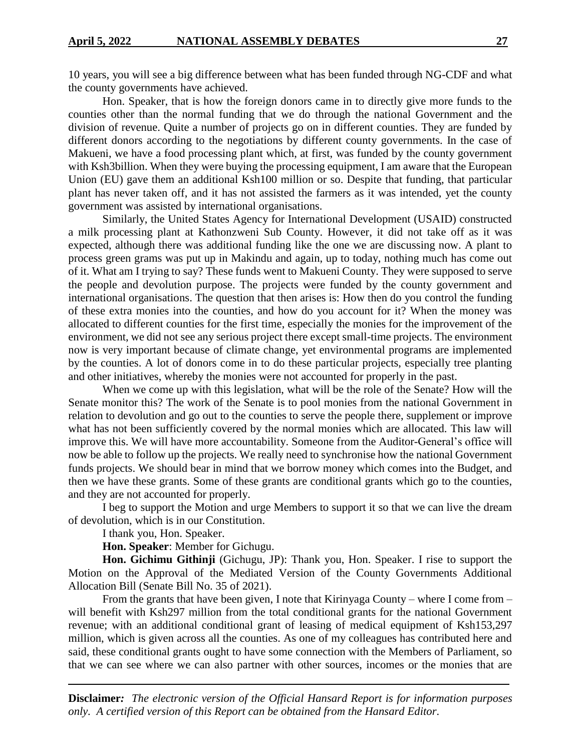10 years, you will see a big difference between what has been funded through NG-CDF and what the county governments have achieved.

Hon. Speaker, that is how the foreign donors came in to directly give more funds to the counties other than the normal funding that we do through the national Government and the division of revenue. Quite a number of projects go on in different counties. They are funded by different donors according to the negotiations by different county governments. In the case of Makueni, we have a food processing plant which, at first, was funded by the county government with Ksh3billion. When they were buying the processing equipment, I am aware that the European Union (EU) gave them an additional Ksh100 million or so. Despite that funding, that particular plant has never taken off, and it has not assisted the farmers as it was intended, yet the county government was assisted by international organisations.

Similarly, the United States Agency for International Development (USAID) constructed a milk processing plant at Kathonzweni Sub County. However, it did not take off as it was expected, although there was additional funding like the one we are discussing now. A plant to process green grams was put up in Makindu and again, up to today, nothing much has come out of it. What am I trying to say? These funds went to Makueni County. They were supposed to serve the people and devolution purpose. The projects were funded by the county government and international organisations. The question that then arises is: How then do you control the funding of these extra monies into the counties, and how do you account for it? When the money was allocated to different counties for the first time, especially the monies for the improvement of the environment, we did not see any serious project there except small-time projects. The environment now is very important because of climate change, yet environmental programs are implemented by the counties. A lot of donors come in to do these particular projects, especially tree planting and other initiatives, whereby the monies were not accounted for properly in the past.

When we come up with this legislation, what will be the role of the Senate? How will the Senate monitor this? The work of the Senate is to pool monies from the national Government in relation to devolution and go out to the counties to serve the people there, supplement or improve what has not been sufficiently covered by the normal monies which are allocated. This law will improve this. We will have more accountability. Someone from the Auditor-General's office will now be able to follow up the projects. We really need to synchronise how the national Government funds projects. We should bear in mind that we borrow money which comes into the Budget, and then we have these grants. Some of these grants are conditional grants which go to the counties, and they are not accounted for properly.

I beg to support the Motion and urge Members to support it so that we can live the dream of devolution, which is in our Constitution.

I thank you, Hon. Speaker.

**Hon. Speaker**: Member for Gichugu.

**Hon. Gichimu Githinji** (Gichugu, JP): Thank you, Hon. Speaker. I rise to support the Motion on the Approval of the Mediated Version of the County Governments Additional Allocation Bill (Senate Bill No. 35 of 2021).

From the grants that have been given, I note that Kirinyaga County – where I come from – will benefit with Ksh297 million from the total conditional grants for the national Government revenue; with an additional conditional grant of leasing of medical equipment of Ksh153,297 million, which is given across all the counties. As one of my colleagues has contributed here and said, these conditional grants ought to have some connection with the Members of Parliament, so that we can see where we can also partner with other sources, incomes or the monies that are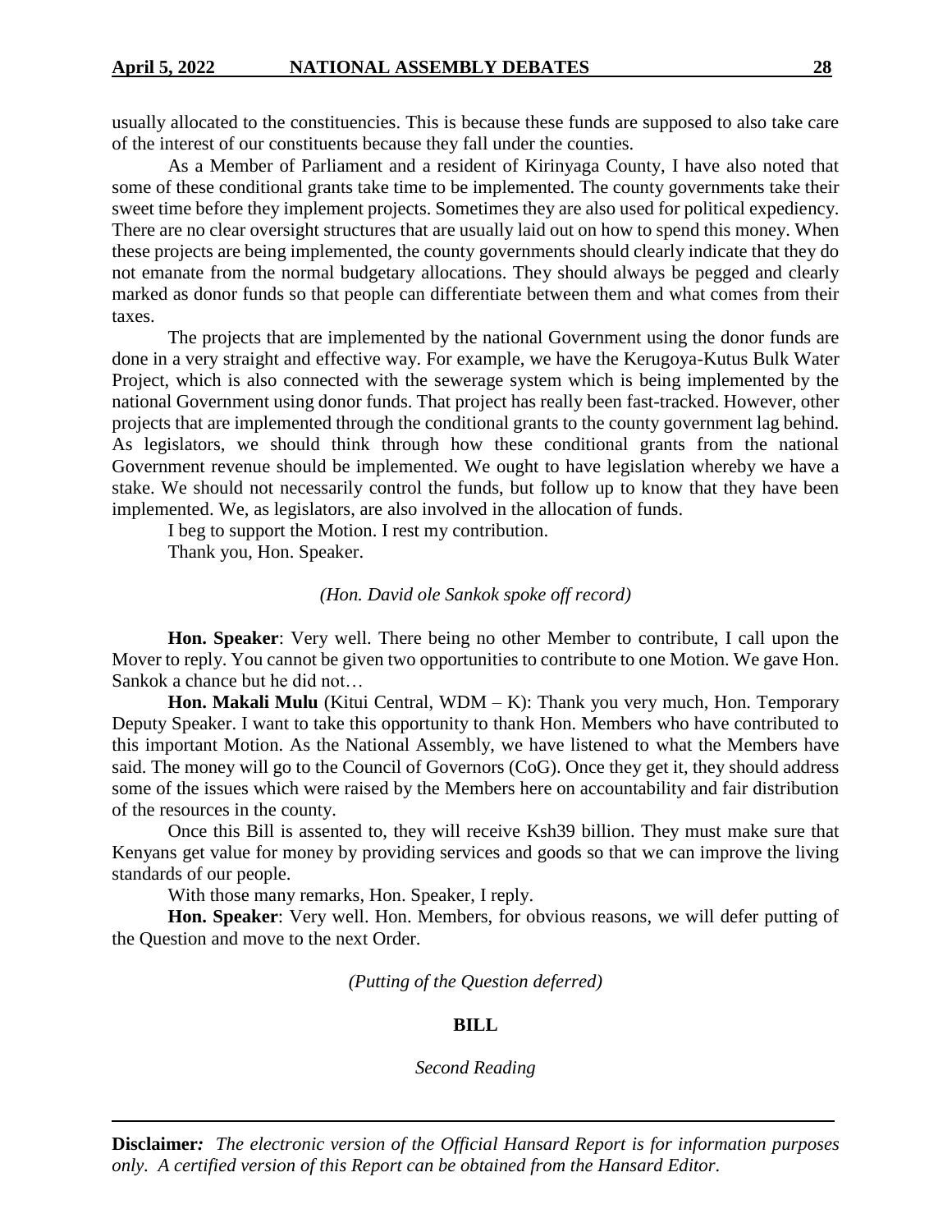usually allocated to the constituencies. This is because these funds are supposed to also take care of the interest of our constituents because they fall under the counties.

As a Member of Parliament and a resident of Kirinyaga County, I have also noted that some of these conditional grants take time to be implemented. The county governments take their sweet time before they implement projects. Sometimes they are also used for political expediency. There are no clear oversight structures that are usually laid out on how to spend this money. When these projects are being implemented, the county governments should clearly indicate that they do not emanate from the normal budgetary allocations. They should always be pegged and clearly marked as donor funds so that people can differentiate between them and what comes from their taxes.

The projects that are implemented by the national Government using the donor funds are done in a very straight and effective way. For example, we have the Kerugoya-Kutus Bulk Water Project, which is also connected with the sewerage system which is being implemented by the national Government using donor funds. That project has really been fast-tracked. However, other projects that are implemented through the conditional grants to the county government lag behind. As legislators, we should think through how these conditional grants from the national Government revenue should be implemented. We ought to have legislation whereby we have a stake. We should not necessarily control the funds, but follow up to know that they have been implemented. We, as legislators, are also involved in the allocation of funds.

I beg to support the Motion. I rest my contribution.

Thank you, Hon. Speaker.

*(Hon. David ole Sankok spoke off record)*

**Hon. Speaker**: Very well. There being no other Member to contribute, I call upon the Mover to reply. You cannot be given two opportunities to contribute to one Motion. We gave Hon. Sankok a chance but he did not…

**Hon. Makali Mulu** (Kitui Central, WDM – K): Thank you very much, Hon. Temporary Deputy Speaker. I want to take this opportunity to thank Hon. Members who have contributed to this important Motion. As the National Assembly, we have listened to what the Members have said. The money will go to the Council of Governors (CoG). Once they get it, they should address some of the issues which were raised by the Members here on accountability and fair distribution of the resources in the county.

Once this Bill is assented to, they will receive Ksh39 billion. They must make sure that Kenyans get value for money by providing services and goods so that we can improve the living standards of our people.

With those many remarks, Hon. Speaker, I reply.

**Hon. Speaker**: Very well. Hon. Members, for obvious reasons, we will defer putting of the Question and move to the next Order.

*(Putting of the Question deferred)*

**BILL**

*Second Reading*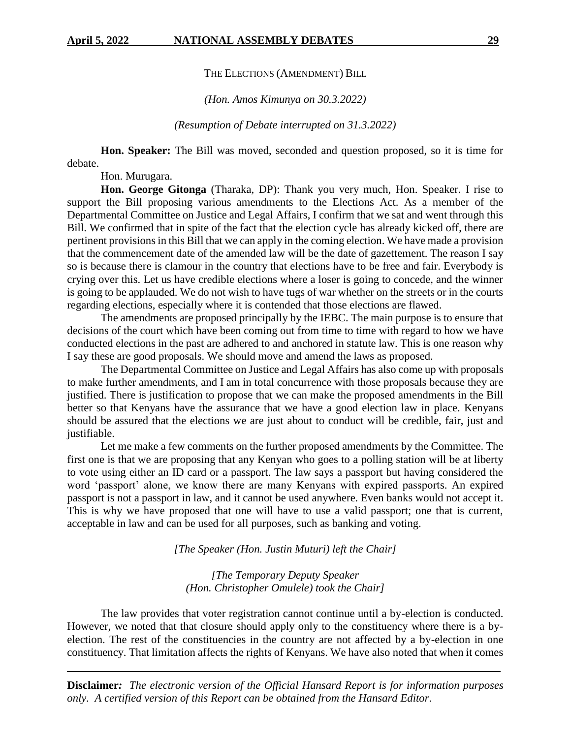THE ELECTIONS (AMENDMENT) BILL

*(Hon. Amos Kimunya on 30.3.2022)*

*(Resumption of Debate interrupted on 31.3.2022)*

**Hon. Speaker:** The Bill was moved, seconded and question proposed, so it is time for debate.

Hon. Murugara.

**Hon. George Gitonga** (Tharaka, DP): Thank you very much, Hon. Speaker. I rise to support the Bill proposing various amendments to the Elections Act. As a member of the Departmental Committee on Justice and Legal Affairs, I confirm that we sat and went through this Bill. We confirmed that in spite of the fact that the election cycle has already kicked off, there are pertinent provisions in this Bill that we can apply in the coming election. We have made a provision that the commencement date of the amended law will be the date of gazettement. The reason I say so is because there is clamour in the country that elections have to be free and fair. Everybody is crying over this. Let us have credible elections where a loser is going to concede, and the winner is going to be applauded. We do not wish to have tugs of war whether on the streets or in the courts regarding elections, especially where it is contended that those elections are flawed.

The amendments are proposed principally by the IEBC. The main purpose is to ensure that decisions of the court which have been coming out from time to time with regard to how we have conducted elections in the past are adhered to and anchored in statute law. This is one reason why I say these are good proposals. We should move and amend the laws as proposed.

The Departmental Committee on Justice and Legal Affairs has also come up with proposals to make further amendments, and I am in total concurrence with those proposals because they are justified. There is justification to propose that we can make the proposed amendments in the Bill better so that Kenyans have the assurance that we have a good election law in place. Kenyans should be assured that the elections we are just about to conduct will be credible, fair, just and justifiable.

Let me make a few comments on the further proposed amendments by the Committee. The first one is that we are proposing that any Kenyan who goes to a polling station will be at liberty to vote using either an ID card or a passport. The law says a passport but having considered the word 'passport' alone, we know there are many Kenyans with expired passports. An expired passport is not a passport in law, and it cannot be used anywhere. Even banks would not accept it. This is why we have proposed that one will have to use a valid passport; one that is current, acceptable in law and can be used for all purposes, such as banking and voting.

*[The Speaker (Hon. Justin Muturi) left the Chair]*

*[The Temporary Deputy Speaker (Hon. Christopher Omulele) took the Chair]*

The law provides that voter registration cannot continue until a by-election is conducted. However, we noted that that closure should apply only to the constituency where there is a by-election. The rest of the constituencies in the country are not affected by a by-election in one constituency. That limitation affects the rights of Kenyans. We have also noted that when it comes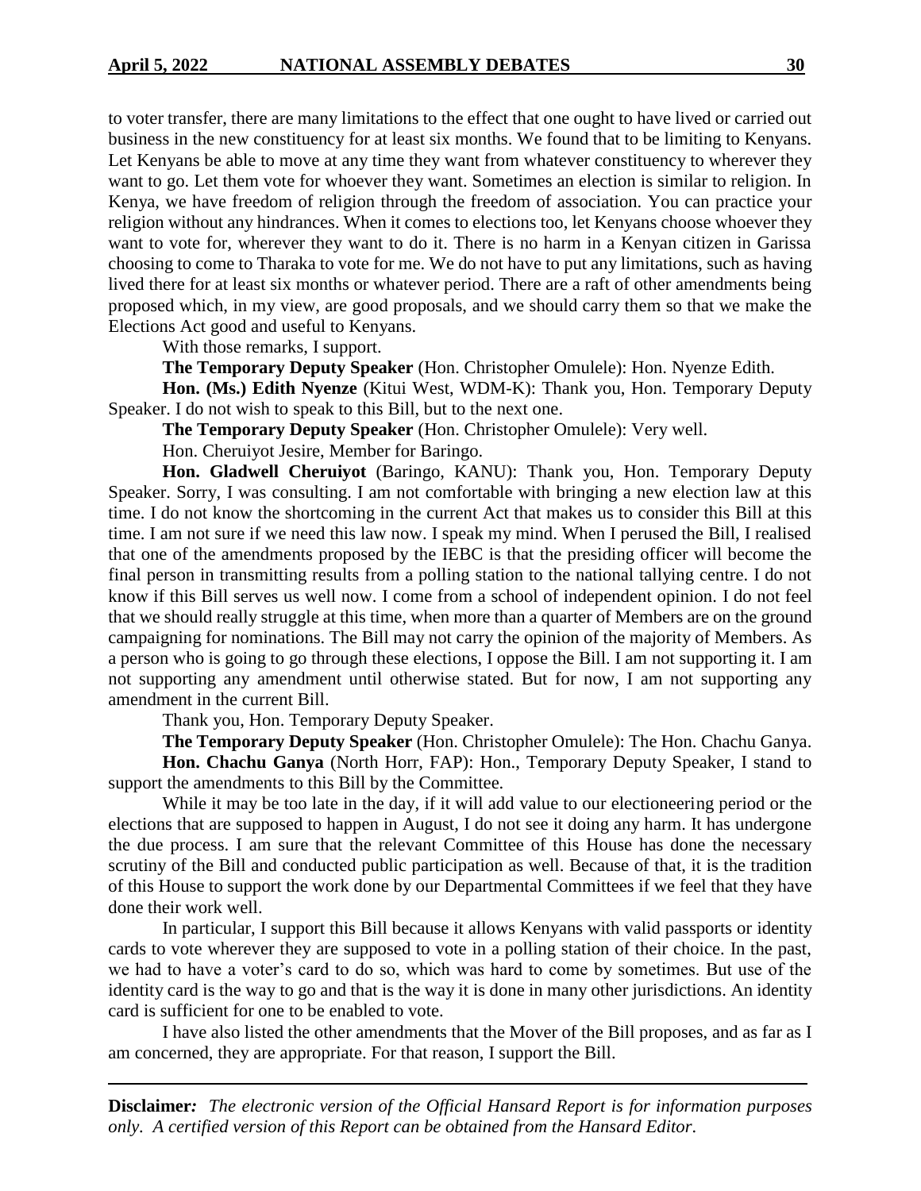to voter transfer, there are many limitations to the effect that one ought to have lived or carried out business in the new constituency for at least six months. We found that to be limiting to Kenyans. Let Kenyans be able to move at any time they want from whatever constituency to wherever they want to go. Let them vote for whoever they want. Sometimes an election is similar to religion. In Kenya, we have freedom of religion through the freedom of association. You can practice your religion without any hindrances. When it comes to elections too, let Kenyans choose whoever they want to vote for, wherever they want to do it. There is no harm in a Kenyan citizen in Garissa choosing to come to Tharaka to vote for me. We do not have to put any limitations, such as having lived there for at least six months or whatever period. There are a raft of other amendments being proposed which, in my view, are good proposals, and we should carry them so that we make the Elections Act good and useful to Kenyans.

With those remarks, I support.

**The Temporary Deputy Speaker** (Hon. Christopher Omulele): Hon. Nyenze Edith.

**Hon. (Ms.) Edith Nyenze** (Kitui West, WDM-K): Thank you, Hon. Temporary Deputy Speaker. I do not wish to speak to this Bill, but to the next one.

**The Temporary Deputy Speaker** (Hon. Christopher Omulele): Very well.

Hon. Cheruiyot Jesire, Member for Baringo.

**Hon. Gladwell Cheruiyot** (Baringo, KANU): Thank you, Hon. Temporary Deputy Speaker. Sorry, I was consulting. I am not comfortable with bringing a new election law at this time. I do not know the shortcoming in the current Act that makes us to consider this Bill at this time. I am not sure if we need this law now. I speak my mind. When I perused the Bill, I realised that one of the amendments proposed by the IEBC is that the presiding officer will become the final person in transmitting results from a polling station to the national tallying centre. I do not know if this Bill serves us well now. I come from a school of independent opinion. I do not feel that we should really struggle at this time, when more than a quarter of Members are on the ground campaigning for nominations. The Bill may not carry the opinion of the majority of Members. As a person who is going to go through these elections, I oppose the Bill. I am not supporting it. I am not supporting any amendment until otherwise stated. But for now, I am not supporting any amendment in the current Bill.

Thank you, Hon. Temporary Deputy Speaker.

**The Temporary Deputy Speaker** (Hon. Christopher Omulele): The Hon. Chachu Ganya.

**Hon. Chachu Ganya** (North Horr, FAP): Hon., Temporary Deputy Speaker, I stand to support the amendments to this Bill by the Committee.

While it may be too late in the day, if it will add value to our electioneering period or the elections that are supposed to happen in August, I do not see it doing any harm. It has undergone the due process. I am sure that the relevant Committee of this House has done the necessary scrutiny of the Bill and conducted public participation as well. Because of that, it is the tradition of this House to support the work done by our Departmental Committees if we feel that they have done their work well.

In particular, I support this Bill because it allows Kenyans with valid passports or identity cards to vote wherever they are supposed to vote in a polling station of their choice. In the past, we had to have a voter's card to do so, which was hard to come by sometimes. But use of the identity card is the way to go and that is the way it is done in many other jurisdictions. An identity card is sufficient for one to be enabled to vote.

I have also listed the other amendments that the Mover of the Bill proposes, and as far as I am concerned, they are appropriate. For that reason, I support the Bill.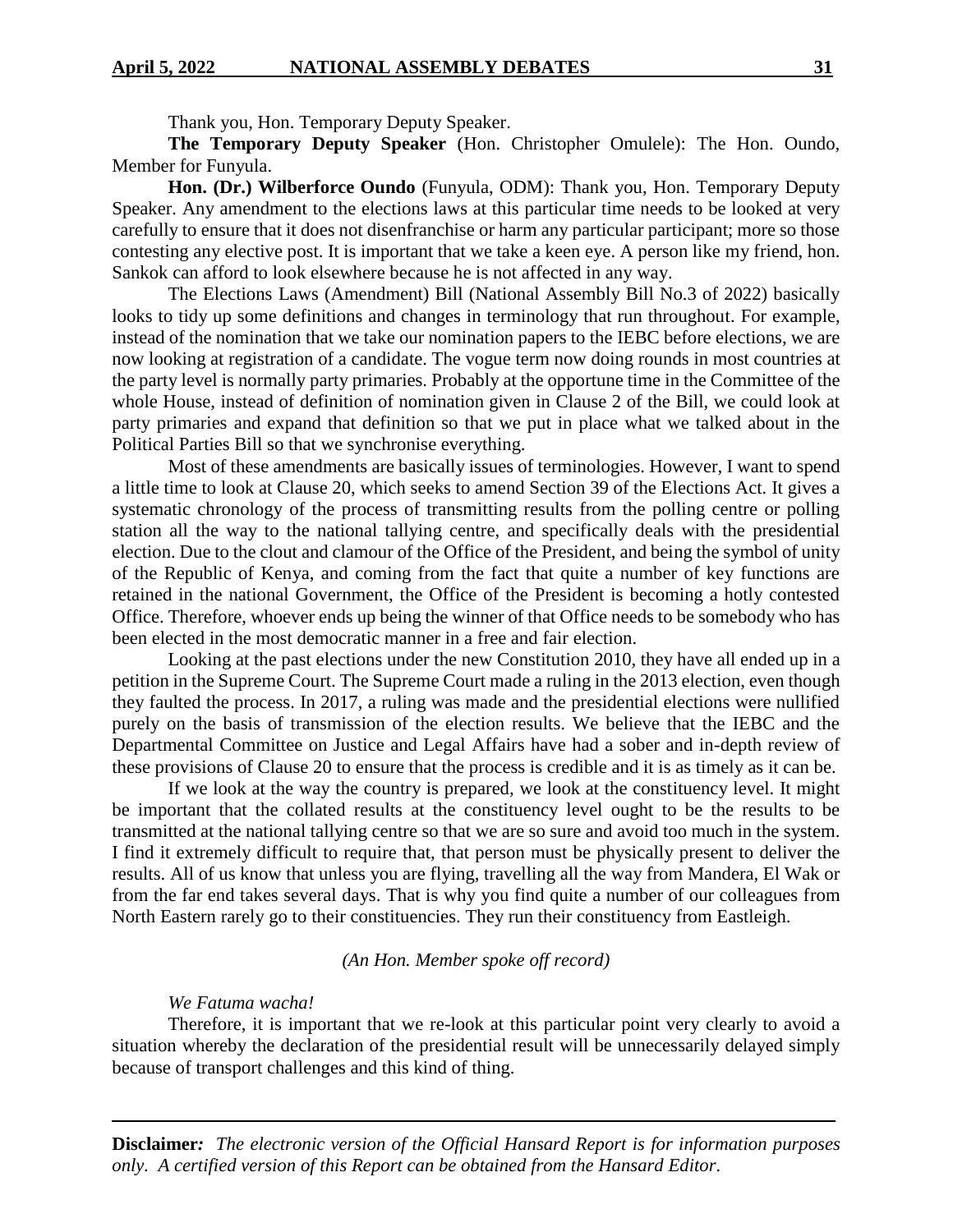Thank you, Hon. Temporary Deputy Speaker.

**The Temporary Deputy Speaker** (Hon. Christopher Omulele): The Hon. Oundo, Member for Funyula.

**Hon. (Dr.) Wilberforce Oundo** (Funyula, ODM): Thank you, Hon. Temporary Deputy Speaker. Any amendment to the elections laws at this particular time needs to be looked at very carefully to ensure that it does not disenfranchise or harm any particular participant; more so those contesting any elective post. It is important that we take a keen eye. A person like my friend, hon. Sankok can afford to look elsewhere because he is not affected in any way.

The Elections Laws (Amendment) Bill (National Assembly Bill No.3 of 2022) basically looks to tidy up some definitions and changes in terminology that run throughout. For example, instead of the nomination that we take our nomination papers to the IEBC before elections, we are now looking at registration of a candidate. The vogue term now doing rounds in most countries at the party level is normally party primaries. Probably at the opportune time in the Committee of the whole House, instead of definition of nomination given in Clause 2 of the Bill, we could look at party primaries and expand that definition so that we put in place what we talked about in the Political Parties Bill so that we synchronise everything.

Most of these amendments are basically issues of terminologies. However, I want to spend a little time to look at Clause 20, which seeks to amend Section 39 of the Elections Act. It gives a systematic chronology of the process of transmitting results from the polling centre or polling station all the way to the national tallying centre, and specifically deals with the presidential election. Due to the clout and clamour of the Office of the President, and being the symbol of unity of the Republic of Kenya, and coming from the fact that quite a number of key functions are retained in the national Government, the Office of the President is becoming a hotly contested Office. Therefore, whoever ends up being the winner of that Office needs to be somebody who has been elected in the most democratic manner in a free and fair election.

Looking at the past elections under the new Constitution 2010, they have all ended up in a petition in the Supreme Court. The Supreme Court made a ruling in the 2013 election, even though they faulted the process. In 2017, a ruling was made and the presidential elections were nullified purely on the basis of transmission of the election results. We believe that the IEBC and the Departmental Committee on Justice and Legal Affairs have had a sober and in-depth review of these provisions of Clause 20 to ensure that the process is credible and it is as timely as it can be.

If we look at the way the country is prepared, we look at the constituency level. It might be important that the collated results at the constituency level ought to be the results to be transmitted at the national tallying centre so that we are so sure and avoid too much in the system. I find it extremely difficult to require that, that person must be physically present to deliver the results. All of us know that unless you are flying, travelling all the way from Mandera, El Wak or from the far end takes several days. That is why you find quite a number of our colleagues from North Eastern rarely go to their constituencies. They run their constituency from Eastleigh.

*(An Hon. Member spoke off record)*

*We Fatuma wacha!*

Therefore, it is important that we re-look at this particular point very clearly to avoid a situation whereby the declaration of the presidential result will be unnecessarily delayed simply because of transport challenges and this kind of thing.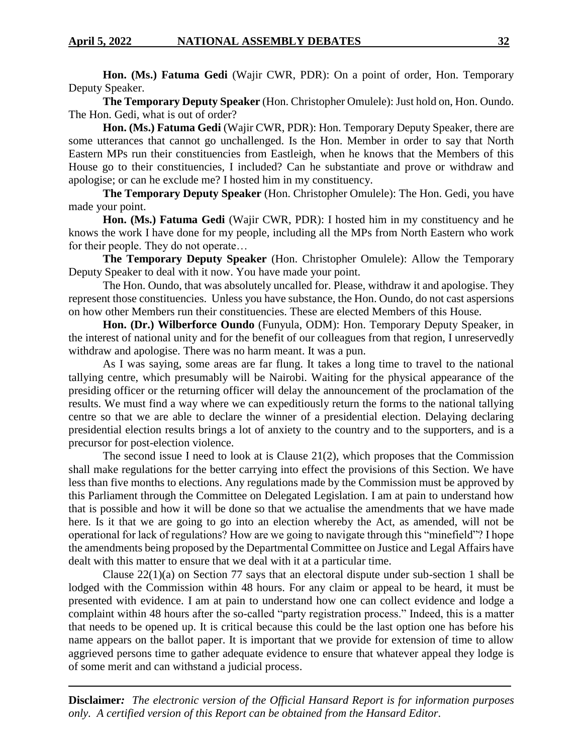**Hon. (Ms.) Fatuma Gedi** (Wajir CWR, PDR): On a point of order, Hon. Temporary Deputy Speaker.

**The Temporary Deputy Speaker** (Hon. Christopher Omulele): Just hold on, Hon. Oundo. The Hon. Gedi, what is out of order?

**Hon. (Ms.) Fatuma Gedi** (Wajir CWR, PDR): Hon. Temporary Deputy Speaker, there are some utterances that cannot go unchallenged. Is the Hon. Member in order to say that North Eastern MPs run their constituencies from Eastleigh, when he knows that the Members of this House go to their constituencies, I included? Can he substantiate and prove or withdraw and apologise; or can he exclude me? I hosted him in my constituency.

**The Temporary Deputy Speaker** (Hon. Christopher Omulele): The Hon. Gedi, you have made your point.

**Hon. (Ms.) Fatuma Gedi** (Wajir CWR, PDR): I hosted him in my constituency and he knows the work I have done for my people, including all the MPs from North Eastern who work for their people. They do not operate…

**The Temporary Deputy Speaker** (Hon. Christopher Omulele): Allow the Temporary Deputy Speaker to deal with it now. You have made your point.

The Hon. Oundo, that was absolutely uncalled for. Please, withdraw it and apologise. They represent those constituencies. Unless you have substance, the Hon. Oundo, do not cast aspersions on how other Members run their constituencies. These are elected Members of this House.

**Hon. (Dr.) Wilberforce Oundo** (Funyula, ODM): Hon. Temporary Deputy Speaker, in the interest of national unity and for the benefit of our colleagues from that region, I unreservedly withdraw and apologise. There was no harm meant. It was a pun.

As I was saying, some areas are far flung. It takes a long time to travel to the national tallying centre, which presumably will be Nairobi. Waiting for the physical appearance of the presiding officer or the returning officer will delay the announcement of the proclamation of the results. We must find a way where we can expeditiously return the forms to the national tallying centre so that we are able to declare the winner of a presidential election. Delaying declaring presidential election results brings a lot of anxiety to the country and to the supporters, and is a precursor for post-election violence.

The second issue I need to look at is Clause 21(2), which proposes that the Commission shall make regulations for the better carrying into effect the provisions of this Section. We have less than five months to elections. Any regulations made by the Commission must be approved by this Parliament through the Committee on Delegated Legislation. I am at pain to understand how that is possible and how it will be done so that we actualise the amendments that we have made here. Is it that we are going to go into an election whereby the Act, as amended, will not be operational for lack of regulations? How are we going to navigate through this "minefield"? I hope the amendments being proposed by the Departmental Committee on Justice and Legal Affairs have dealt with this matter to ensure that we deal with it at a particular time.

Clause 22(1)(a) on Section 77 says that an electoral dispute under sub-section 1 shall be lodged with the Commission within 48 hours. For any claim or appeal to be heard, it must be presented with evidence. I am at pain to understand how one can collect evidence and lodge a complaint within 48 hours after the so-called "party registration process." Indeed, this is a matter that needs to be opened up. It is critical because this could be the last option one has before his name appears on the ballot paper. It is important that we provide for extension of time to allow aggrieved persons time to gather adequate evidence to ensure that whatever appeal they lodge is of some merit and can withstand a judicial process.

**Disclaimer***:* *The electronic version of the Official Hansard Report is for information purposes only. A certified version of this Report can be obtained from the Hansard Editor.*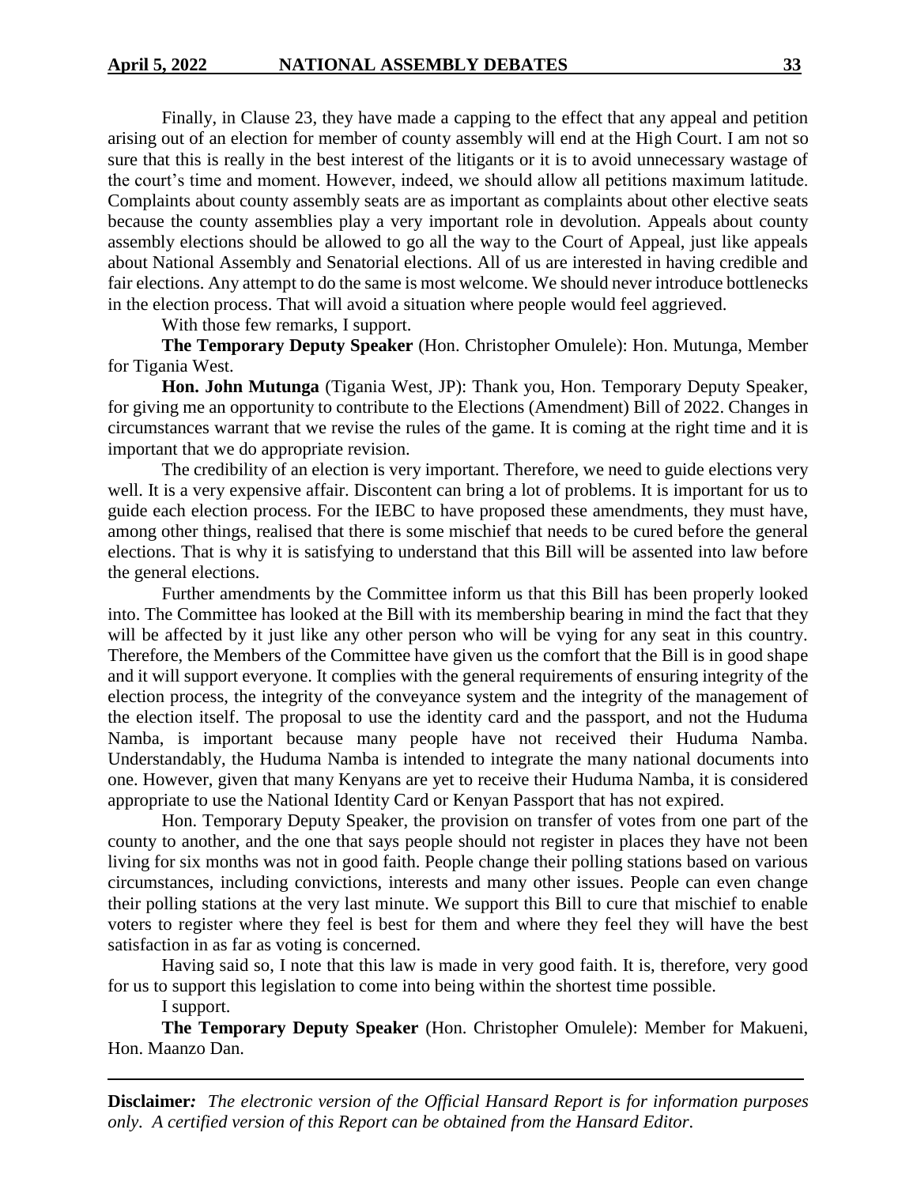Finally, in Clause 23, they have made a capping to the effect that any appeal and petition arising out of an election for member of county assembly will end at the High Court. I am not so sure that this is really in the best interest of the litigants or it is to avoid unnecessary wastage of the court's time and moment. However, indeed, we should allow all petitions maximum latitude. Complaints about county assembly seats are as important as complaints about other elective seats because the county assemblies play a very important role in devolution. Appeals about county assembly elections should be allowed to go all the way to the Court of Appeal, just like appeals about National Assembly and Senatorial elections. All of us are interested in having credible and fair elections. Any attempt to do the same is most welcome. We should never introduce bottlenecks in the election process. That will avoid a situation where people would feel aggrieved.

With those few remarks, I support.

**The Temporary Deputy Speaker** (Hon. Christopher Omulele): Hon. Mutunga, Member for Tigania West.

**Hon. John Mutunga** (Tigania West, JP): Thank you, Hon. Temporary Deputy Speaker, for giving me an opportunity to contribute to the Elections (Amendment) Bill of 2022. Changes in circumstances warrant that we revise the rules of the game. It is coming at the right time and it is important that we do appropriate revision.

The credibility of an election is very important. Therefore, we need to guide elections very well. It is a very expensive affair. Discontent can bring a lot of problems. It is important for us to guide each election process. For the IEBC to have proposed these amendments, they must have, among other things, realised that there is some mischief that needs to be cured before the general elections. That is why it is satisfying to understand that this Bill will be assented into law before the general elections.

Further amendments by the Committee inform us that this Bill has been properly looked into. The Committee has looked at the Bill with its membership bearing in mind the fact that they will be affected by it just like any other person who will be vying for any seat in this country. Therefore, the Members of the Committee have given us the comfort that the Bill is in good shape and it will support everyone. It complies with the general requirements of ensuring integrity of the election process, the integrity of the conveyance system and the integrity of the management of the election itself. The proposal to use the identity card and the passport, and not the Huduma Namba, is important because many people have not received their Huduma Namba. Understandably, the Huduma Namba is intended to integrate the many national documents into one. However, given that many Kenyans are yet to receive their Huduma Namba, it is considered appropriate to use the National Identity Card or Kenyan Passport that has not expired.

Hon. Temporary Deputy Speaker, the provision on transfer of votes from one part of the county to another, and the one that says people should not register in places they have not been living for six months was not in good faith. People change their polling stations based on various circumstances, including convictions, interests and many other issues. People can even change their polling stations at the very last minute. We support this Bill to cure that mischief to enable voters to register where they feel is best for them and where they feel they will have the best satisfaction in as far as voting is concerned.

Having said so, I note that this law is made in very good faith. It is, therefore, very good for us to support this legislation to come into being within the shortest time possible.

I support.

**The Temporary Deputy Speaker** (Hon. Christopher Omulele): Member for Makueni, Hon. Maanzo Dan.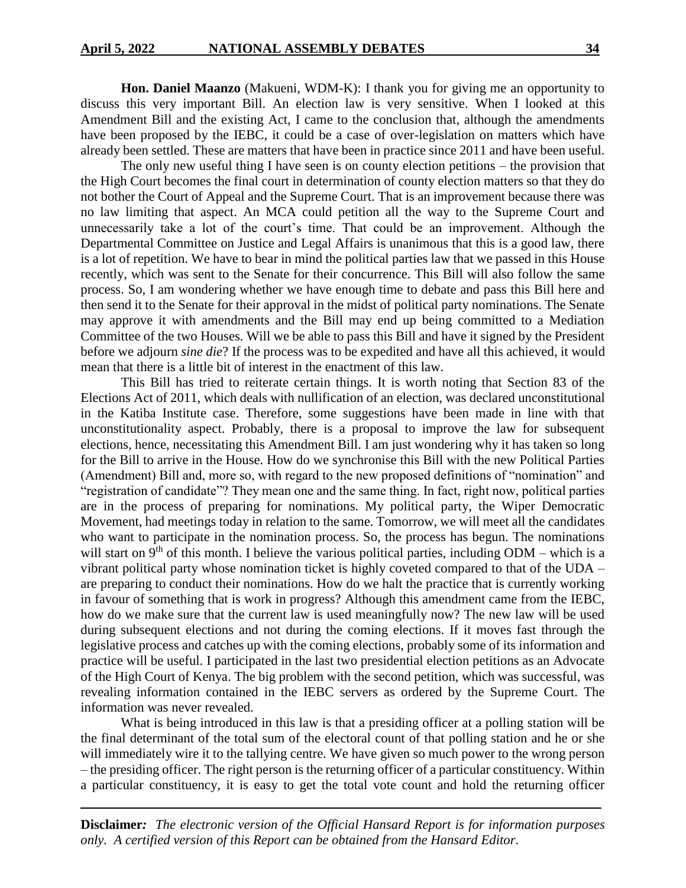**Hon. Daniel Maanzo** (Makueni, WDM-K): I thank you for giving me an opportunity to discuss this very important Bill. An election law is very sensitive. When I looked at this Amendment Bill and the existing Act, I came to the conclusion that, although the amendments have been proposed by the IEBC, it could be a case of over-legislation on matters which have already been settled. These are matters that have been in practice since 2011 and have been useful.

The only new useful thing I have seen is on county election petitions – the provision that the High Court becomes the final court in determination of county election matters so that they do not bother the Court of Appeal and the Supreme Court. That is an improvement because there was no law limiting that aspect. An MCA could petition all the way to the Supreme Court and unnecessarily take a lot of the court's time. That could be an improvement. Although the Departmental Committee on Justice and Legal Affairs is unanimous that this is a good law, there is a lot of repetition. We have to bear in mind the political parties law that we passed in this House recently, which was sent to the Senate for their concurrence. This Bill will also follow the same process. So, I am wondering whether we have enough time to debate and pass this Bill here and then send it to the Senate for their approval in the midst of political party nominations. The Senate may approve it with amendments and the Bill may end up being committed to a Mediation Committee of the two Houses. Will we be able to pass this Bill and have it signed by the President before we adjourn *sine die*? If the process was to be expedited and have all this achieved, it would mean that there is a little bit of interest in the enactment of this law.

This Bill has tried to reiterate certain things. It is worth noting that Section 83 of the Elections Act of 2011, which deals with nullification of an election, was declared unconstitutional in the Katiba Institute case. Therefore, some suggestions have been made in line with that unconstitutionality aspect. Probably, there is a proposal to improve the law for subsequent elections, hence, necessitating this Amendment Bill. I am just wondering why it has taken so long for the Bill to arrive in the House. How do we synchronise this Bill with the new Political Parties (Amendment) Bill and, more so, with regard to the new proposed definitions of "nomination" and "registration of candidate"? They mean one and the same thing. In fact, right now, political parties are in the process of preparing for nominations. My political party, the Wiper Democratic Movement, had meetings today in relation to the same. Tomorrow, we will meet all the candidates who want to participate in the nomination process. So, the process has begun. The nominations will start on 9th of this month. I believe the various political parties, including ODM – which is a vibrant political party whose nomination ticket is highly coveted compared to that of the UDA – are preparing to conduct their nominations. How do we halt the practice that is currently working in favour of something that is work in progress? Although this amendment came from the IEBC, how do we make sure that the current law is used meaningfully now? The new law will be used during subsequent elections and not during the coming elections. If it moves fast through the legislative process and catches up with the coming elections, probably some of its information and practice will be useful. I participated in the last two presidential election petitions as an Advocate of the High Court of Kenya. The big problem with the second petition, which was successful, was revealing information contained in the IEBC servers as ordered by the Supreme Court. The information was never revealed.

What is being introduced in this law is that a presiding officer at a polling station will be the final determinant of the total sum of the electoral count of that polling station and he or she will immediately wire it to the tallying centre. We have given so much power to the wrong person – the presiding officer. The right person is the returning officer of a particular constituency. Within a particular constituency, it is easy to get the total vote count and hold the returning officer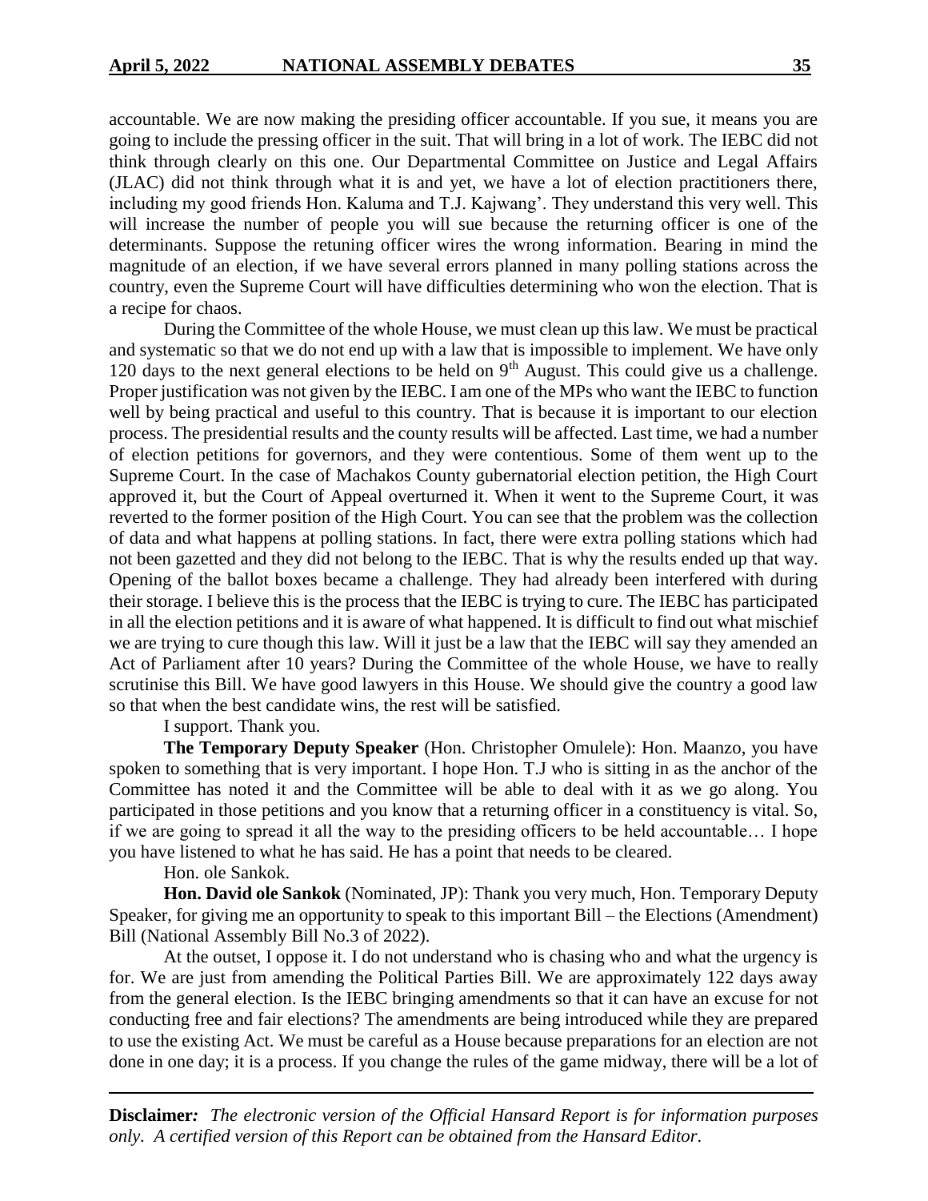accountable. We are now making the presiding officer accountable. If you sue, it means you are going to include the pressing officer in the suit. That will bring in a lot of work. The IEBC did not think through clearly on this one. Our Departmental Committee on Justice and Legal Affairs (JLAC) did not think through what it is and yet, we have a lot of election practitioners there, including my good friends Hon. Kaluma and T.J. Kajwang'. They understand this very well. This will increase the number of people you will sue because the returning officer is one of the determinants. Suppose the retuning officer wires the wrong information. Bearing in mind the magnitude of an election, if we have several errors planned in many polling stations across the country, even the Supreme Court will have difficulties determining who won the election. That is a recipe for chaos.

During the Committee of the whole House, we must clean up this law. We must be practical and systematic so that we do not end up with a law that is impossible to implement. We have only 120 days to the next general elections to be held on 9th August. This could give us a challenge. Proper justification was not given by the IEBC. I am one of the MPs who want the IEBC to function well by being practical and useful to this country. That is because it is important to our election process. The presidential results and the county results will be affected. Last time, we had a number of election petitions for governors, and they were contentious. Some of them went up to the Supreme Court. In the case of Machakos County gubernatorial election petition, the High Court approved it, but the Court of Appeal overturned it. When it went to the Supreme Court, it was reverted to the former position of the High Court. You can see that the problem was the collection of data and what happens at polling stations. In fact, there were extra polling stations which had not been gazetted and they did not belong to the IEBC. That is why the results ended up that way. Opening of the ballot boxes became a challenge. They had already been interfered with during their storage. I believe this is the process that the IEBC is trying to cure. The IEBC has participated in all the election petitions and it is aware of what happened. It is difficult to find out what mischief we are trying to cure though this law. Will it just be a law that the IEBC will say they amended an Act of Parliament after 10 years? During the Committee of the whole House, we have to really scrutinise this Bill. We have good lawyers in this House. We should give the country a good law so that when the best candidate wins, the rest will be satisfied.

I support. Thank you.

**The Temporary Deputy Speaker** (Hon. Christopher Omulele): Hon. Maanzo, you have spoken to something that is very important. I hope Hon. T.J who is sitting in as the anchor of the Committee has noted it and the Committee will be able to deal with it as we go along. You participated in those petitions and you know that a returning officer in a constituency is vital. So, if we are going to spread it all the way to the presiding officers to be held accountable… I hope you have listened to what he has said. He has a point that needs to be cleared.

Hon. ole Sankok.

**Hon. David ole Sankok** (Nominated, JP): Thank you very much, Hon. Temporary Deputy Speaker, for giving me an opportunity to speak to this important Bill – the Elections (Amendment) Bill (National Assembly Bill No.3 of 2022).

At the outset, I oppose it. I do not understand who is chasing who and what the urgency is for. We are just from amending the Political Parties Bill. We are approximately 122 days away from the general election. Is the IEBC bringing amendments so that it can have an excuse for not conducting free and fair elections? The amendments are being introduced while they are prepared to use the existing Act. We must be careful as a House because preparations for an election are not done in one day; it is a process. If you change the rules of the game midway, there will be a lot of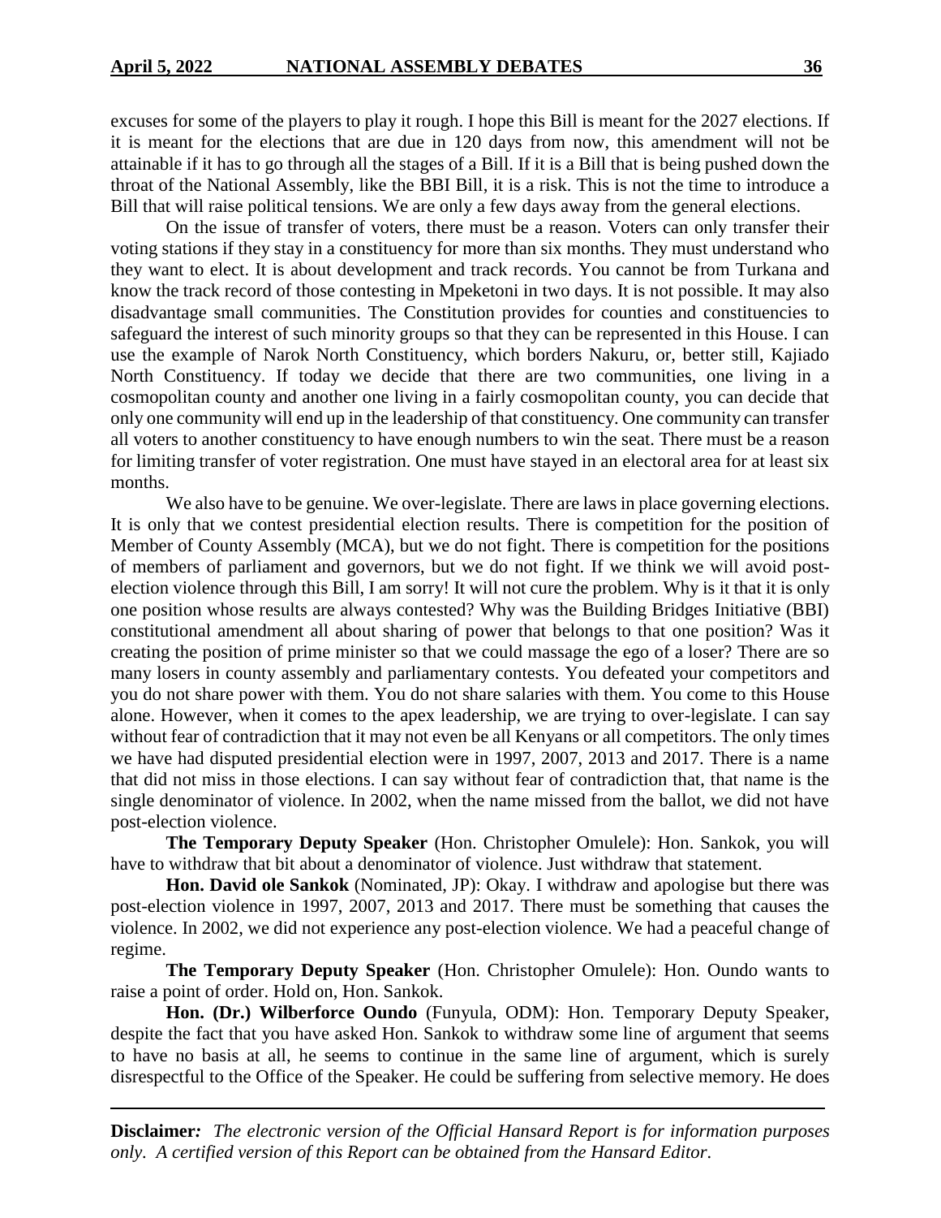excuses for some of the players to play it rough. I hope this Bill is meant for the 2027 elections. If it is meant for the elections that are due in 120 days from now, this amendment will not be attainable if it has to go through all the stages of a Bill. If it is a Bill that is being pushed down the throat of the National Assembly, like the BBI Bill, it is a risk. This is not the time to introduce a Bill that will raise political tensions. We are only a few days away from the general elections.

On the issue of transfer of voters, there must be a reason. Voters can only transfer their voting stations if they stay in a constituency for more than six months. They must understand who they want to elect. It is about development and track records. You cannot be from Turkana and know the track record of those contesting in Mpeketoni in two days. It is not possible. It may also disadvantage small communities. The Constitution provides for counties and constituencies to safeguard the interest of such minority groups so that they can be represented in this House. I can use the example of Narok North Constituency, which borders Nakuru, or, better still, Kajiado North Constituency. If today we decide that there are two communities, one living in a cosmopolitan county and another one living in a fairly cosmopolitan county, you can decide that only one community will end up in the leadership of that constituency. One community can transfer all voters to another constituency to have enough numbers to win the seat. There must be a reason for limiting transfer of voter registration. One must have stayed in an electoral area for at least six months.

We also have to be genuine. We over-legislate. There are laws in place governing elections. It is only that we contest presidential election results. There is competition for the position of Member of County Assembly (MCA), but we do not fight. There is competition for the positions of members of parliament and governors, but we do not fight. If we think we will avoid post-election violence through this Bill, I am sorry! It will not cure the problem. Why is it that it is only one position whose results are always contested? Why was the Building Bridges Initiative (BBI) constitutional amendment all about sharing of power that belongs to that one position? Was it creating the position of prime minister so that we could massage the ego of a loser? There are so many losers in county assembly and parliamentary contests. You defeated your competitors and you do not share power with them. You do not share salaries with them. You come to this House alone. However, when it comes to the apex leadership, we are trying to over-legislate. I can say without fear of contradiction that it may not even be all Kenyans or all competitors. The only times we have had disputed presidential election were in 1997, 2007, 2013 and 2017. There is a name that did not miss in those elections. I can say without fear of contradiction that, that name is the single denominator of violence. In 2002, when the name missed from the ballot, we did not have post-election violence.

**The Temporary Deputy Speaker** (Hon. Christopher Omulele): Hon. Sankok, you will have to withdraw that bit about a denominator of violence. Just withdraw that statement.

**Hon. David ole Sankok** (Nominated, JP): Okay. I withdraw and apologise but there was post-election violence in 1997, 2007, 2013 and 2017. There must be something that causes the violence. In 2002, we did not experience any post-election violence. We had a peaceful change of regime.

**The Temporary Deputy Speaker** (Hon. Christopher Omulele): Hon. Oundo wants to raise a point of order. Hold on, Hon. Sankok.

**Hon. (Dr.) Wilberforce Oundo** (Funyula, ODM): Hon. Temporary Deputy Speaker, despite the fact that you have asked Hon. Sankok to withdraw some line of argument that seems to have no basis at all, he seems to continue in the same line of argument, which is surely disrespectful to the Office of the Speaker. He could be suffering from selective memory. He does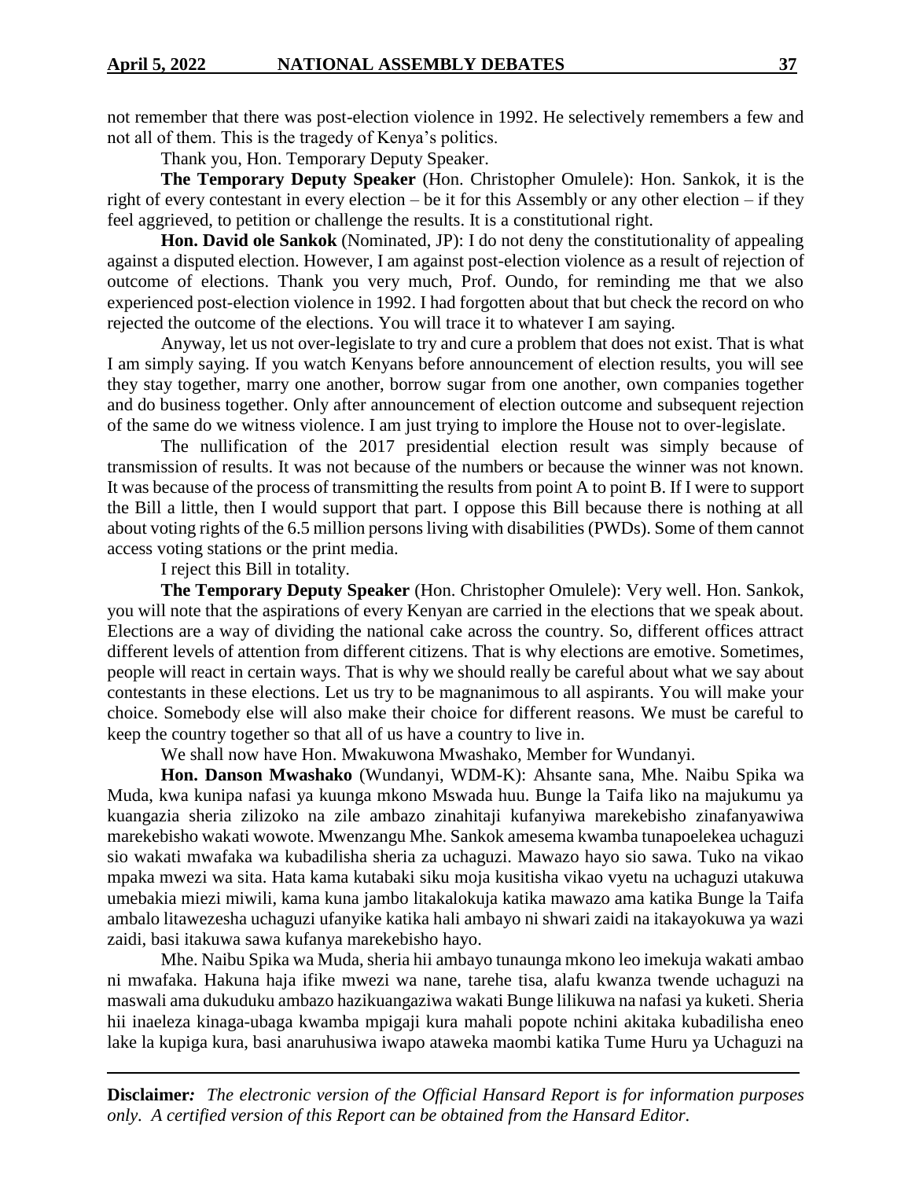not remember that there was post-election violence in 1992. He selectively remembers a few and not all of them. This is the tragedy of Kenya's politics.

Thank you, Hon. Temporary Deputy Speaker.

**The Temporary Deputy Speaker** (Hon. Christopher Omulele): Hon. Sankok, it is the right of every contestant in every election – be it for this Assembly or any other election – if they feel aggrieved, to petition or challenge the results. It is a constitutional right.

**Hon. David ole Sankok** (Nominated, JP): I do not deny the constitutionality of appealing against a disputed election. However, I am against post-election violence as a result of rejection of outcome of elections. Thank you very much, Prof. Oundo, for reminding me that we also experienced post-election violence in 1992. I had forgotten about that but check the record on who rejected the outcome of the elections. You will trace it to whatever I am saying.

Anyway, let us not over-legislate to try and cure a problem that does not exist. That is what I am simply saying. If you watch Kenyans before announcement of election results, you will see they stay together, marry one another, borrow sugar from one another, own companies together and do business together. Only after announcement of election outcome and subsequent rejection of the same do we witness violence. I am just trying to implore the House not to over-legislate.

The nullification of the 2017 presidential election result was simply because of transmission of results. It was not because of the numbers or because the winner was not known. It was because of the process of transmitting the results from point A to point B. If I were to support the Bill a little, then I would support that part. I oppose this Bill because there is nothing at all about voting rights of the 6.5 million persons living with disabilities (PWDs). Some of them cannot access voting stations or the print media.

I reject this Bill in totality.

**The Temporary Deputy Speaker** (Hon. Christopher Omulele): Very well. Hon. Sankok, you will note that the aspirations of every Kenyan are carried in the elections that we speak about. Elections are a way of dividing the national cake across the country. So, different offices attract different levels of attention from different citizens. That is why elections are emotive. Sometimes, people will react in certain ways. That is why we should really be careful about what we say about contestants in these elections. Let us try to be magnanimous to all aspirants. You will make your choice. Somebody else will also make their choice for different reasons. We must be careful to keep the country together so that all of us have a country to live in.

We shall now have Hon. Mwakuwona Mwashako, Member for Wundanyi.

**Hon. Danson Mwashako** (Wundanyi, WDM-K): Ahsante sana, Mhe. Naibu Spika wa Muda, kwa kunipa nafasi ya kuunga mkono Mswada huu. Bunge la Taifa liko na majukumu ya kuangazia sheria zilizoko na zile ambazo zinahitaji kufanyiwa marekebisho zinafanyawiwa marekebisho wakati wowote. Mwenzangu Mhe. Sankok amesema kwamba tunapoelekea uchaguzi sio wakati mwafaka wa kubadilisha sheria za uchaguzi. Mawazo hayo sio sawa. Tuko na vikao mpaka mwezi wa sita. Hata kama kutabaki siku moja kusitisha vikao vyetu na uchaguzi utakuwa umebakia miezi miwili, kama kuna jambo litakalokuja katika mawazo ama katika Bunge la Taifa ambalo litawezesha uchaguzi ufanyike katika hali ambayo ni shwari zaidi na itakayokuwa ya wazi zaidi, basi itakuwa sawa kufanya marekebisho hayo.

Mhe. Naibu Spika wa Muda, sheria hii ambayo tunaunga mkono leo imekuja wakati ambao ni mwafaka. Hakuna haja ifike mwezi wa nane, tarehe tisa, alafu kwanza twende uchaguzi na maswali ama dukuduku ambazo hazikuangaziwa wakati Bunge lilikuwa na nafasi ya kuketi. Sheria hii inaeleza kinaga-ubaga kwamba mpigaji kura mahali popote nchini akitaka kubadilisha eneo lake la kupiga kura, basi anaruhusiwa iwapo ataweka maombi katika Tume Huru ya Uchaguzi na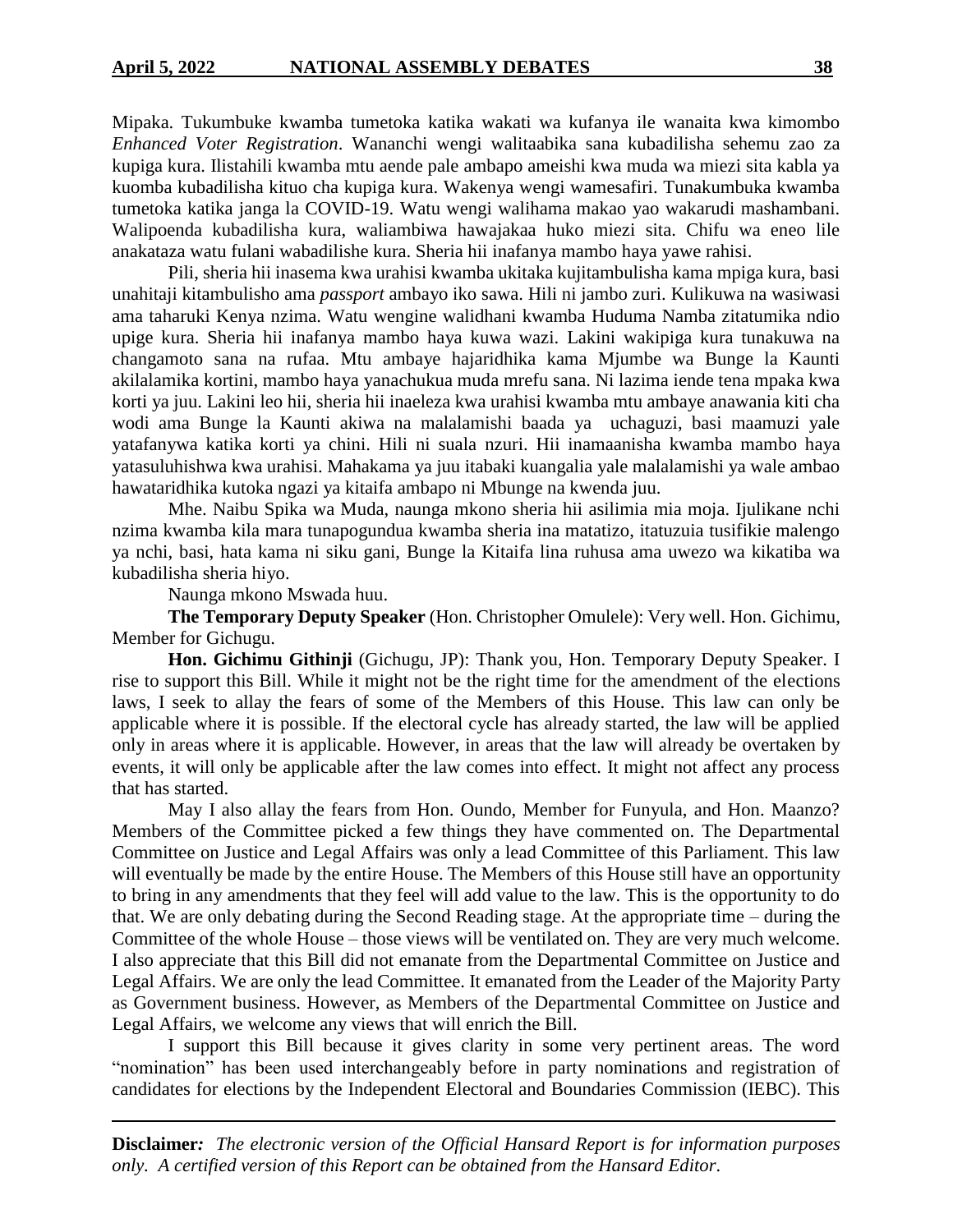Mipaka. Tukumbuke kwamba tumetoka katika wakati wa kufanya ile wanaita kwa kimombo *Enhanced Voter Registration*. Wananchi wengi walitaabika sana kubadilisha sehemu zao za kupiga kura. Ilistahili kwamba mtu aende pale ambapo ameishi kwa muda wa miezi sita kabla ya kuomba kubadilisha kituo cha kupiga kura. Wakenya wengi wamesafiri. Tunakumbuka kwamba tumetoka katika janga la COVID-19. Watu wengi walihama makao yao wakarudi mashambani. Walipoenda kubadilisha kura, waliambiwa hawajakaa huko miezi sita. Chifu wa eneo lile anakataza watu fulani wabadilishe kura. Sheria hii inafanya mambo haya yawe rahisi.

Pili, sheria hii inasema kwa urahisi kwamba ukitaka kujitambulisha kama mpiga kura, basi unahitaji kitambulisho ama *passport* ambayo iko sawa. Hili ni jambo zuri. Kulikuwa na wasiwasi ama taharuki Kenya nzima. Watu wengine walidhani kwamba Huduma Namba zitatumika ndio upige kura. Sheria hii inafanya mambo haya kuwa wazi. Lakini wakipiga kura tunakuwa na changamoto sana na rufaa. Mtu ambaye hajaridhika kama Mjumbe wa Bunge la Kaunti akilalamika kortini, mambo haya yanachukua muda mrefu sana. Ni lazima iende tena mpaka kwa korti ya juu. Lakini leo hii, sheria hii inaeleza kwa urahisi kwamba mtu ambaye anawania kiti cha wodi ama Bunge la Kaunti akiwa na malalamishi baada ya uchaguzi, basi maamuzi yale yatafanywa katika korti ya chini. Hili ni suala nzuri. Hii inamaanisha kwamba mambo haya yatasuluhishwa kwa urahisi. Mahakama ya juu itabaki kuangalia yale malalamishi ya wale ambao hawataridhika kutoka ngazi ya kitaifa ambapo ni Mbunge na kwenda juu.

Mhe. Naibu Spika wa Muda, naunga mkono sheria hii asilimia mia moja. Ijulikane nchi nzima kwamba kila mara tunapogundua kwamba sheria ina matatizo, itatuzuia tusifikie malengo ya nchi, basi, hata kama ni siku gani, Bunge la Kitaifa lina ruhusa ama uwezo wa kikatiba wa kubadilisha sheria hiyo.

Naunga mkono Mswada huu.

**The Temporary Deputy Speaker** (Hon. Christopher Omulele): Very well. Hon. Gichimu, Member for Gichugu.

**Hon. Gichimu Githinji** (Gichugu, JP): Thank you, Hon. Temporary Deputy Speaker. I rise to support this Bill. While it might not be the right time for the amendment of the elections laws, I seek to allay the fears of some of the Members of this House. This law can only be applicable where it is possible. If the electoral cycle has already started, the law will be applied only in areas where it is applicable. However, in areas that the law will already be overtaken by events, it will only be applicable after the law comes into effect. It might not affect any process that has started.

May I also allay the fears from Hon. Oundo, Member for Funyula, and Hon. Maanzo? Members of the Committee picked a few things they have commented on. The Departmental Committee on Justice and Legal Affairs was only a lead Committee of this Parliament. This law will eventually be made by the entire House. The Members of this House still have an opportunity to bring in any amendments that they feel will add value to the law. This is the opportunity to do that. We are only debating during the Second Reading stage. At the appropriate time – during the Committee of the whole House – those views will be ventilated on. They are very much welcome. I also appreciate that this Bill did not emanate from the Departmental Committee on Justice and Legal Affairs. We are only the lead Committee. It emanated from the Leader of the Majority Party as Government business. However, as Members of the Departmental Committee on Justice and Legal Affairs, we welcome any views that will enrich the Bill.

I support this Bill because it gives clarity in some very pertinent areas. The word "nomination" has been used interchangeably before in party nominations and registration of candidates for elections by the Independent Electoral and Boundaries Commission (IEBC). This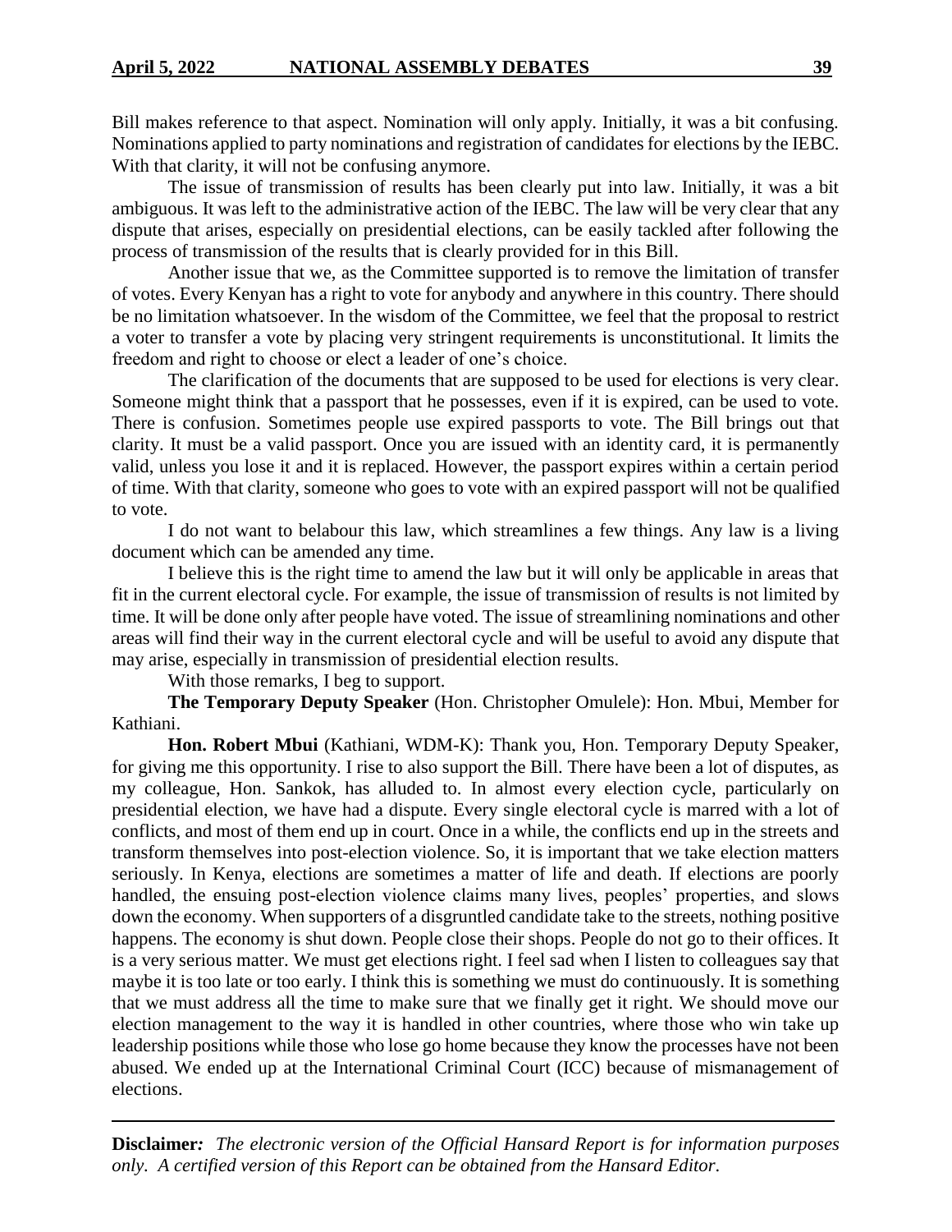Bill makes reference to that aspect. Nomination will only apply. Initially, it was a bit confusing. Nominations applied to party nominations and registration of candidates for elections by the IEBC. With that clarity, it will not be confusing anymore.

The issue of transmission of results has been clearly put into law. Initially, it was a bit ambiguous. It was left to the administrative action of the IEBC. The law will be very clear that any dispute that arises, especially on presidential elections, can be easily tackled after following the process of transmission of the results that is clearly provided for in this Bill.

Another issue that we, as the Committee supported is to remove the limitation of transfer of votes. Every Kenyan has a right to vote for anybody and anywhere in this country. There should be no limitation whatsoever. In the wisdom of the Committee, we feel that the proposal to restrict a voter to transfer a vote by placing very stringent requirements is unconstitutional. It limits the freedom and right to choose or elect a leader of one's choice.

The clarification of the documents that are supposed to be used for elections is very clear. Someone might think that a passport that he possesses, even if it is expired, can be used to vote. There is confusion. Sometimes people use expired passports to vote. The Bill brings out that clarity. It must be a valid passport. Once you are issued with an identity card, it is permanently valid, unless you lose it and it is replaced. However, the passport expires within a certain period of time. With that clarity, someone who goes to vote with an expired passport will not be qualified to vote.

I do not want to belabour this law, which streamlines a few things. Any law is a living document which can be amended any time.

I believe this is the right time to amend the law but it will only be applicable in areas that fit in the current electoral cycle. For example, the issue of transmission of results is not limited by time. It will be done only after people have voted. The issue of streamlining nominations and other areas will find their way in the current electoral cycle and will be useful to avoid any dispute that may arise, especially in transmission of presidential election results.

With those remarks, I beg to support.

**The Temporary Deputy Speaker** (Hon. Christopher Omulele): Hon. Mbui, Member for Kathiani.

**Hon. Robert Mbui** (Kathiani, WDM-K): Thank you, Hon. Temporary Deputy Speaker, for giving me this opportunity. I rise to also support the Bill. There have been a lot of disputes, as my colleague, Hon. Sankok, has alluded to. In almost every election cycle, particularly on presidential election, we have had a dispute. Every single electoral cycle is marred with a lot of conflicts, and most of them end up in court. Once in a while, the conflicts end up in the streets and transform themselves into post-election violence. So, it is important that we take election matters seriously. In Kenya, elections are sometimes a matter of life and death. If elections are poorly handled, the ensuing post-election violence claims many lives, peoples' properties, and slows down the economy. When supporters of a disgruntled candidate take to the streets, nothing positive happens. The economy is shut down. People close their shops. People do not go to their offices. It is a very serious matter. We must get elections right. I feel sad when I listen to colleagues say that maybe it is too late or too early. I think this is something we must do continuously. It is something that we must address all the time to make sure that we finally get it right. We should move our election management to the way it is handled in other countries, where those who win take up leadership positions while those who lose go home because they know the processes have not been abused. We ended up at the International Criminal Court (ICC) because of mismanagement of elections.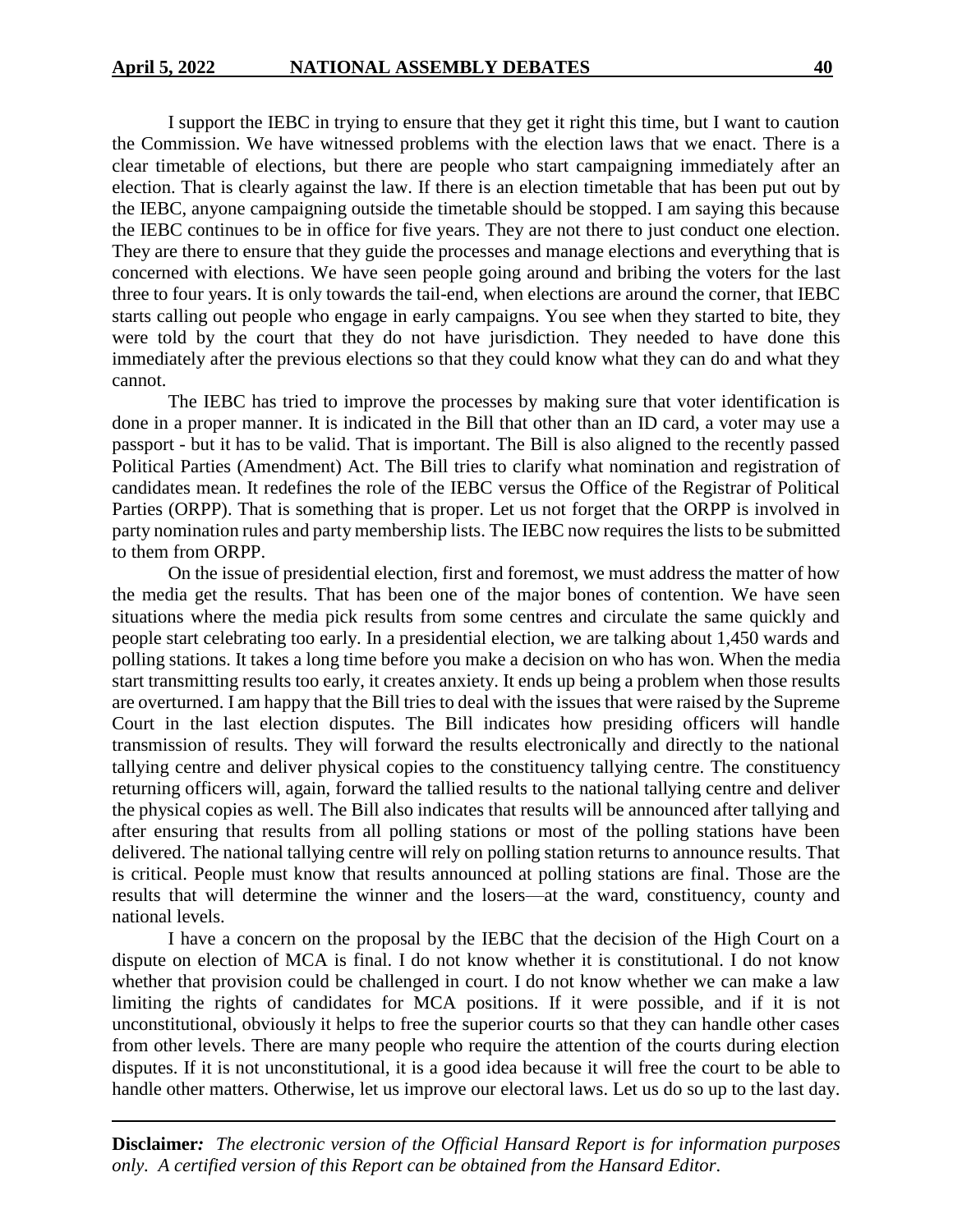I support the IEBC in trying to ensure that they get it right this time, but I want to caution the Commission. We have witnessed problems with the election laws that we enact. There is a clear timetable of elections, but there are people who start campaigning immediately after an election. That is clearly against the law. If there is an election timetable that has been put out by the IEBC, anyone campaigning outside the timetable should be stopped. I am saying this because the IEBC continues to be in office for five years. They are not there to just conduct one election. They are there to ensure that they guide the processes and manage elections and everything that is concerned with elections. We have seen people going around and bribing the voters for the last three to four years. It is only towards the tail-end, when elections are around the corner, that IEBC starts calling out people who engage in early campaigns. You see when they started to bite, they were told by the court that they do not have jurisdiction. They needed to have done this immediately after the previous elections so that they could know what they can do and what they cannot.

The IEBC has tried to improve the processes by making sure that voter identification is done in a proper manner. It is indicated in the Bill that other than an ID card, a voter may use a passport - but it has to be valid. That is important. The Bill is also aligned to the recently passed Political Parties (Amendment) Act. The Bill tries to clarify what nomination and registration of candidates mean. It redefines the role of the IEBC versus the Office of the Registrar of Political Parties (ORPP). That is something that is proper. Let us not forget that the ORPP is involved in party nomination rules and party membership lists. The IEBC now requires the lists to be submitted to them from ORPP.

On the issue of presidential election, first and foremost, we must address the matter of how the media get the results. That has been one of the major bones of contention. We have seen situations where the media pick results from some centres and circulate the same quickly and people start celebrating too early. In a presidential election, we are talking about 1,450 wards and polling stations. It takes a long time before you make a decision on who has won. When the media start transmitting results too early, it creates anxiety. It ends up being a problem when those results are overturned. I am happy that the Bill tries to deal with the issues that were raised by the Supreme Court in the last election disputes. The Bill indicates how presiding officers will handle transmission of results. They will forward the results electronically and directly to the national tallying centre and deliver physical copies to the constituency tallying centre. The constituency returning officers will, again, forward the tallied results to the national tallying centre and deliver the physical copies as well. The Bill also indicates that results will be announced after tallying and after ensuring that results from all polling stations or most of the polling stations have been delivered. The national tallying centre will rely on polling station returns to announce results. That is critical. People must know that results announced at polling stations are final. Those are the results that will determine the winner and the losers—at the ward, constituency, county and national levels.

I have a concern on the proposal by the IEBC that the decision of the High Court on a dispute on election of MCA is final. I do not know whether it is constitutional. I do not know whether that provision could be challenged in court. I do not know whether we can make a law limiting the rights of candidates for MCA positions. If it were possible, and if it is not unconstitutional, obviously it helps to free the superior courts so that they can handle other cases from other levels. There are many people who require the attention of the courts during election disputes. If it is not unconstitutional, it is a good idea because it will free the court to be able to handle other matters. Otherwise, let us improve our electoral laws. Let us do so up to the last day.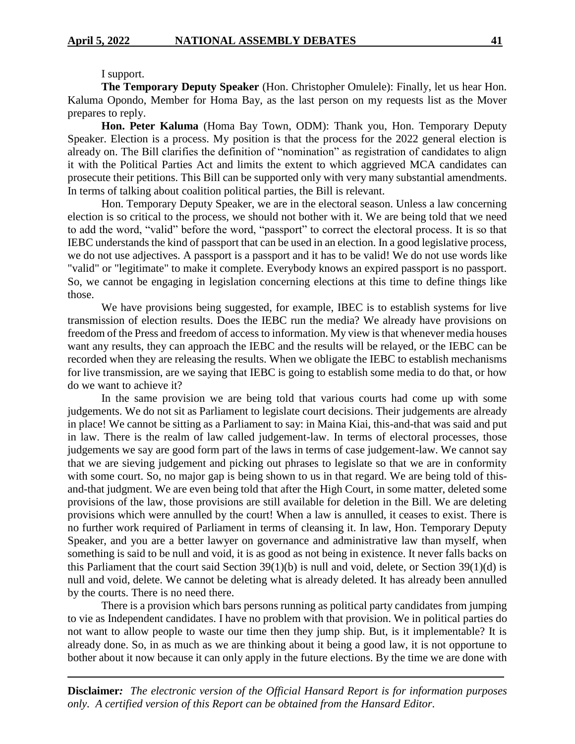I support.

**The Temporary Deputy Speaker** (Hon. Christopher Omulele): Finally, let us hear Hon. Kaluma Opondo, Member for Homa Bay, as the last person on my requests list as the Mover prepares to reply.

**Hon. Peter Kaluma** (Homa Bay Town, ODM): Thank you, Hon. Temporary Deputy Speaker. Election is a process. My position is that the process for the 2022 general election is already on. The Bill clarifies the definition of "nomination" as registration of candidates to align it with the Political Parties Act and limits the extent to which aggrieved MCA candidates can prosecute their petitions. This Bill can be supported only with very many substantial amendments. In terms of talking about coalition political parties, the Bill is relevant.

Hon. Temporary Deputy Speaker, we are in the electoral season. Unless a law concerning election is so critical to the process, we should not bother with it. We are being told that we need to add the word, "valid" before the word, "passport" to correct the electoral process. It is so that IEBC understands the kind of passport that can be used in an election. In a good legislative process, we do not use adjectives. A passport is a passport and it has to be valid! We do not use words like "valid" or "legitimate" to make it complete. Everybody knows an expired passport is no passport. So, we cannot be engaging in legislation concerning elections at this time to define things like those.

We have provisions being suggested, for example, IBEC is to establish systems for live transmission of election results. Does the IEBC run the media? We already have provisions on freedom of the Press and freedom of access to information. My view is that whenever media houses want any results, they can approach the IEBC and the results will be relayed, or the IEBC can be recorded when they are releasing the results. When we obligate the IEBC to establish mechanisms for live transmission, are we saying that IEBC is going to establish some media to do that, or how do we want to achieve it?

In the same provision we are being told that various courts had come up with some judgements. We do not sit as Parliament to legislate court decisions. Their judgements are already in place! We cannot be sitting as a Parliament to say: in Maina Kiai, this-and-that was said and put in law. There is the realm of law called judgement-law. In terms of electoral processes, those judgements we say are good form part of the laws in terms of case judgement-law. We cannot say that we are sieving judgement and picking out phrases to legislate so that we are in conformity with some court. So, no major gap is being shown to us in that regard. We are being told of this-and-that judgment. We are even being told that after the High Court, in some matter, deleted some provisions of the law, those provisions are still available for deletion in the Bill. We are deleting provisions which were annulled by the court! When a law is annulled, it ceases to exist. There is no further work required of Parliament in terms of cleansing it. In law, Hon. Temporary Deputy Speaker, and you are a better lawyer on governance and administrative law than myself, when something is said to be null and void, it is as good as not being in existence. It never falls backs on this Parliament that the court said Section 39(1)(b) is null and void, delete, or Section 39(1)(d) is null and void, delete. We cannot be deleting what is already deleted. It has already been annulled by the courts. There is no need there.

There is a provision which bars persons running as political party candidates from jumping to vie as Independent candidates. I have no problem with that provision. We in political parties do not want to allow people to waste our time then they jump ship. But, is it implementable? It is already done. So, in as much as we are thinking about it being a good law, it is not opportune to bother about it now because it can only apply in the future elections. By the time we are done with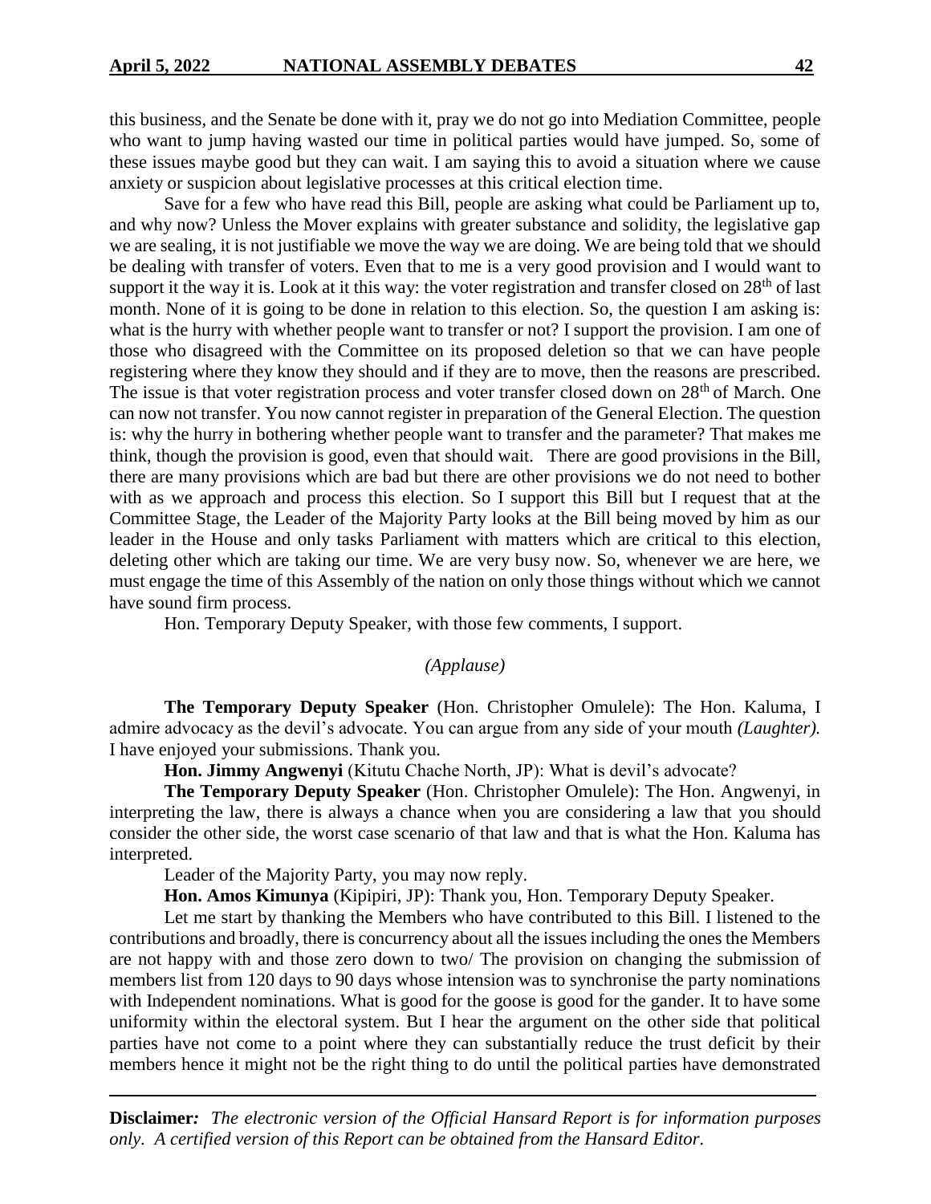this business, and the Senate be done with it, pray we do not go into Mediation Committee, people who want to jump having wasted our time in political parties would have jumped. So, some of these issues maybe good but they can wait. I am saying this to avoid a situation where we cause anxiety or suspicion about legislative processes at this critical election time.

Save for a few who have read this Bill, people are asking what could be Parliament up to, and why now? Unless the Mover explains with greater substance and solidity, the legislative gap we are sealing, it is not justifiable we move the way we are doing. We are being told that we should be dealing with transfer of voters. Even that to me is a very good provision and I would want to support it the way it is. Look at it this way: the voter registration and transfer closed on 28th of last month. None of it is going to be done in relation to this election. So, the question I am asking is: what is the hurry with whether people want to transfer or not? I support the provision. I am one of those who disagreed with the Committee on its proposed deletion so that we can have people registering where they know they should and if they are to move, then the reasons are prescribed. The issue is that voter registration process and voter transfer closed down on 28th of March. One can now not transfer. You now cannot register in preparation of the General Election. The question is: why the hurry in bothering whether people want to transfer and the parameter? That makes me think, though the provision is good, even that should wait. There are good provisions in the Bill, there are many provisions which are bad but there are other provisions we do not need to bother with as we approach and process this election. So I support this Bill but I request that at the Committee Stage, the Leader of the Majority Party looks at the Bill being moved by him as our leader in the House and only tasks Parliament with matters which are critical to this election, deleting other which are taking our time. We are very busy now. So, whenever we are here, we must engage the time of this Assembly of the nation on only those things without which we cannot have sound firm process.

Hon. Temporary Deputy Speaker, with those few comments, I support.

*(Applause)*

**The Temporary Deputy Speaker** (Hon. Christopher Omulele): The Hon. Kaluma, I admire advocacy as the devil's advocate. You can argue from any side of your mouth *(Laughter).* I have enjoyed your submissions. Thank you.

**Hon. Jimmy Angwenyi** (Kitutu Chache North, JP): What is devil's advocate?

**The Temporary Deputy Speaker** (Hon. Christopher Omulele): The Hon. Angwenyi, in interpreting the law, there is always a chance when you are considering a law that you should consider the other side, the worst case scenario of that law and that is what the Hon. Kaluma has interpreted.

Leader of the Majority Party, you may now reply.

**Hon. Amos Kimunya** (Kipipiri, JP): Thank you, Hon. Temporary Deputy Speaker.

Let me start by thanking the Members who have contributed to this Bill. I listened to the contributions and broadly, there is concurrency about all the issues including the ones the Members are not happy with and those zero down to two/ The provision on changing the submission of members list from 120 days to 90 days whose intension was to synchronise the party nominations with Independent nominations. What is good for the goose is good for the gander. It to have some uniformity within the electoral system. But I hear the argument on the other side that political parties have not come to a point where they can substantially reduce the trust deficit by their members hence it might not be the right thing to do until the political parties have demonstrated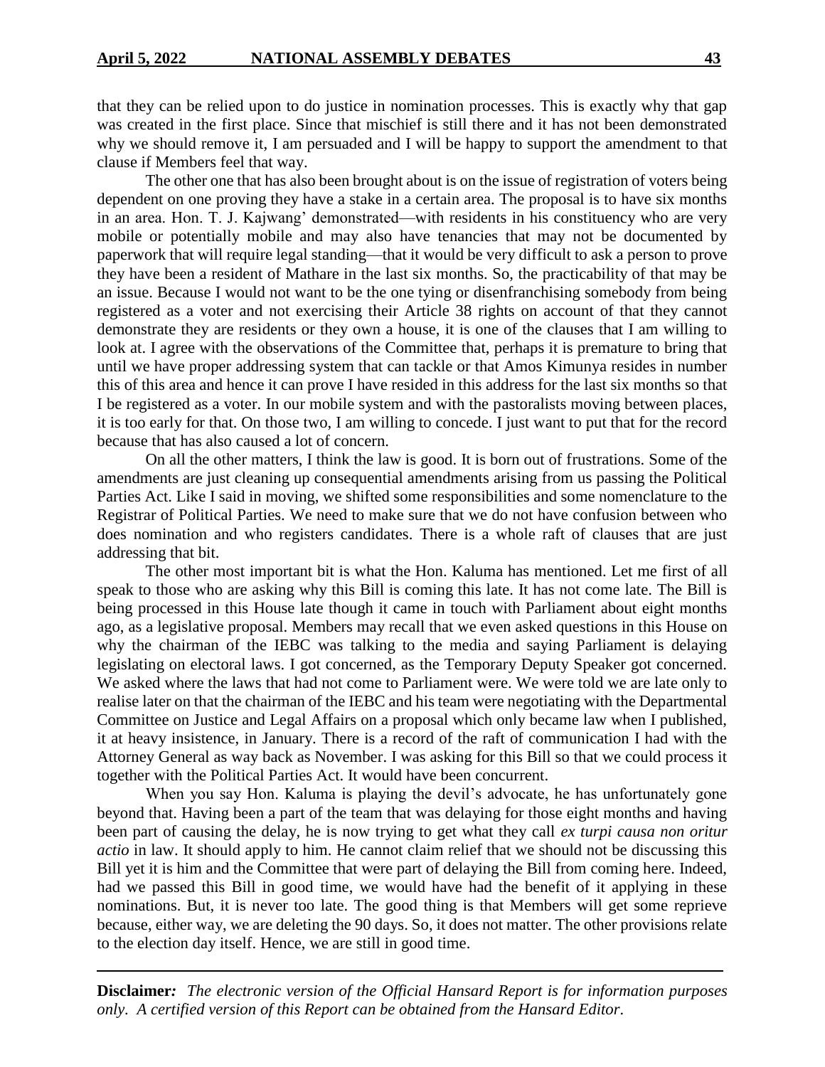that they can be relied upon to do justice in nomination processes. This is exactly why that gap was created in the first place. Since that mischief is still there and it has not been demonstrated why we should remove it, I am persuaded and I will be happy to support the amendment to that clause if Members feel that way.

The other one that has also been brought about is on the issue of registration of voters being dependent on one proving they have a stake in a certain area. The proposal is to have six months in an area. Hon. T. J. Kajwang' demonstrated—with residents in his constituency who are very mobile or potentially mobile and may also have tenancies that may not be documented by paperwork that will require legal standing—that it would be very difficult to ask a person to prove they have been a resident of Mathare in the last six months. So, the practicability of that may be an issue. Because I would not want to be the one tying or disenfranchising somebody from being registered as a voter and not exercising their Article 38 rights on account of that they cannot demonstrate they are residents or they own a house, it is one of the clauses that I am willing to look at. I agree with the observations of the Committee that, perhaps it is premature to bring that until we have proper addressing system that can tackle or that Amos Kimunya resides in number this of this area and hence it can prove I have resided in this address for the last six months so that I be registered as a voter. In our mobile system and with the pastoralists moving between places, it is too early for that. On those two, I am willing to concede. I just want to put that for the record because that has also caused a lot of concern.

On all the other matters, I think the law is good. It is born out of frustrations. Some of the amendments are just cleaning up consequential amendments arising from us passing the Political Parties Act. Like I said in moving, we shifted some responsibilities and some nomenclature to the Registrar of Political Parties. We need to make sure that we do not have confusion between who does nomination and who registers candidates. There is a whole raft of clauses that are just addressing that bit.

The other most important bit is what the Hon. Kaluma has mentioned. Let me first of all speak to those who are asking why this Bill is coming this late. It has not come late. The Bill is being processed in this House late though it came in touch with Parliament about eight months ago, as a legislative proposal. Members may recall that we even asked questions in this House on why the chairman of the IEBC was talking to the media and saying Parliament is delaying legislating on electoral laws. I got concerned, as the Temporary Deputy Speaker got concerned. We asked where the laws that had not come to Parliament were. We were told we are late only to realise later on that the chairman of the IEBC and his team were negotiating with the Departmental Committee on Justice and Legal Affairs on a proposal which only became law when I published, it at heavy insistence, in January. There is a record of the raft of communication I had with the Attorney General as way back as November. I was asking for this Bill so that we could process it together with the Political Parties Act. It would have been concurrent.

When you say Hon. Kaluma is playing the devil's advocate, he has unfortunately gone beyond that. Having been a part of the team that was delaying for those eight months and having been part of causing the delay, he is now trying to get what they call *ex turpi causa non oritur actio* in law. It should apply to him. He cannot claim relief that we should not be discussing this Bill yet it is him and the Committee that were part of delaying the Bill from coming here. Indeed, had we passed this Bill in good time, we would have had the benefit of it applying in these nominations. But, it is never too late. The good thing is that Members will get some reprieve because, either way, we are deleting the 90 days. So, it does not matter. The other provisions relate to the election day itself. Hence, we are still in good time.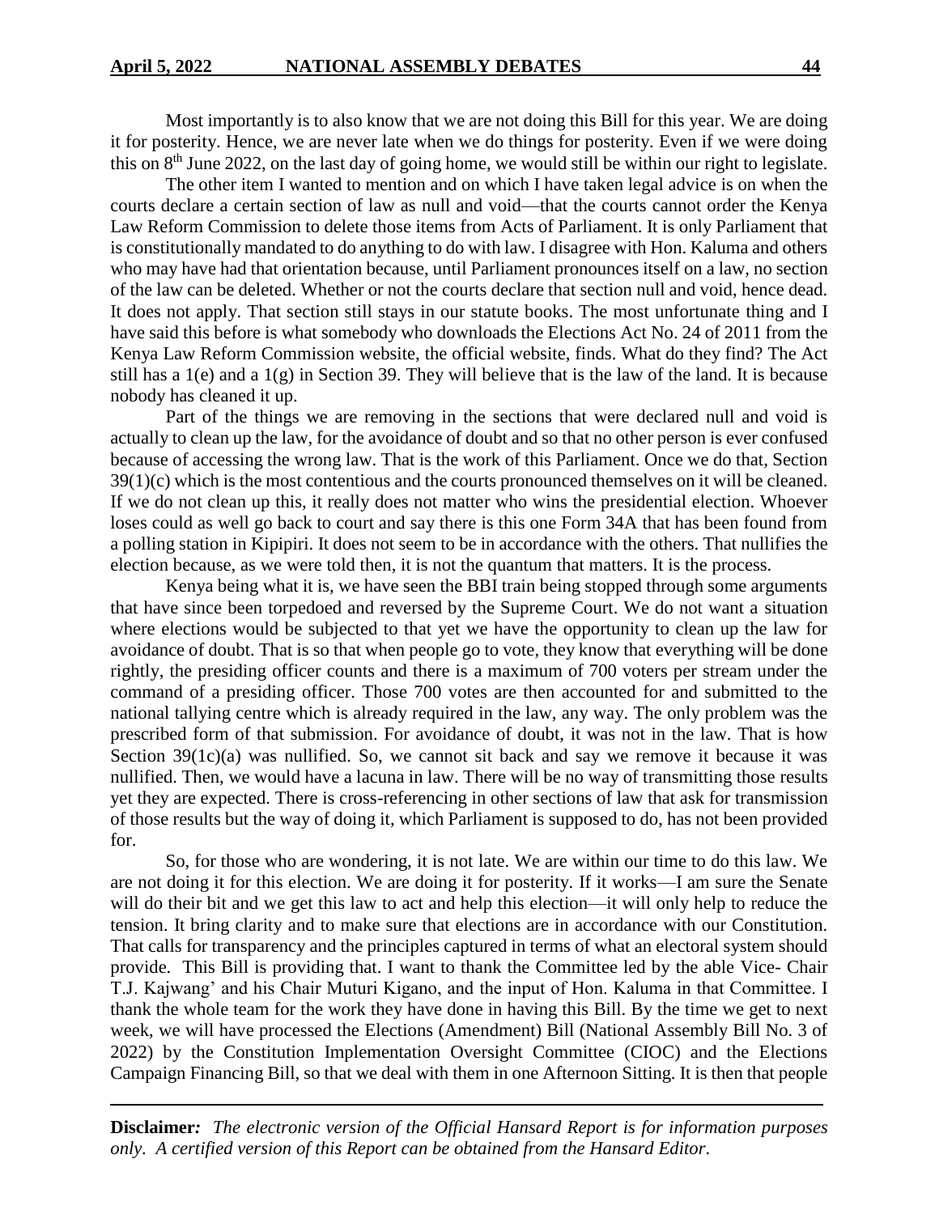Most importantly is to also know that we are not doing this Bill for this year. We are doing it for posterity. Hence, we are never late when we do things for posterity. Even if we were doing this on 8th June 2022, on the last day of going home, we would still be within our right to legislate.

The other item I wanted to mention and on which I have taken legal advice is on when the courts declare a certain section of law as null and void—that the courts cannot order the Kenya Law Reform Commission to delete those items from Acts of Parliament. It is only Parliament that is constitutionally mandated to do anything to do with law. I disagree with Hon. Kaluma and others who may have had that orientation because, until Parliament pronounces itself on a law, no section of the law can be deleted. Whether or not the courts declare that section null and void, hence dead. It does not apply. That section still stays in our statute books. The most unfortunate thing and I have said this before is what somebody who downloads the Elections Act No. 24 of 2011 from the Kenya Law Reform Commission website, the official website, finds. What do they find? The Act still has a 1(e) and a 1(g) in Section 39. They will believe that is the law of the land. It is because nobody has cleaned it up.

Part of the things we are removing in the sections that were declared null and void is actually to clean up the law, for the avoidance of doubt and so that no other person is ever confused because of accessing the wrong law. That is the work of this Parliament. Once we do that, Section 39(1)(c) which is the most contentious and the courts pronounced themselves on it will be cleaned. If we do not clean up this, it really does not matter who wins the presidential election. Whoever loses could as well go back to court and say there is this one Form 34A that has been found from a polling station in Kipipiri. It does not seem to be in accordance with the others. That nullifies the election because, as we were told then, it is not the quantum that matters. It is the process.

Kenya being what it is, we have seen the BBI train being stopped through some arguments that have since been torpedoed and reversed by the Supreme Court. We do not want a situation where elections would be subjected to that yet we have the opportunity to clean up the law for avoidance of doubt. That is so that when people go to vote, they know that everything will be done rightly, the presiding officer counts and there is a maximum of 700 voters per stream under the command of a presiding officer. Those 700 votes are then accounted for and submitted to the national tallying centre which is already required in the law, any way. The only problem was the prescribed form of that submission. For avoidance of doubt, it was not in the law. That is how Section 39(1c)(a) was nullified. So, we cannot sit back and say we remove it because it was nullified. Then, we would have a lacuna in law. There will be no way of transmitting those results yet they are expected. There is cross-referencing in other sections of law that ask for transmission of those results but the way of doing it, which Parliament is supposed to do, has not been provided for.

So, for those who are wondering, it is not late. We are within our time to do this law. We are not doing it for this election. We are doing it for posterity. If it works—I am sure the Senate will do their bit and we get this law to act and help this election—it will only help to reduce the tension. It bring clarity and to make sure that elections are in accordance with our Constitution. That calls for transparency and the principles captured in terms of what an electoral system should provide. This Bill is providing that. I want to thank the Committee led by the able Vice- Chair T.J. Kajwang' and his Chair Muturi Kigano, and the input of Hon. Kaluma in that Committee. I thank the whole team for the work they have done in having this Bill. By the time we get to next week, we will have processed the Elections (Amendment) Bill (National Assembly Bill No. 3 of 2022) by the Constitution Implementation Oversight Committee (CIOC) and the Elections Campaign Financing Bill, so that we deal with them in one Afternoon Sitting. It is then that people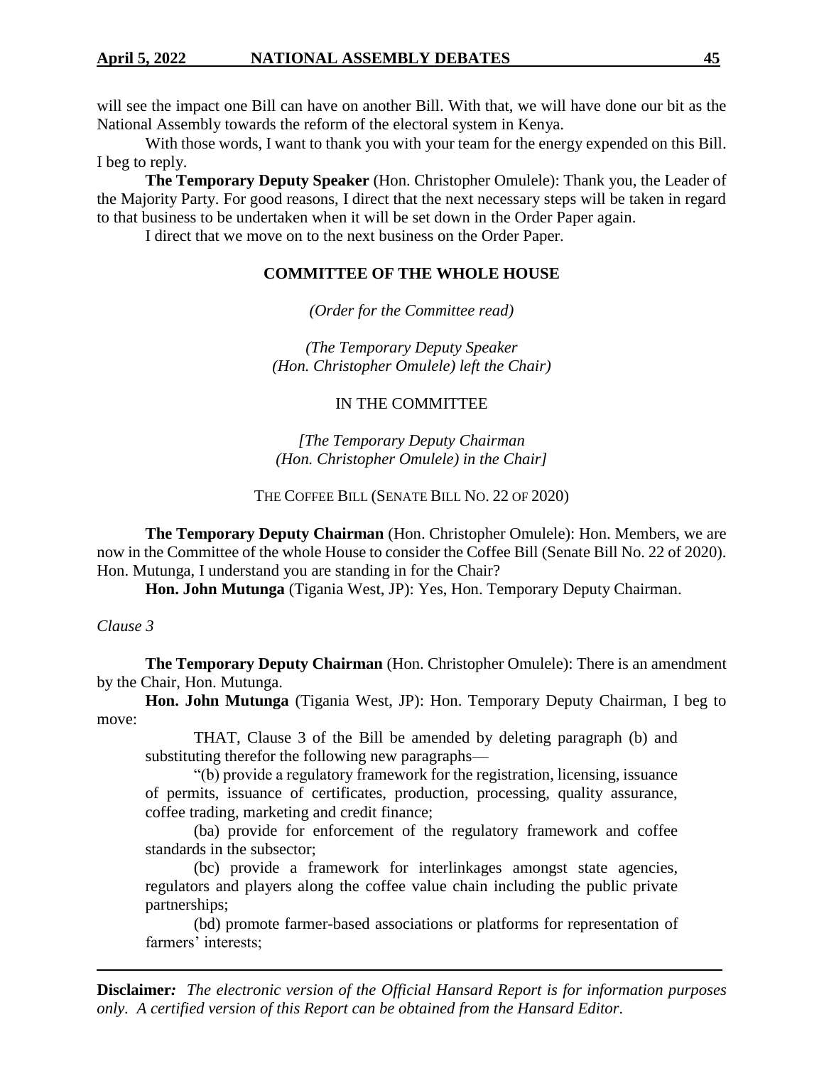will see the impact one Bill can have on another Bill. With that, we will have done our bit as the National Assembly towards the reform of the electoral system in Kenya.

With those words, I want to thank you with your team for the energy expended on this Bill. I beg to reply.

**The Temporary Deputy Speaker** (Hon. Christopher Omulele): Thank you, the Leader of the Majority Party. For good reasons, I direct that the next necessary steps will be taken in regard to that business to be undertaken when it will be set down in the Order Paper again.

I direct that we move on to the next business on the Order Paper.

## COMMITTEE OF THE WHOLE HOUSE

*(Order for the Committee read)*

*(The Temporary Deputy Speaker (Hon. Christopher Omulele) left the Chair)*

IN THE COMMITTEE

*[The Temporary Deputy Chairman (Hon. Christopher Omulele) in the Chair]*

THE COFFEE BILL (SENATE BILL NO. 22 OF 2020)

**The Temporary Deputy Chairman** (Hon. Christopher Omulele): Hon. Members, we are now in the Committee of the whole House to consider the Coffee Bill (Senate Bill No. 22 of 2020). Hon. Mutunga, I understand you are standing in for the Chair?

**Hon. John Mutunga** (Tigania West, JP): Yes, Hon. Temporary Deputy Chairman.

*Clause 3*

**The Temporary Deputy Chairman** (Hon. Christopher Omulele): There is an amendment by the Chair, Hon. Mutunga.

**Hon. John Mutunga** (Tigania West, JP): Hon. Temporary Deputy Chairman, I beg to move:

> THAT, Clause 3 of the Bill be amended by deleting paragraph (b) and substituting therefor the following new paragraphs—
>
> "(b) provide a regulatory framework for the registration, licensing, issuance of permits, issuance of certificates, production, processing, quality assurance, coffee trading, marketing and credit finance;
>
> (ba) provide for enforcement of the regulatory framework and coffee standards in the subsector;
>
> (bc) provide a framework for interlinkages amongst state agencies, regulators and players along the coffee value chain including the public private partnerships;
>
> (bd) promote farmer-based associations or platforms for representation of farmers' interests;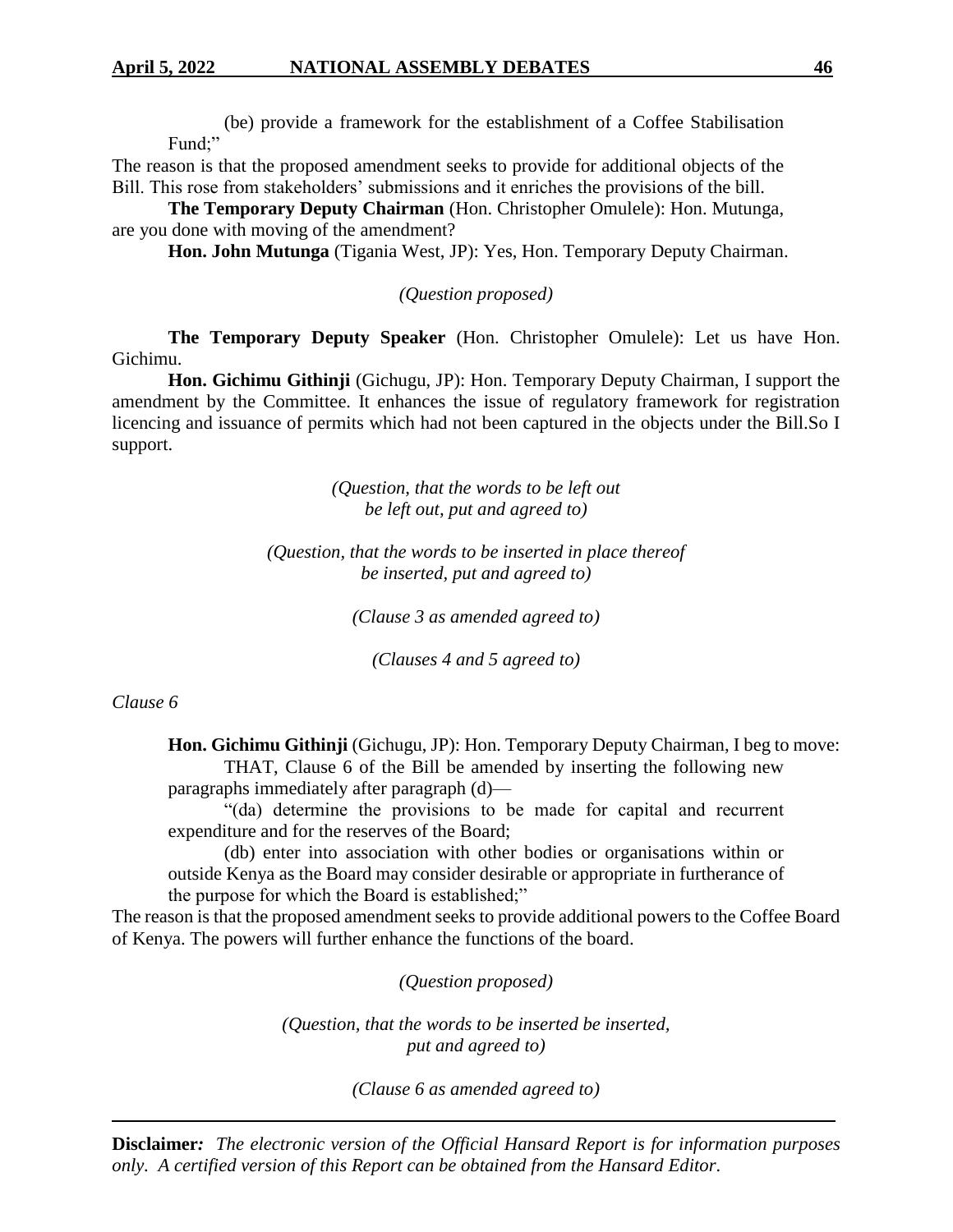(be) provide a framework for the establishment of a Coffee Stabilisation Fund;"

The reason is that the proposed amendment seeks to provide for additional objects of the Bill. This rose from stakeholders' submissions and it enriches the provisions of the bill.

**The Temporary Deputy Chairman** (Hon. Christopher Omulele): Hon. Mutunga, are you done with moving of the amendment?

**Hon. John Mutunga** (Tigania West, JP): Yes, Hon. Temporary Deputy Chairman.

*(Question proposed)*

**The Temporary Deputy Speaker** (Hon. Christopher Omulele): Let us have Hon. Gichimu.

**Hon. Gichimu Githinji** (Gichugu, JP): Hon. Temporary Deputy Chairman, I support the amendment by the Committee. It enhances the issue of regulatory framework for registration licencing and issuance of permits which had not been captured in the objects under the Bill.So I support.

*(Question, that the words to be left out be left out, put and agreed to)*

*(Question, that the words to be inserted in place thereof be inserted, put and agreed to)*

*(Clause 3 as amended agreed to)*

*(Clauses 4 and 5 agreed to)*

*Clause 6*

**Hon. Gichimu Githinji** (Gichugu, JP): Hon. Temporary Deputy Chairman, I beg to move:

THAT, Clause 6 of the Bill be amended by inserting the following new paragraphs immediately after paragraph (d)—

"(da) determine the provisions to be made for capital and recurrent expenditure and for the reserves of the Board;

(db) enter into association with other bodies or organisations within or outside Kenya as the Board may consider desirable or appropriate in furtherance of the purpose for which the Board is established;"

The reason is that the proposed amendment seeks to provide additional powers to the Coffee Board of Kenya. The powers will further enhance the functions of the board.

*(Question proposed)*

*(Question, that the words to be inserted be inserted, put and agreed to)*

*(Clause 6 as amended agreed to)*

**Disclaimer:** *The electronic version of the Official Hansard Report is for information purposes only. A certified version of this Report can be obtained from the Hansard Editor.*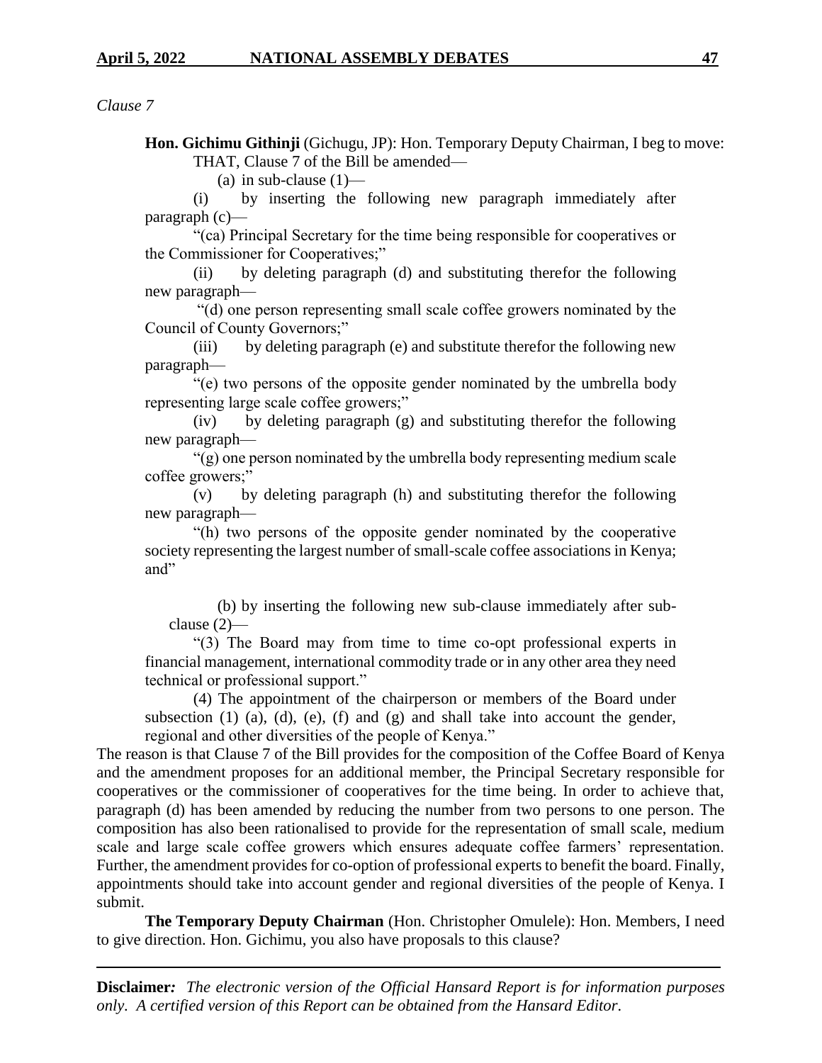*Clause 7*

**Hon. Gichimu Githinji** (Gichugu, JP): Hon. Temporary Deputy Chairman, I beg to move:

THAT, Clause 7 of the Bill be amended—

(a) in sub-clause (1)—

(i) by inserting the following new paragraph immediately after paragraph (c)—

"(ca) Principal Secretary for the time being responsible for cooperatives or the Commissioner for Cooperatives;"

(ii) by deleting paragraph (d) and substituting therefor the following new paragraph—

"(d) one person representing small scale coffee growers nominated by the Council of County Governors;"

(iii) by deleting paragraph (e) and substitute therefor the following new paragraph—

"(e) two persons of the opposite gender nominated by the umbrella body representing large scale coffee growers;"

(iv) by deleting paragraph (g) and substituting therefor the following new paragraph—

"(g) one person nominated by the umbrella body representing medium scale coffee growers;"

(v) by deleting paragraph (h) and substituting therefor the following new paragraph—

"(h) two persons of the opposite gender nominated by the cooperative society representing the largest number of small-scale coffee associations in Kenya; and"

(b) by inserting the following new sub-clause immediately after sub-clause (2)—

"(3) The Board may from time to time co-opt professional experts in financial management, international commodity trade or in any other area they need technical or professional support."

(4) The appointment of the chairperson or members of the Board under subsection (1) (a), (d), (e), (f) and (g) and shall take into account the gender, regional and other diversities of the people of Kenya."

The reason is that Clause 7 of the Bill provides for the composition of the Coffee Board of Kenya and the amendment proposes for an additional member, the Principal Secretary responsible for cooperatives or the commissioner of cooperatives for the time being. In order to achieve that, paragraph (d) has been amended by reducing the number from two persons to one person. The composition has also been rationalised to provide for the representation of small scale, medium scale and large scale coffee growers which ensures adequate coffee farmers' representation. Further, the amendment provides for co-option of professional experts to benefit the board. Finally, appointments should take into account gender and regional diversities of the people of Kenya. I submit.

**The Temporary Deputy Chairman** (Hon. Christopher Omulele): Hon. Members, I need to give direction. Hon. Gichimu, you also have proposals to this clause?

**Disclaimer***:* *The electronic version of the Official Hansard Report is for information purposes only. A certified version of this Report can be obtained from the Hansard Editor.*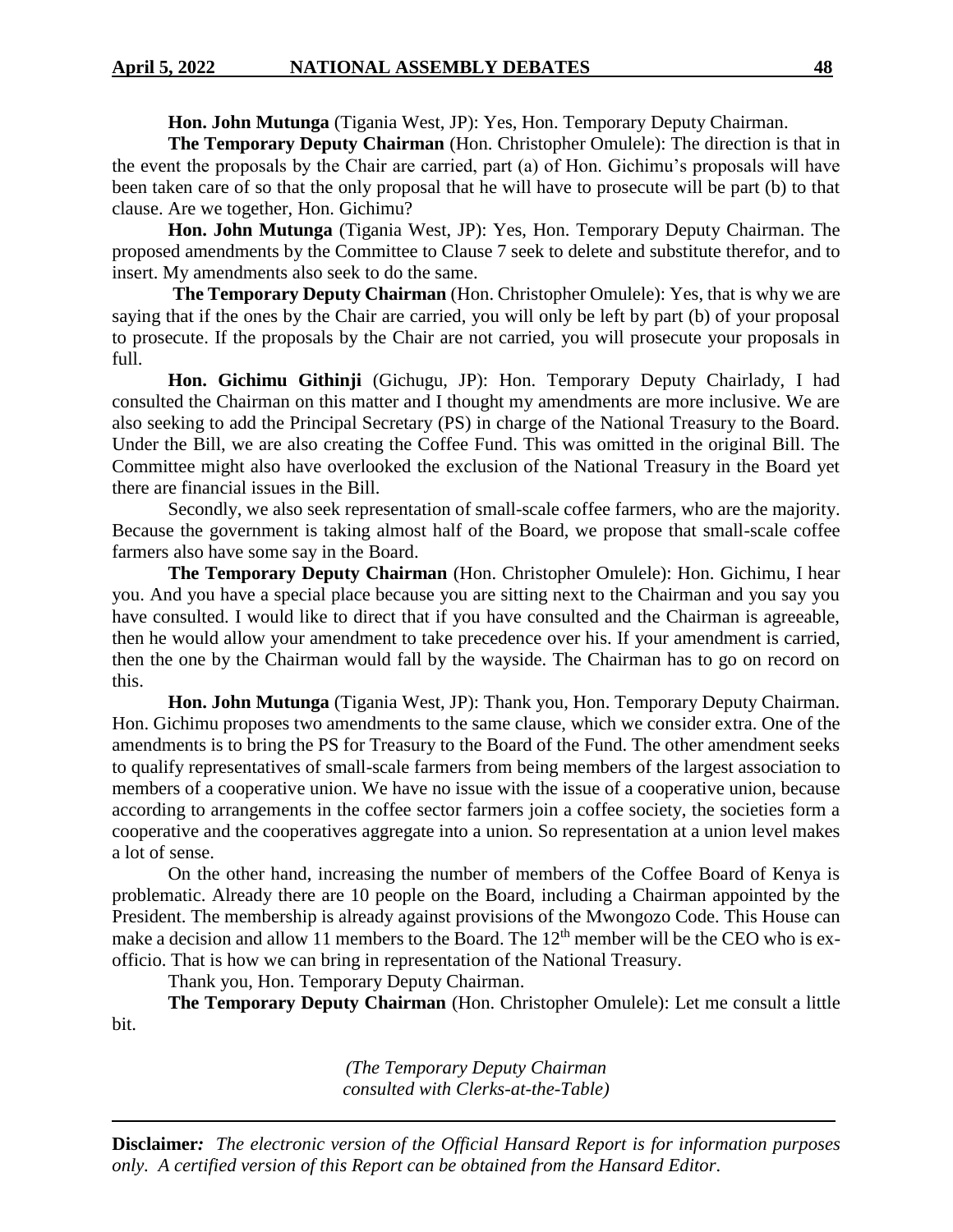**Hon. John Mutunga** (Tigania West, JP): Yes, Hon. Temporary Deputy Chairman.

**The Temporary Deputy Chairman** (Hon. Christopher Omulele): The direction is that in the event the proposals by the Chair are carried, part (a) of Hon. Gichimu's proposals will have been taken care of so that the only proposal that he will have to prosecute will be part (b) to that clause. Are we together, Hon. Gichimu?

**Hon. John Mutunga** (Tigania West, JP): Yes, Hon. Temporary Deputy Chairman. The proposed amendments by the Committee to Clause 7 seek to delete and substitute therefor, and to insert. My amendments also seek to do the same.

**The Temporary Deputy Chairman** (Hon. Christopher Omulele): Yes, that is why we are saying that if the ones by the Chair are carried, you will only be left by part (b) of your proposal to prosecute. If the proposals by the Chair are not carried, you will prosecute your proposals in full.

**Hon. Gichimu Githinji** (Gichugu, JP): Hon. Temporary Deputy Chairlady, I had consulted the Chairman on this matter and I thought my amendments are more inclusive. We are also seeking to add the Principal Secretary (PS) in charge of the National Treasury to the Board. Under the Bill, we are also creating the Coffee Fund. This was omitted in the original Bill. The Committee might also have overlooked the exclusion of the National Treasury in the Board yet there are financial issues in the Bill.

Secondly, we also seek representation of small-scale coffee farmers, who are the majority. Because the government is taking almost half of the Board, we propose that small-scale coffee farmers also have some say in the Board.

**The Temporary Deputy Chairman** (Hon. Christopher Omulele): Hon. Gichimu, I hear you. And you have a special place because you are sitting next to the Chairman and you say you have consulted. I would like to direct that if you have consulted and the Chairman is agreeable, then he would allow your amendment to take precedence over his. If your amendment is carried, then the one by the Chairman would fall by the wayside. The Chairman has to go on record on this.

**Hon. John Mutunga** (Tigania West, JP): Thank you, Hon. Temporary Deputy Chairman. Hon. Gichimu proposes two amendments to the same clause, which we consider extra. One of the amendments is to bring the PS for Treasury to the Board of the Fund. The other amendment seeks to qualify representatives of small-scale farmers from being members of the largest association to members of a cooperative union. We have no issue with the issue of a cooperative union, because according to arrangements in the coffee sector farmers join a coffee society, the societies form a cooperative and the cooperatives aggregate into a union. So representation at a union level makes a lot of sense.

On the other hand, increasing the number of members of the Coffee Board of Kenya is problematic. Already there are 10 people on the Board, including a Chairman appointed by the President. The membership is already against provisions of the Mwongozo Code. This House can make a decision and allow 11 members to the Board. The 12th member will be the CEO who is ex-officio. That is how we can bring in representation of the National Treasury.

Thank you, Hon. Temporary Deputy Chairman.

**The Temporary Deputy Chairman** (Hon. Christopher Omulele): Let me consult a little bit.

*(The Temporary Deputy Chairman consulted with Clerks-at-the-Table)*

**Disclaimer***:* *The electronic version of the Official Hansard Report is for information purposes only. A certified version of this Report can be obtained from the Hansard Editor.*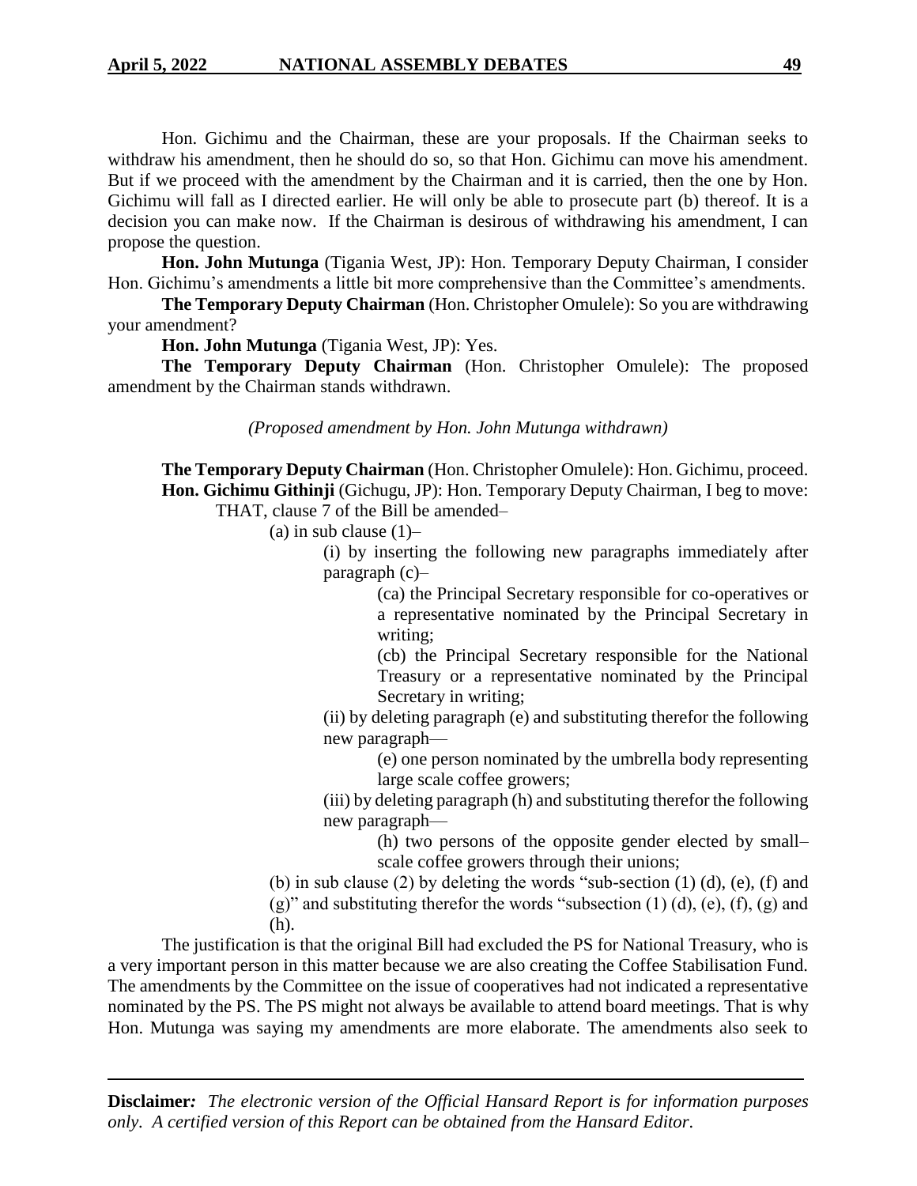Hon. Gichimu and the Chairman, these are your proposals. If the Chairman seeks to withdraw his amendment, then he should do so, so that Hon. Gichimu can move his amendment. But if we proceed with the amendment by the Chairman and it is carried, then the one by Hon. Gichimu will fall as I directed earlier. He will only be able to prosecute part (b) thereof. It is a decision you can make now. If the Chairman is desirous of withdrawing his amendment, I can propose the question.

**Hon. John Mutunga** (Tigania West, JP): Hon. Temporary Deputy Chairman, I consider Hon. Gichimu's amendments a little bit more comprehensive than the Committee's amendments.

**The Temporary Deputy Chairman** (Hon. Christopher Omulele): So you are withdrawing your amendment?

**Hon. John Mutunga** (Tigania West, JP): Yes.

**The Temporary Deputy Chairman** (Hon. Christopher Omulele): The proposed amendment by the Chairman stands withdrawn.

*(Proposed amendment by Hon. John Mutunga withdrawn)*

**The Temporary Deputy Chairman** (Hon. Christopher Omulele): Hon. Gichimu, proceed.

**Hon. Gichimu Githinji** (Gichugu, JP): Hon. Temporary Deputy Chairman, I beg to move:

THAT, clause 7 of the Bill be amended–

(a) in sub clause (1)–

(i) by inserting the following new paragraphs immediately after paragraph (c)–

(ca) the Principal Secretary responsible for co-operatives or a representative nominated by the Principal Secretary in writing;

(cb) the Principal Secretary responsible for the National Treasury or a representative nominated by the Principal Secretary in writing;

(ii) by deleting paragraph (e) and substituting therefor the following new paragraph—

(e) one person nominated by the umbrella body representing large scale coffee growers;

(iii) by deleting paragraph (h) and substituting therefor the following new paragraph—

(h) two persons of the opposite gender elected by small–scale coffee growers through their unions;

(b) in sub clause (2) by deleting the words "sub-section (1) (d), (e), (f) and (g)" and substituting therefor the words "subsection (1) (d), (e), (f), (g) and (h).

The justification is that the original Bill had excluded the PS for National Treasury, who is a very important person in this matter because we are also creating the Coffee Stabilisation Fund. The amendments by the Committee on the issue of cooperatives had not indicated a representative nominated by the PS. The PS might not always be available to attend board meetings. That is why Hon. Mutunga was saying my amendments are more elaborate. The amendments also seek to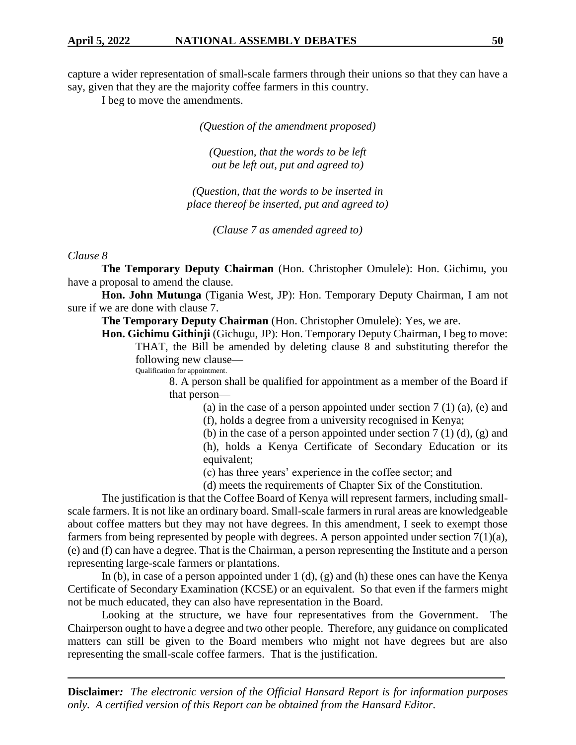capture a wider representation of small-scale farmers through their unions so that they can have a say, given that they are the majority coffee farmers in this country.

I beg to move the amendments.

*(Question of the amendment proposed)*

*(Question, that the words to be left out be left out, put and agreed to)*

*(Question, that the words to be inserted in place thereof be inserted, put and agreed to)*

*(Clause 7 as amended agreed to)*

*Clause 8*

**The Temporary Deputy Chairman** (Hon. Christopher Omulele): Hon. Gichimu, you have a proposal to amend the clause.

**Hon. John Mutunga** (Tigania West, JP): Hon. Temporary Deputy Chairman, I am not sure if we are done with clause 7.

**The Temporary Deputy Chairman** (Hon. Christopher Omulele): Yes, we are.

**Hon. Gichimu Githinji** (Gichugu, JP): Hon. Temporary Deputy Chairman, I beg to move:

> THAT, the Bill be amended by deleting clause 8 and substituting therefor the following new clause—
>
> Qualification for appointment.
>
> 8. A person shall be qualified for appointment as a member of the Board if that person—
>
> (a) in the case of a person appointed under section 7 (1) (a), (e) and (f), holds a degree from a university recognised in Kenya;
>
> (b) in the case of a person appointed under section 7 (1) (d), (g) and (h), holds a Kenya Certificate of Secondary Education or its equivalent;
>
> (c) has three years' experience in the coffee sector; and
>
> (d) meets the requirements of Chapter Six of the Constitution.

The justification is that the Coffee Board of Kenya will represent farmers, including small-scale farmers. It is not like an ordinary board. Small-scale farmers in rural areas are knowledgeable about coffee matters but they may not have degrees. In this amendment, I seek to exempt those farmers from being represented by people with degrees. A person appointed under section 7(1)(a), (e) and (f) can have a degree. That is the Chairman, a person representing the Institute and a person representing large-scale farmers or plantations.

In (b), in case of a person appointed under 1 (d), (g) and (h) these ones can have the Kenya Certificate of Secondary Examination (KCSE) or an equivalent. So that even if the farmers might not be much educated, they can also have representation in the Board.

Looking at the structure, we have four representatives from the Government. The Chairperson ought to have a degree and two other people. Therefore, any guidance on complicated matters can still be given to the Board members who might not have degrees but are also representing the small-scale coffee farmers. That is the justification.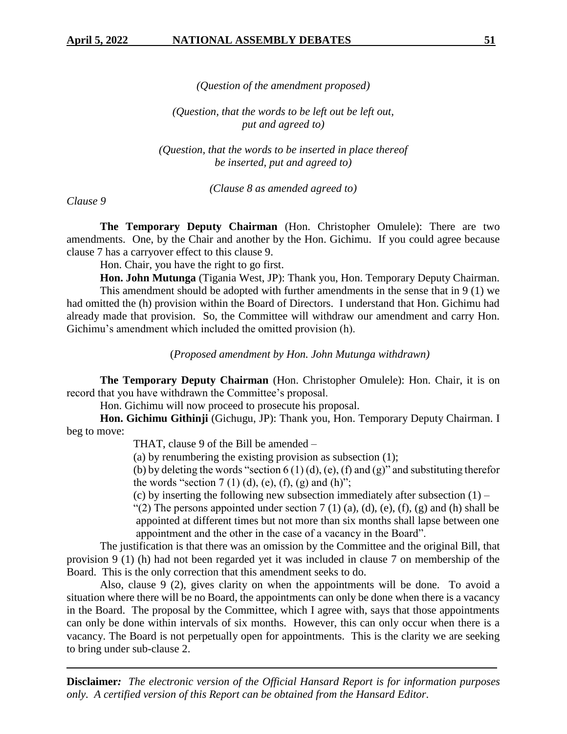*(Question of the amendment proposed)*

*(Question, that the words to be left out be left out, put and agreed to)*

*(Question, that the words to be inserted in place thereof be inserted, put and agreed to)*

*(Clause 8 as amended agreed to)*

*Clause 9*

**The Temporary Deputy Chairman** (Hon. Christopher Omulele): There are two amendments. One, by the Chair and another by the Hon. Gichimu. If you could agree because clause 7 has a carryover effect to this clause 9.

Hon. Chair, you have the right to go first.

**Hon. John Mutunga** (Tigania West, JP): Thank you, Hon. Temporary Deputy Chairman.

This amendment should be adopted with further amendments in the sense that in 9 (1) we had omitted the (h) provision within the Board of Directors. I understand that Hon. Gichimu had already made that provision. So, the Committee will withdraw our amendment and carry Hon. Gichimu's amendment which included the omitted provision (h).

(*Proposed amendment by Hon. John Mutunga withdrawn)*

**The Temporary Deputy Chairman** (Hon. Christopher Omulele): Hon. Chair, it is on record that you have withdrawn the Committee's proposal.

Hon. Gichimu will now proceed to prosecute his proposal.

**Hon. Gichimu Githinji** (Gichugu, JP): Thank you, Hon. Temporary Deputy Chairman. I beg to move:

> THAT, clause 9 of the Bill be amended –
>
> (a) by renumbering the existing provision as subsection (1);
>
> (b) by deleting the words "section 6 (1) (d), (e), (f) and (g)" and substituting therefor the words "section 7 (1) (d), (e), (f), (g) and (h)";
>
> (c) by inserting the following new subsection immediately after subsection (1) –
>
> "(2) The persons appointed under section 7 (1) (a), (d), (e), (f), (g) and (h) shall be appointed at different times but not more than six months shall lapse between one appointment and the other in the case of a vacancy in the Board".

The justification is that there was an omission by the Committee and the original Bill, that provision 9 (1) (h) had not been regarded yet it was included in clause 7 on membership of the Board. This is the only correction that this amendment seeks to do.

Also, clause 9 (2), gives clarity on when the appointments will be done. To avoid a situation where there will be no Board, the appointments can only be done when there is a vacancy in the Board. The proposal by the Committee, which I agree with, says that those appointments can only be done within intervals of six months. However, this can only occur when there is a vacancy. The Board is not perpetually open for appointments. This is the clarity we are seeking to bring under sub-clause 2.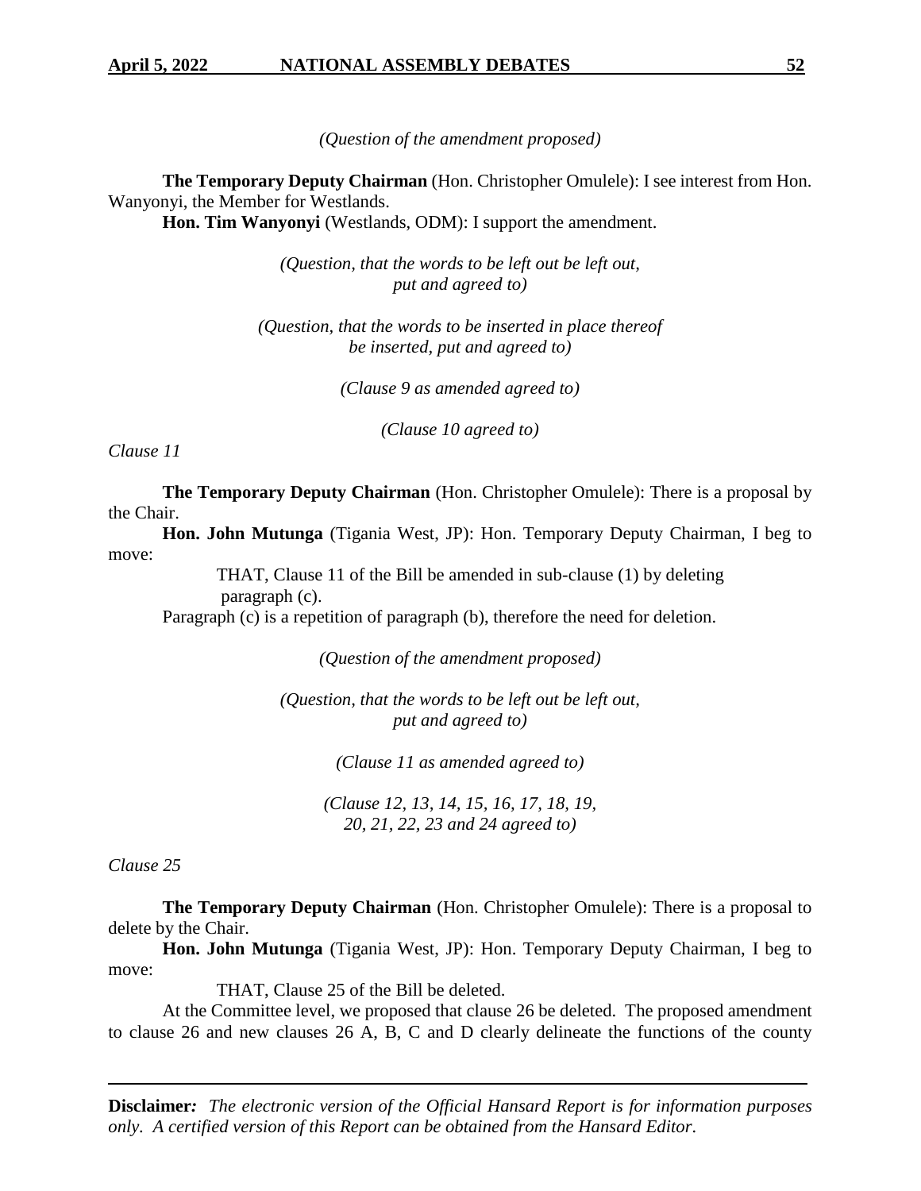*(Question of the amendment proposed)*

**The Temporary Deputy Chairman** (Hon. Christopher Omulele): I see interest from Hon. Wanyonyi, the Member for Westlands.

**Hon. Tim Wanyonyi** (Westlands, ODM): I support the amendment.

*(Question, that the words to be left out be left out, put and agreed to)*

*(Question, that the words to be inserted in place thereof be inserted, put and agreed to)*

*(Clause 9 as amended agreed to)*

*(Clause 10 agreed to)*

*Clause 11*

**The Temporary Deputy Chairman** (Hon. Christopher Omulele): There is a proposal by the Chair.

**Hon. John Mutunga** (Tigania West, JP): Hon. Temporary Deputy Chairman, I beg to move:

THAT, Clause 11 of the Bill be amended in sub-clause (1) by deleting paragraph (c).

Paragraph (c) is a repetition of paragraph (b), therefore the need for deletion.

*(Question of the amendment proposed)*

*(Question, that the words to be left out be left out, put and agreed to)*

*(Clause 11 as amended agreed to)*

*(Clause 12, 13, 14, 15, 16, 17, 18, 19, 20, 21, 22, 23 and 24 agreed to)*

*Clause 25*

**The Temporary Deputy Chairman** (Hon. Christopher Omulele): There is a proposal to delete by the Chair.

**Hon. John Mutunga** (Tigania West, JP): Hon. Temporary Deputy Chairman, I beg to move:

THAT, Clause 25 of the Bill be deleted.

At the Committee level, we proposed that clause 26 be deleted. The proposed amendment to clause 26 and new clauses 26 A, B, C and D clearly delineate the functions of the county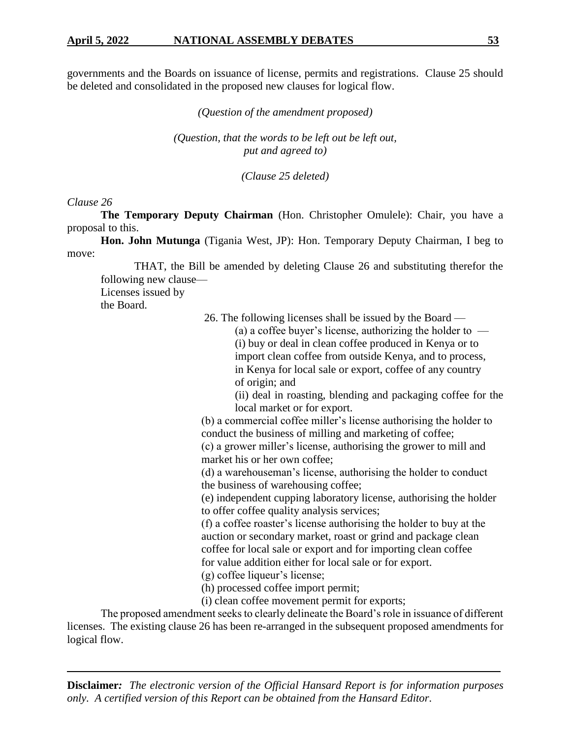governments and the Boards on issuance of license, permits and registrations. Clause 25 should be deleted and consolidated in the proposed new clauses for logical flow.

*(Question of the amendment proposed)*

*(Question, that the words to be left out be left out, put and agreed to)*

*(Clause 25 deleted)*

*Clause 26*

**The Temporary Deputy Chairman** (Hon. Christopher Omulele): Chair, you have a proposal to this.

**Hon. John Mutunga** (Tigania West, JP): Hon. Temporary Deputy Chairman, I beg to move:

THAT, the Bill be amended by deleting Clause 26 and substituting therefor the following new clause—

Licenses issued by the Board.

26. The following licenses shall be issued by the Board —

(a) a coffee buyer's license, authorizing the holder to —

(i) buy or deal in clean coffee produced in Kenya or to import clean coffee from outside Kenya, and to process, in Kenya for local sale or export, coffee of any country of origin; and

(ii) deal in roasting, blending and packaging coffee for the local market or for export.

(b) a commercial coffee miller's license authorising the holder to conduct the business of milling and marketing of coffee;

(c) a grower miller's license, authorising the grower to mill and market his or her own coffee;

(d) a warehouseman's license, authorising the holder to conduct the business of warehousing coffee;

(e) independent cupping laboratory license, authorising the holder to offer coffee quality analysis services;

(f) a coffee roaster's license authorising the holder to buy at the auction or secondary market, roast or grind and package clean coffee for local sale or export and for importing clean coffee for value addition either for local sale or for export.

(g) coffee liqueur's license;

(h) processed coffee import permit;

(i) clean coffee movement permit for exports;

The proposed amendment seeks to clearly delineate the Board's role in issuance of different licenses. The existing clause 26 has been re-arranged in the subsequent proposed amendments for logical flow.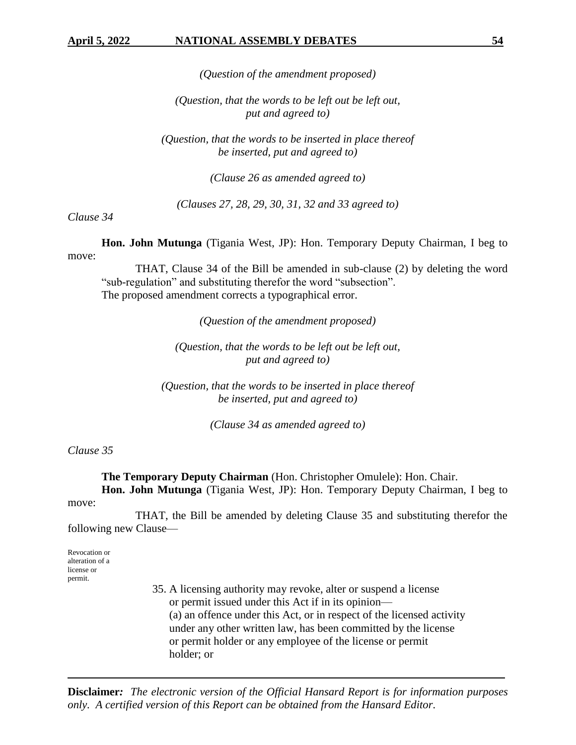*(Question of the amendment proposed)*

*(Question, that the words to be left out be left out, put and agreed to)*

*(Question, that the words to be inserted in place thereof be inserted, put and agreed to)*

*(Clause 26 as amended agreed to)*

*(Clauses 27, 28, 29, 30, 31, 32 and 33 agreed to)*

*Clause 34*

**Hon. John Mutunga** (Tigania West, JP): Hon. Temporary Deputy Chairman, I beg to move:

THAT, Clause 34 of the Bill be amended in sub-clause (2) by deleting the word "sub-regulation" and substituting therefor the word "subsection".

The proposed amendment corrects a typographical error.

*(Question of the amendment proposed)*

*(Question, that the words to be left out be left out, put and agreed to)*

*(Question, that the words to be inserted in place thereof be inserted, put and agreed to)*

*(Clause 34 as amended agreed to)*

*Clause 35*

**The Temporary Deputy Chairman** (Hon. Christopher Omulele): Hon. Chair.

**Hon. John Mutunga** (Tigania West, JP): Hon. Temporary Deputy Chairman, I beg to move:

THAT, the Bill be amended by deleting Clause 35 and substituting therefor the following new Clause—

Revocation or alteration of a license or permit.

35. A licensing authority may revoke, alter or suspend a license or permit issued under this Act if in its opinion—

(a) an offence under this Act, or in respect of the licensed activity under any other written law, has been committed by the license or permit holder or any employee of the license or permit holder; or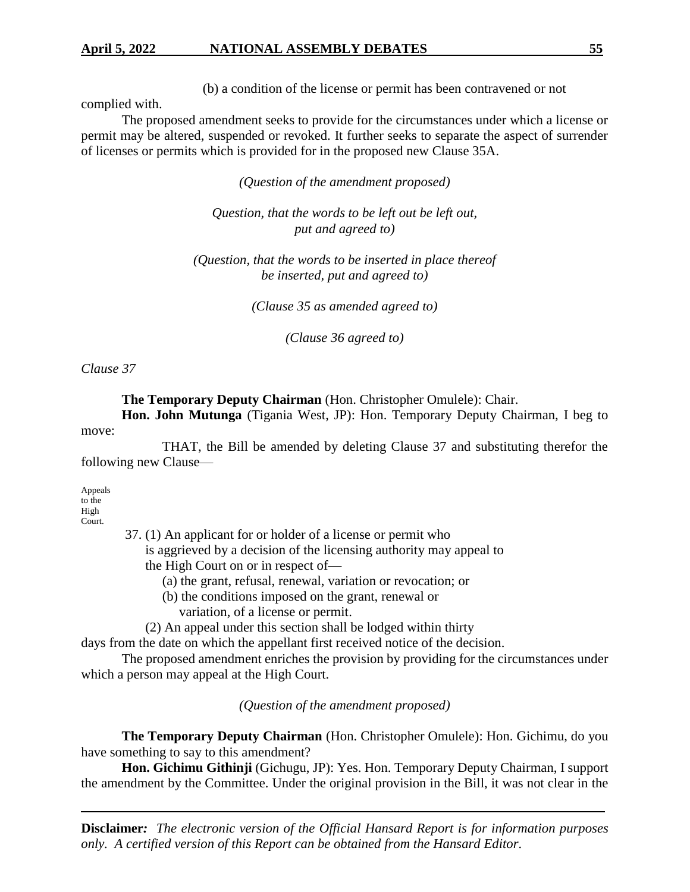(b) a condition of the license or permit has been contravened or not complied with.

The proposed amendment seeks to provide for the circumstances under which a license or permit may be altered, suspended or revoked. It further seeks to separate the aspect of surrender of licenses or permits which is provided for in the proposed new Clause 35A.

*(Question of the amendment proposed)*

*Question, that the words to be left out be left out, put and agreed to)*

*(Question, that the words to be inserted in place thereof be inserted, put and agreed to)*

*(Clause 35 as amended agreed to)*

*(Clause 36 agreed to)*

*Clause 37*

**The Temporary Deputy Chairman** (Hon. Christopher Omulele): Chair.

**Hon. John Mutunga** (Tigania West, JP): Hon. Temporary Deputy Chairman, I beg to move:

THAT, the Bill be amended by deleting Clause 37 and substituting therefor the following new Clause—

Appeals to the High Court.

37. (1) An applicant for or holder of a license or permit who is aggrieved by a decision of the licensing authority may appeal to the High Court on or in respect of—

(a) the grant, refusal, renewal, variation or revocation; or

(b) the conditions imposed on the grant, renewal or variation, of a license or permit.

(2) An appeal under this section shall be lodged within thirty days from the date on which the appellant first received notice of the decision.

The proposed amendment enriches the provision by providing for the circumstances under which a person may appeal at the High Court.

*(Question of the amendment proposed)*

**The Temporary Deputy Chairman** (Hon. Christopher Omulele): Hon. Gichimu, do you have something to say to this amendment?

**Hon. Gichimu Githinji** (Gichugu, JP): Yes. Hon. Temporary Deputy Chairman, I support the amendment by the Committee. Under the original provision in the Bill, it was not clear in the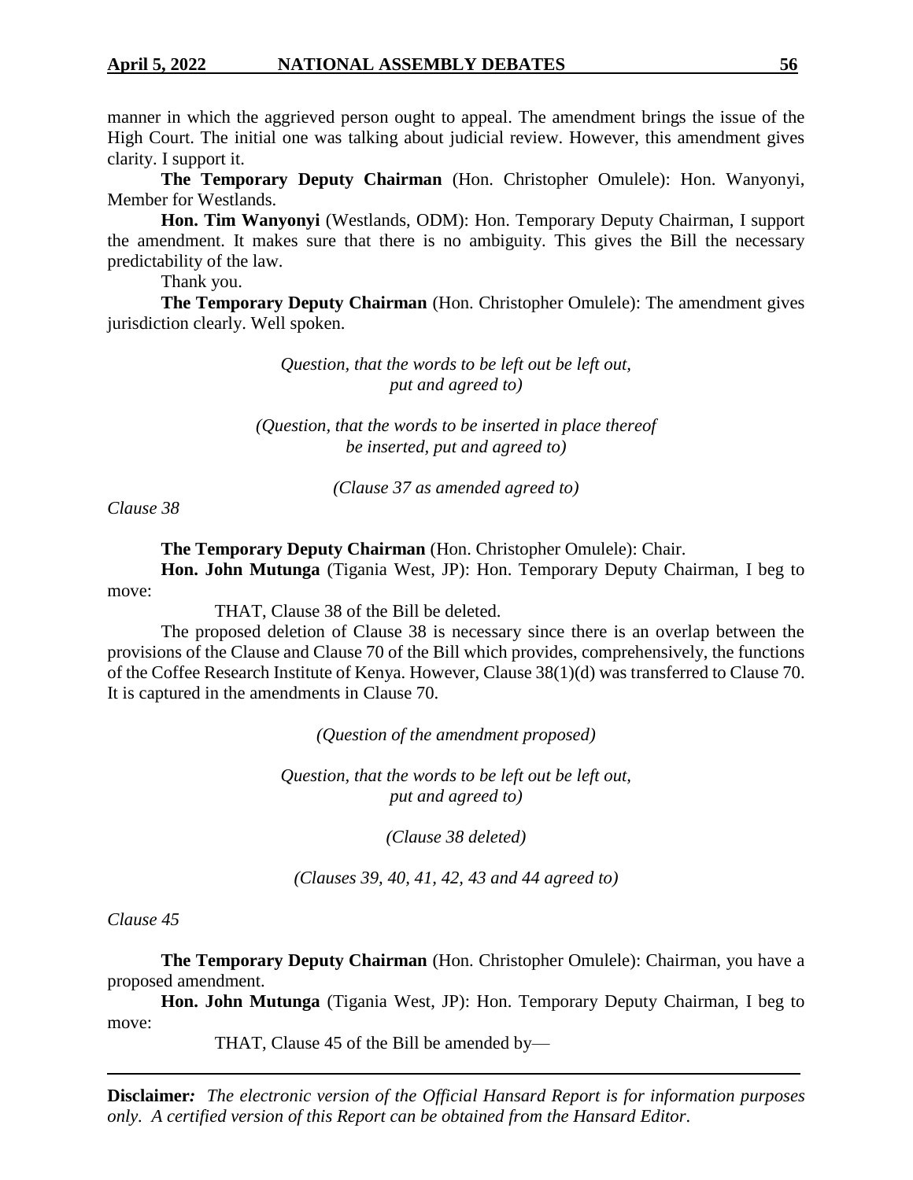manner in which the aggrieved person ought to appeal. The amendment brings the issue of the High Court. The initial one was talking about judicial review. However, this amendment gives clarity. I support it.

**The Temporary Deputy Chairman** (Hon. Christopher Omulele): Hon. Wanyonyi, Member for Westlands.

**Hon. Tim Wanyonyi** (Westlands, ODM): Hon. Temporary Deputy Chairman, I support the amendment. It makes sure that there is no ambiguity. This gives the Bill the necessary predictability of the law.

Thank you.

**The Temporary Deputy Chairman** (Hon. Christopher Omulele): The amendment gives jurisdiction clearly. Well spoken.

*Question, that the words to be left out be left out, put and agreed to)*

*(Question, that the words to be inserted in place thereof be inserted, put and agreed to)*

*(Clause 37 as amended agreed to)*

*Clause 38*

**The Temporary Deputy Chairman** (Hon. Christopher Omulele): Chair.

**Hon. John Mutunga** (Tigania West, JP): Hon. Temporary Deputy Chairman, I beg to move:

THAT, Clause 38 of the Bill be deleted.

The proposed deletion of Clause 38 is necessary since there is an overlap between the provisions of the Clause and Clause 70 of the Bill which provides, comprehensively, the functions of the Coffee Research Institute of Kenya. However, Clause 38(1)(d) was transferred to Clause 70. It is captured in the amendments in Clause 70.

*(Question of the amendment proposed)*

*Question, that the words to be left out be left out, put and agreed to)*

*(Clause 38 deleted)*

*(Clauses 39, 40, 41, 42, 43 and 44 agreed to)*

*Clause 45*

**The Temporary Deputy Chairman** (Hon. Christopher Omulele): Chairman, you have a proposed amendment.

**Hon. John Mutunga** (Tigania West, JP): Hon. Temporary Deputy Chairman, I beg to move:

THAT, Clause 45 of the Bill be amended by—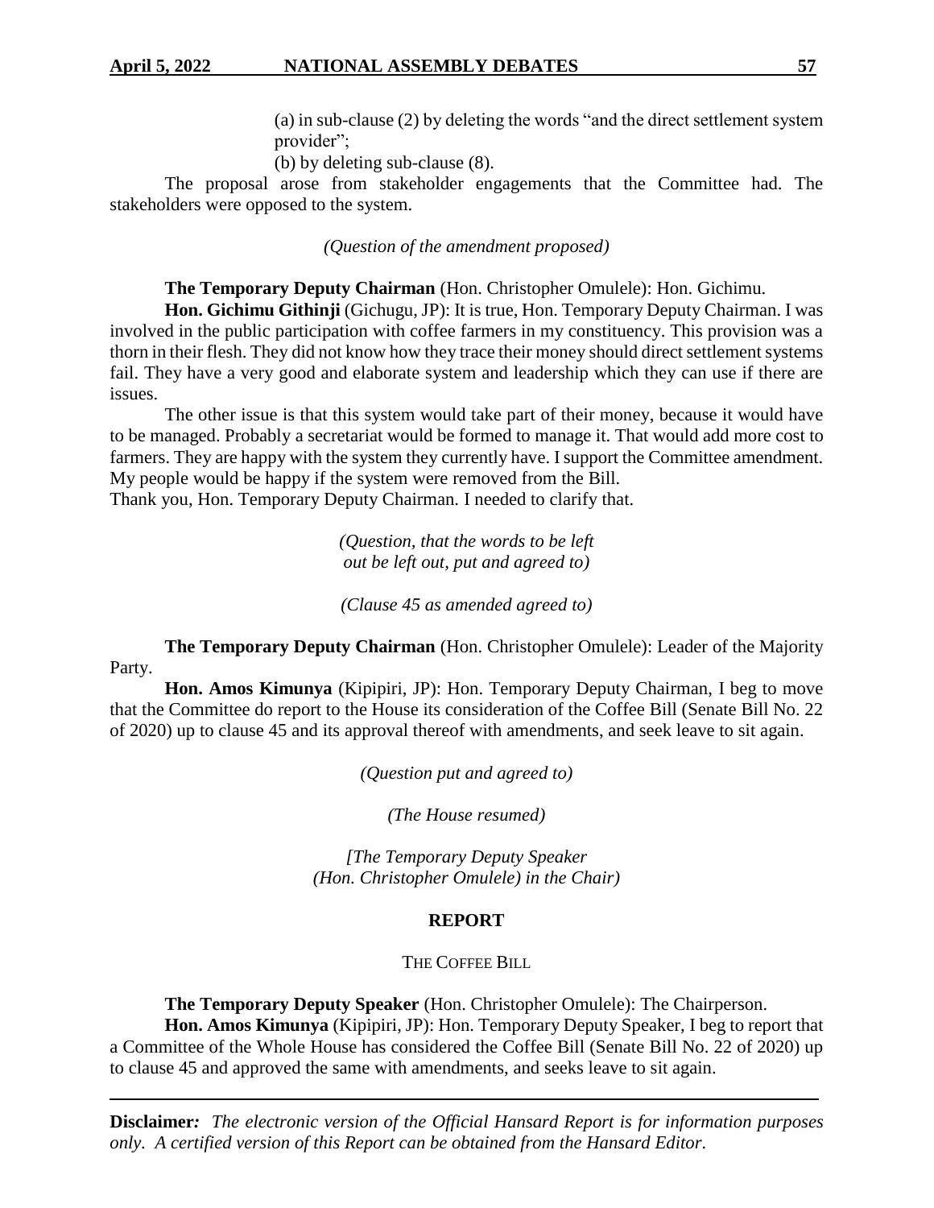(a) in sub-clause (2) by deleting the words "and the direct settlement system provider";

(b) by deleting sub-clause (8).

The proposal arose from stakeholder engagements that the Committee had. The stakeholders were opposed to the system.

*(Question of the amendment proposed)*

**The Temporary Deputy Chairman** (Hon. Christopher Omulele): Hon. Gichimu.

**Hon. Gichimu Githinji** (Gichugu, JP): It is true, Hon. Temporary Deputy Chairman. I was involved in the public participation with coffee farmers in my constituency. This provision was a thorn in their flesh. They did not know how they trace their money should direct settlement systems fail. They have a very good and elaborate system and leadership which they can use if there are issues.

The other issue is that this system would take part of their money, because it would have to be managed. Probably a secretariat would be formed to manage it. That would add more cost to farmers. They are happy with the system they currently have. I support the Committee amendment. My people would be happy if the system were removed from the Bill.

Thank you, Hon. Temporary Deputy Chairman. I needed to clarify that.

*(Question, that the words to be left out be left out, put and agreed to)*

*(Clause 45 as amended agreed to)*

**The Temporary Deputy Chairman** (Hon. Christopher Omulele): Leader of the Majority Party.

**Hon. Amos Kimunya** (Kipipiri, JP): Hon. Temporary Deputy Chairman, I beg to move that the Committee do report to the House its consideration of the Coffee Bill (Senate Bill No. 22 of 2020) up to clause 45 and its approval thereof with amendments, and seek leave to sit again.

*(Question put and agreed to)*

*(The House resumed)*

*[The Temporary Deputy Speaker (Hon. Christopher Omulele) in the Chair)*

## REPORT

### THE COFFEE BILL

**The Temporary Deputy Speaker** (Hon. Christopher Omulele): The Chairperson.

**Hon. Amos Kimunya** (Kipipiri, JP): Hon. Temporary Deputy Speaker, I beg to report that a Committee of the Whole House has considered the Coffee Bill (Senate Bill No. 22 of 2020) up to clause 45 and approved the same with amendments, and seeks leave to sit again.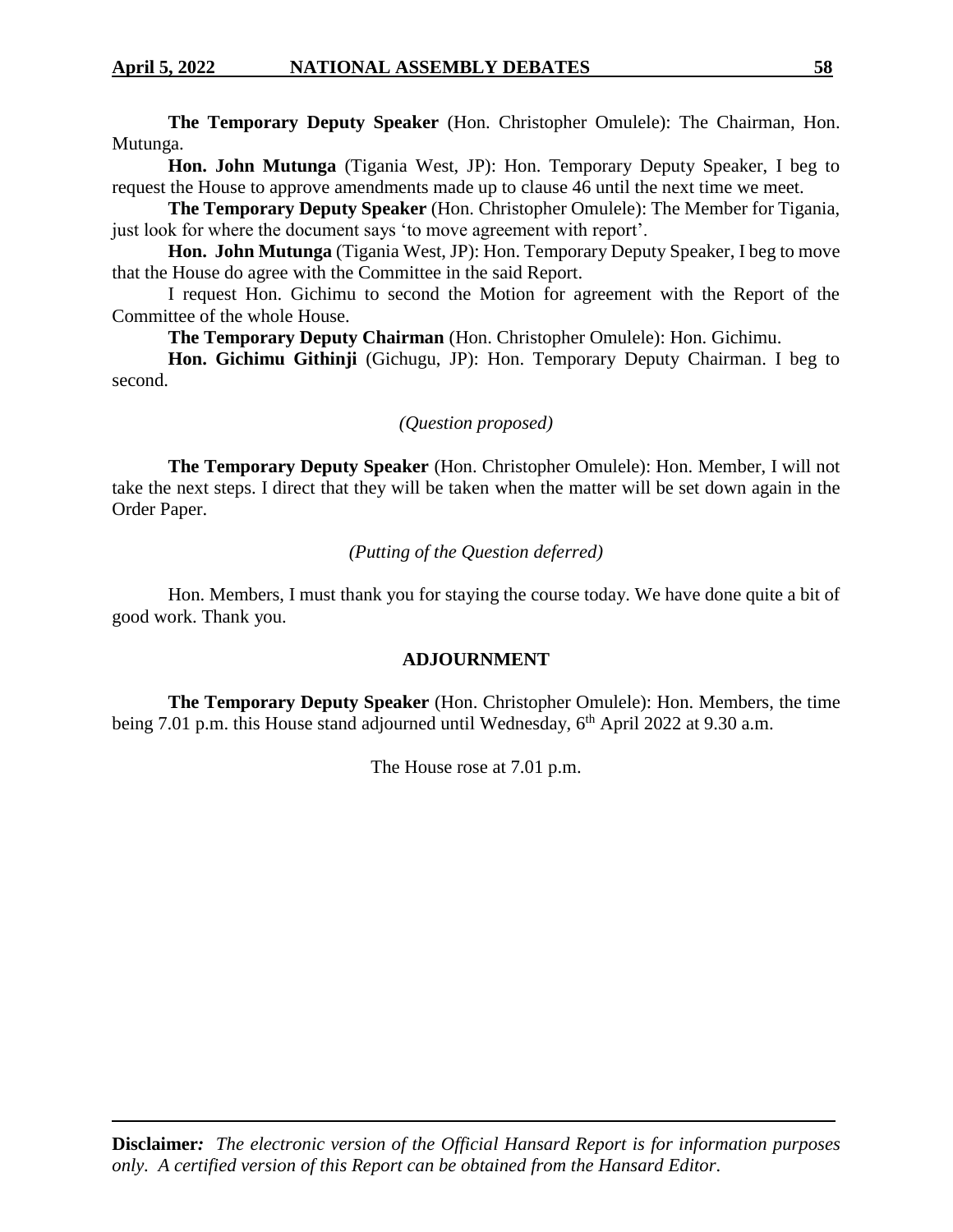**The Temporary Deputy Speaker** (Hon. Christopher Omulele): The Chairman, Hon. Mutunga.

**Hon. John Mutunga** (Tigania West, JP): Hon. Temporary Deputy Speaker, I beg to request the House to approve amendments made up to clause 46 until the next time we meet.

**The Temporary Deputy Speaker** (Hon. Christopher Omulele): The Member for Tigania, just look for where the document says 'to move agreement with report'.

**Hon. John Mutunga** (Tigania West, JP): Hon. Temporary Deputy Speaker, I beg to move that the House do agree with the Committee in the said Report.

I request Hon. Gichimu to second the Motion for agreement with the Report of the Committee of the whole House.

**The Temporary Deputy Chairman** (Hon. Christopher Omulele): Hon. Gichimu.

**Hon. Gichimu Githinji** (Gichugu, JP): Hon. Temporary Deputy Chairman. I beg to second.

*(Question proposed)*

**The Temporary Deputy Speaker** (Hon. Christopher Omulele): Hon. Member, I will not take the next steps. I direct that they will be taken when the matter will be set down again in the Order Paper.

*(Putting of the Question deferred)*

Hon. Members, I must thank you for staying the course today. We have done quite a bit of good work. Thank you.

## ADJOURNMENT

**The Temporary Deputy Speaker** (Hon. Christopher Omulele): Hon. Members, the time being 7.01 p.m. this House stand adjourned until Wednesday, 6th April 2022 at 9.30 a.m.

The House rose at 7.01 p.m.

**Disclaimer***:* *The electronic version of the Official Hansard Report is for information purposes only. A certified version of this Report can be obtained from the Hansard Editor.*